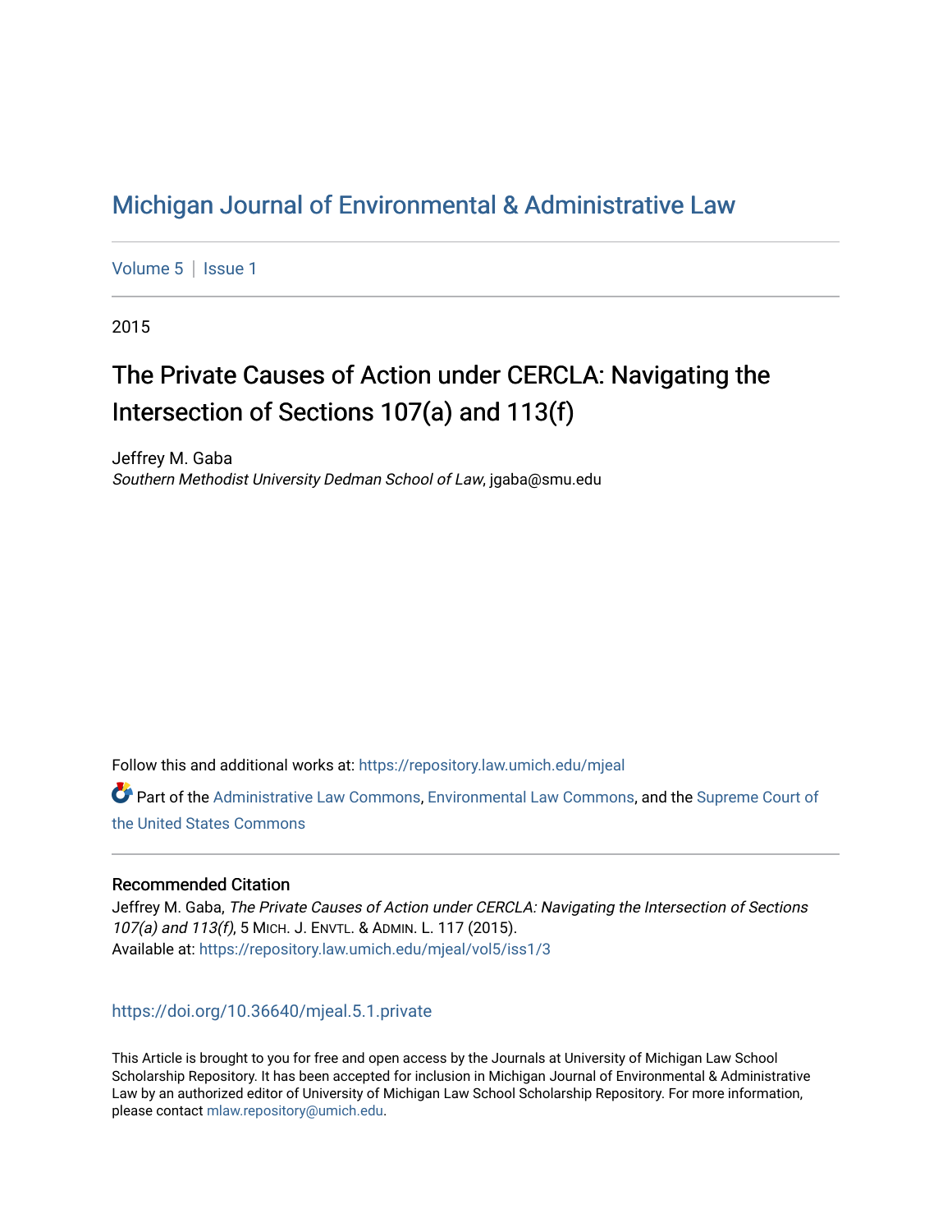# Michigan Journal of Environmental & Administrative Law

Volume 5 | Issue 1

2015

## The Private Causes of Action under CERCLA: Navigating the Intersection of Sections 107(a) and 113(f)

Jeffrey M. Gaba
*Southern Methodist University Dedman School of Law*, jgaba@smu.edu

Follow this and additional works at: https://repository.law.umich.edu/mjeal

Part of the Administrative Law Commons, Environmental Law Commons, and the Supreme Court of the United States Commons

### Recommended Citation

Jeffrey M. Gaba, *The Private Causes of Action under CERCLA: Navigating the Intersection of Sections 107(a) and 113(f)*, 5 MICH. J. ENVTL. & ADMIN. L. 117 (2015).
Available at: https://repository.law.umich.edu/mjeal/vol5/iss1/3

https://doi.org/10.36640/mjeal.5.1.private

This Article is brought to you for free and open access by the Journals at University of Michigan Law School Scholarship Repository. It has been accepted for inclusion in Michigan Journal of Environmental & Administrative Law by an authorized editor of University of Michigan Law School Scholarship Repository. For more information, please contact mlaw.repository@umich.edu.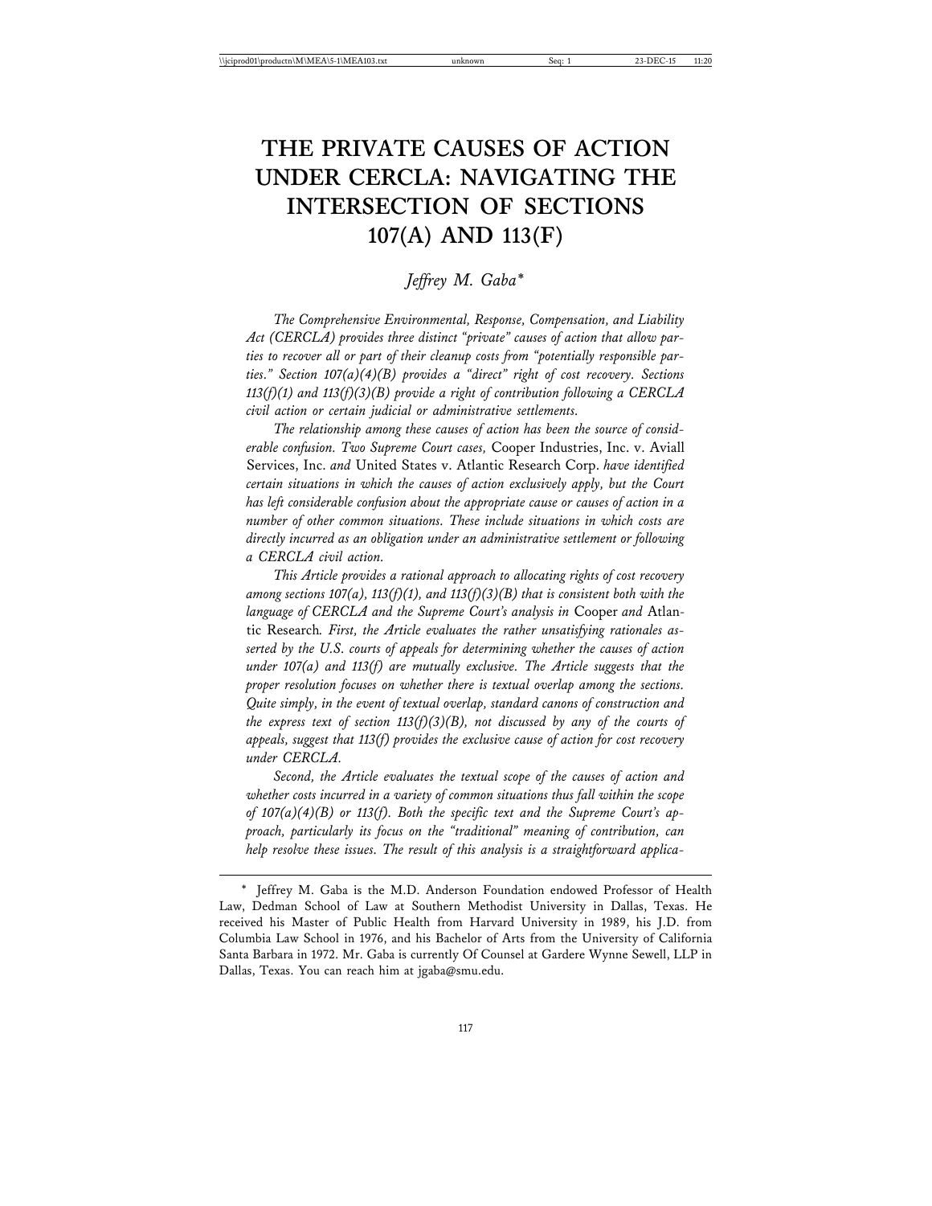# THE PRIVATE CAUSES OF ACTION UNDER CERCLA: NAVIGATING THE INTERSECTION OF SECTIONS 107(A) AND 113(F)

*Jeffrey M. Gaba\**

*The Comprehensive Environmental, Response, Compensation, and Liability Act (CERCLA) provides three distinct "private" causes of action that allow parties to recover all or part of their cleanup costs from "potentially responsible parties." Section 107(a)(4)(B) provides a "direct" right of cost recovery. Sections 113(f)(1) and 113(f)(3)(B) provide a right of contribution following a CERCLA civil action or certain judicial or administrative settlements.*

*The relationship among these causes of action has been the source of considerable confusion. Two Supreme Court cases,* Cooper Industries, Inc. v. Aviall Services, Inc. *and* United States v. Atlantic Research Corp. *have identified certain situations in which the causes of action exclusively apply, but the Court has left considerable confusion about the appropriate cause or causes of action in a number of other common situations. These include situations in which costs are directly incurred as an obligation under an administrative settlement or following a CERCLA civil action.*

*This Article provides a rational approach to allocating rights of cost recovery among sections 107(a), 113(f)(1), and 113(f)(3)(B) that is consistent both with the language of CERCLA and the Supreme Court's analysis in* Cooper *and* Atlantic Research*. First, the Article evaluates the rather unsatisfying rationales asserted by the U.S. courts of appeals for determining whether the causes of action under 107(a) and 113(f) are mutually exclusive. The Article suggests that the proper resolution focuses on whether there is textual overlap among the sections. Quite simply, in the event of textual overlap, standard canons of construction and the express text of section 113(f)(3)(B), not discussed by any of the courts of appeals, suggest that 113(f) provides the exclusive cause of action for cost recovery under CERCLA.*

*Second, the Article evaluates the textual scope of the causes of action and whether costs incurred in a variety of common situations thus fall within the scope of 107(a)(4)(B) or 113(f). Both the specific text and the Supreme Court's approach, particularly its focus on the "traditional" meaning of contribution, can help resolve these issues. The result of this analysis is a straightforward applica-*

---

\* Jeffrey M. Gaba is the M.D. Anderson Foundation endowed Professor of Health Law, Dedman School of Law at Southern Methodist University in Dallas, Texas. He received his Master of Public Health from Harvard University in 1989, his J.D. from Columbia Law School in 1976, and his Bachelor of Arts from the University of California Santa Barbara in 1972. Mr. Gaba is currently Of Counsel at Gardere Wynne Sewell, LLP in Dallas, Texas. You can reach him at jgaba@smu.edu.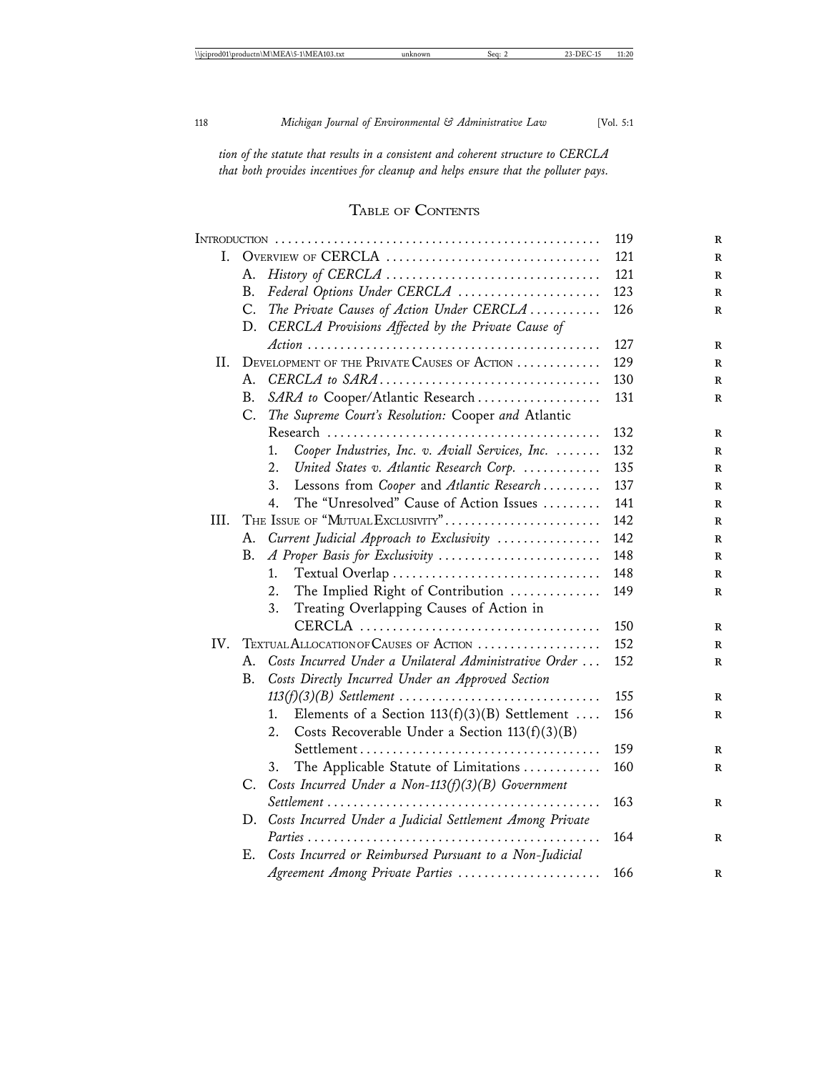*tion of the statute that results in a consistent and coherent structure to CERCLA that both provides incentives for cleanup and helps ensure that the polluter pays.*

## Table of Contents

| | |
|---|---|
| Introduction | 119 |
| I. Overview of CERCLA | 121 |
| A. *History of CERCLA* | 121 |
| B. *Federal Options Under CERCLA* | 123 |
| C. *The Private Causes of Action Under CERCLA* | 126 |
| D. *CERCLA Provisions Affected by the Private Cause of Action* | 127 |
| II. Development of the Private Causes of Action | 129 |
| A. *CERCLA to SARA* | 130 |
| B. *SARA to* Cooper/Atlantic Research | 131 |
| C. *The Supreme Court's Resolution:* Cooper *and* Atlantic Research | 132 |
| 1. *Cooper Industries, Inc. v. Aviall Services, Inc.* | 132 |
| 2. *United States v. Atlantic Research Corp.* | 135 |
| 3. Lessons from *Cooper* and *Atlantic Research* | 137 |
| 4. The "Unresolved" Cause of Action Issues | 141 |
| III. The Issue of "Mutual Exclusivity" | 142 |
| A. *Current Judicial Approach to Exclusivity* | 142 |
| B. *A Proper Basis for Exclusivity* | 148 |
| 1. Textual Overlap | 148 |
| 2. The Implied Right of Contribution | 149 |
| 3. Treating Overlapping Causes of Action in CERCLA | 150 |
| IV. Textual Allocation of Causes of Action | 152 |
| A. *Costs Incurred Under a Unilateral Administrative Order* | 152 |
| B. *Costs Directly Incurred Under an Approved Section 113(f)(3)(B) Settlement* | 155 |
| 1. Elements of a Section 113(f)(3)(B) Settlement | 156 |
| 2. Costs Recoverable Under a Section 113(f)(3)(B) Settlement | 159 |
| 3. The Applicable Statute of Limitations | 160 |
| C. *Costs Incurred Under a Non-113(f)(3)(B) Government Settlement* | 163 |
| D. *Costs Incurred Under a Judicial Settlement Among Private Parties* | 164 |
| E. *Costs Incurred or Reimbursed Pursuant to a Non-Judicial Agreement Among Private Parties* | 166 |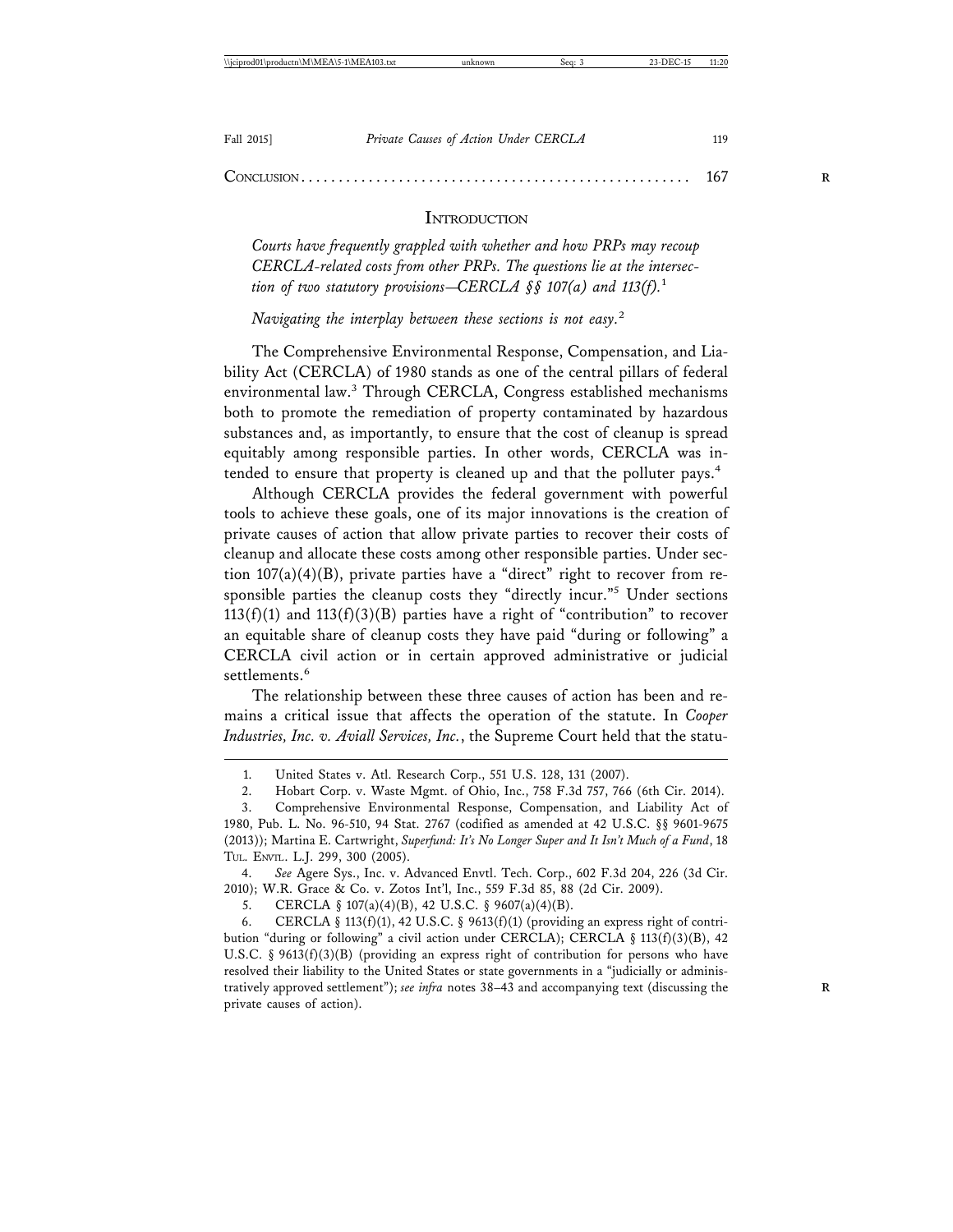CONCLUSION .................................................. 167

## INTRODUCTION

*Courts have frequently grappled with whether and how PRPs may recoup CERCLA-related costs from other PRPs. The questions lie at the intersection of two statutory provisions—CERCLA §§ 107(a) and 113(f).*[1]

*Navigating the interplay between these sections is not easy.*[2]

The Comprehensive Environmental Response, Compensation, and Liability Act (CERCLA) of 1980 stands as one of the central pillars of federal environmental law.[3] Through CERCLA, Congress established mechanisms both to promote the remediation of property contaminated by hazardous substances and, as importantly, to ensure that the cost of cleanup is spread equitably among responsible parties. In other words, CERCLA was intended to ensure that property is cleaned up and that the polluter pays.[4]

Although CERCLA provides the federal government with powerful tools to achieve these goals, one of its major innovations is the creation of private causes of action that allow private parties to recover their costs of cleanup and allocate these costs among other responsible parties. Under section 107(a)(4)(B), private parties have a "direct" right to recover from responsible parties the cleanup costs they "directly incur."[5] Under sections 113(f)(1) and 113(f)(3)(B) parties have a right of "contribution" to recover an equitable share of cleanup costs they have paid "during or following" a CERCLA civil action or in certain approved administrative or judicial settlements.[6]

The relationship between these three causes of action has been and remains a critical issue that affects the operation of the statute. In *Cooper Industries, Inc. v. Aviall Services, Inc.*, the Supreme Court held that the statu-

---

1. United States v. Atl. Research Corp., 551 U.S. 128, 131 (2007).

2. Hobart Corp. v. Waste Mgmt. of Ohio, Inc., 758 F.3d 757, 766 (6th Cir. 2014).

3. Comprehensive Environmental Response, Compensation, and Liability Act of 1980, Pub. L. No. 96-510, 94 Stat. 2767 (codified as amended at 42 U.S.C. §§ 9601-9675 (2013)); Martina E. Cartwright, *Superfund: It's No Longer Super and It Isn't Much of a Fund*, 18 TUL. ENVTL. L.J. 299, 300 (2005).

4. *See* Agere Sys., Inc. v. Advanced Envtl. Tech. Corp., 602 F.3d 204, 226 (3d Cir. 2010); W.R. Grace & Co. v. Zotos Int'l, Inc., 559 F.3d 85, 88 (2d Cir. 2009).

5. CERCLA § 107(a)(4)(B), 42 U.S.C. § 9607(a)(4)(B).

6. CERCLA § 113(f)(1), 42 U.S.C. § 9613(f)(1) (providing an express right of contribution "during or following" a civil action under CERCLA); CERCLA § 113(f)(3)(B), 42 U.S.C. § 9613(f)(3)(B) (providing an express right of contribution for persons who have resolved their liability to the United States or state governments in a "judicially or administratively approved settlement"); *see infra* notes 38–43 and accompanying text (discussing the private causes of action).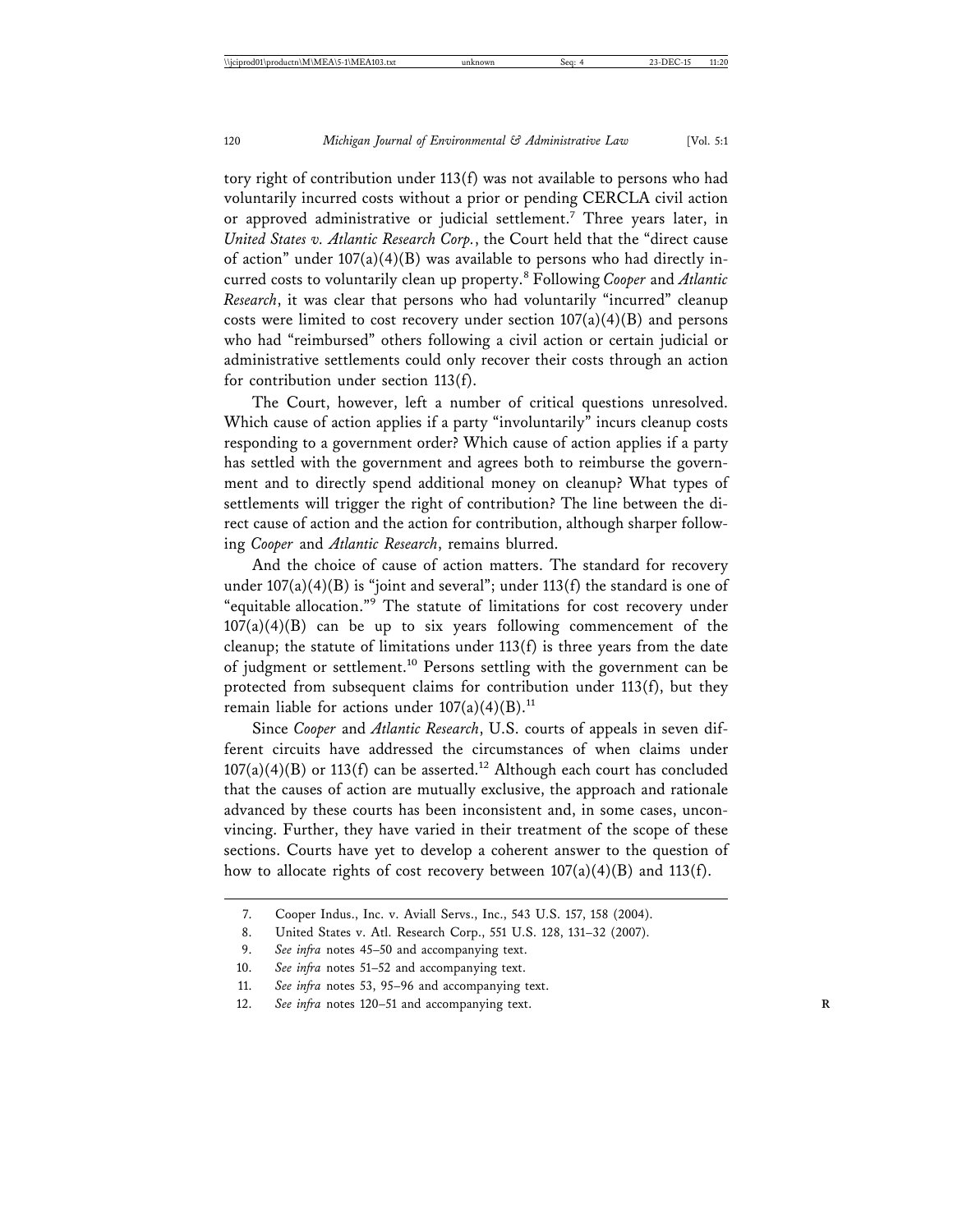tory right of contribution under 113(f) was not available to persons who had voluntarily incurred costs without a prior or pending CERCLA civil action or approved administrative or judicial settlement.[7] Three years later, in *United States v. Atlantic Research Corp.*, the Court held that the "direct cause of action" under 107(a)(4)(B) was available to persons who had directly incurred costs to voluntarily clean up property.[8] Following *Cooper* and *Atlantic Research*, it was clear that persons who had voluntarily "incurred" cleanup costs were limited to cost recovery under section 107(a)(4)(B) and persons who had "reimbursed" others following a civil action or certain judicial or administrative settlements could only recover their costs through an action for contribution under section 113(f).

The Court, however, left a number of critical questions unresolved. Which cause of action applies if a party "involuntarily" incurs cleanup costs responding to a government order? Which cause of action applies if a party has settled with the government and agrees both to reimburse the government and to directly spend additional money on cleanup? What types of settlements will trigger the right of contribution? The line between the direct cause of action and the action for contribution, although sharper following *Cooper* and *Atlantic Research*, remains blurred.

And the choice of cause of action matters. The standard for recovery under 107(a)(4)(B) is "joint and several"; under 113(f) the standard is one of "equitable allocation."[9] The statute of limitations for cost recovery under 107(a)(4)(B) can be up to six years following commencement of the cleanup; the statute of limitations under 113(f) is three years from the date of judgment or settlement.[10] Persons settling with the government can be protected from subsequent claims for contribution under 113(f), but they remain liable for actions under 107(a)(4)(B).[11]

Since *Cooper* and *Atlantic Research*, U.S. courts of appeals in seven different circuits have addressed the circumstances of when claims under 107(a)(4)(B) or 113(f) can be asserted.[12] Although each court has concluded that the causes of action are mutually exclusive, the approach and rationale advanced by these courts has been inconsistent and, in some cases, unconvincing. Further, they have varied in their treatment of the scope of these sections. Courts have yet to develop a coherent answer to the question of how to allocate rights of cost recovery between 107(a)(4)(B) and 113(f).

7. Cooper Indus., Inc. v. Aviall Servs., Inc., 543 U.S. 157, 158 (2004).

8. United States v. Atl. Research Corp., 551 U.S. 128, 131–32 (2007).

9. *See infra* notes 45–50 and accompanying text.

10. *See infra* notes 51–52 and accompanying text.

11. *See infra* notes 53, 95–96 and accompanying text.

12. *See infra* notes 120–51 and accompanying text.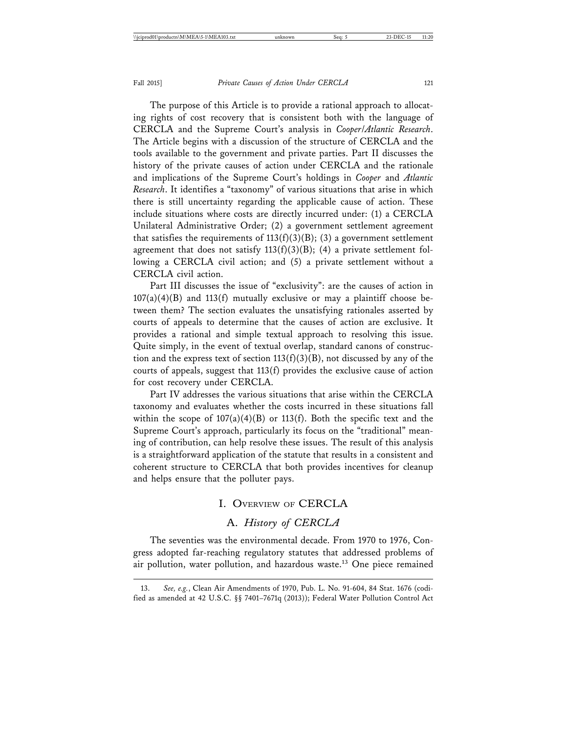The purpose of this Article is to provide a rational approach to allocating rights of cost recovery that is consistent both with the language of CERCLA and the Supreme Court's analysis in *Cooper/Atlantic Research*. The Article begins with a discussion of the structure of CERCLA and the tools available to the government and private parties. Part II discusses the history of the private causes of action under CERCLA and the rationale and implications of the Supreme Court's holdings in *Cooper* and *Atlantic Research*. It identifies a "taxonomy" of various situations that arise in which there is still uncertainty regarding the applicable cause of action. These include situations where costs are directly incurred under: (1) a CERCLA Unilateral Administrative Order; (2) a government settlement agreement that satisfies the requirements of 113(f)(3)(B); (3) a government settlement agreement that does not satisfy 113(f)(3)(B); (4) a private settlement following a CERCLA civil action; and (5) a private settlement without a CERCLA civil action.

Part III discusses the issue of "exclusivity": are the causes of action in 107(a)(4)(B) and 113(f) mutually exclusive or may a plaintiff choose between them? The section evaluates the unsatisfying rationales asserted by courts of appeals to determine that the causes of action are exclusive. It provides a rational and simple textual approach to resolving this issue. Quite simply, in the event of textual overlap, standard canons of construction and the express text of section 113(f)(3)(B), not discussed by any of the courts of appeals, suggest that 113(f) provides the exclusive cause of action for cost recovery under CERCLA.

Part IV addresses the various situations that arise within the CERCLA taxonomy and evaluates whether the costs incurred in these situations fall within the scope of 107(a)(4)(B) or 113(f). Both the specific text and the Supreme Court's approach, particularly its focus on the "traditional" meaning of contribution, can help resolve these issues. The result of this analysis is a straightforward application of the statute that results in a consistent and coherent structure to CERCLA that both provides incentives for cleanup and helps ensure that the polluter pays.

# I. Overview of CERCLA

## A. *History of CERCLA*

The seventies was the environmental decade. From 1970 to 1976, Congress adopted far-reaching regulatory statutes that addressed problems of air pollution, water pollution, and hazardous waste.[13] One piece remained

---

13. *See, e.g.*, Clean Air Amendments of 1970, Pub. L. No. 91-604, 84 Stat. 1676 (codified as amended at 42 U.S.C. §§ 7401–7671q (2013)); Federal Water Pollution Control Act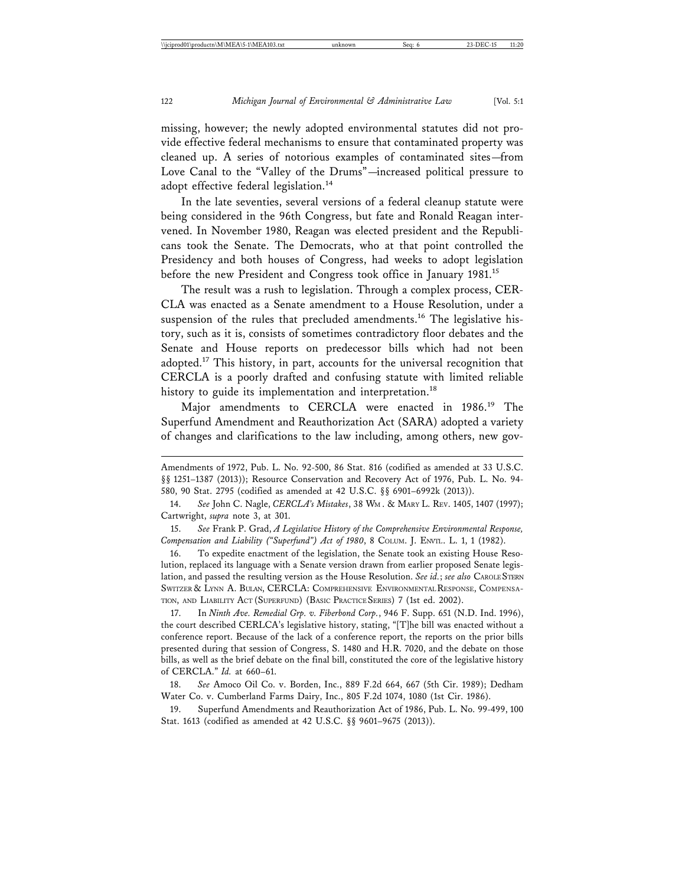missing, however; the newly adopted environmental statutes did not provide effective federal mechanisms to ensure that contaminated property was cleaned up. A series of notorious examples of contaminated sites—from Love Canal to the "Valley of the Drums"—increased political pressure to adopt effective federal legislation.[14]

In the late seventies, several versions of a federal cleanup statute were being considered in the 96th Congress, but fate and Ronald Reagan intervened. In November 1980, Reagan was elected president and the Republicans took the Senate. The Democrats, who at that point controlled the Presidency and both houses of Congress, had weeks to adopt legislation before the new President and Congress took office in January 1981.[15]

The result was a rush to legislation. Through a complex process, CERCLA was enacted as a Senate amendment to a House Resolution, under a suspension of the rules that precluded amendments.[16] The legislative history, such as it is, consists of sometimes contradictory floor debates and the Senate and House reports on predecessor bills which had not been adopted.[17] This history, in part, accounts for the universal recognition that CERCLA is a poorly drafted and confusing statute with limited reliable history to guide its implementation and interpretation.[18]

Major amendments to CERCLA were enacted in 1986.[19] The Superfund Amendment and Reauthorization Act (SARA) adopted a variety of changes and clarifications to the law including, among others, new gov-

---

Amendments of 1972, Pub. L. No. 92-500, 86 Stat. 816 (codified as amended at 33 U.S.C. §§ 1251–1387 (2013)); Resource Conservation and Recovery Act of 1976, Pub. L. No. 94-580, 90 Stat. 2795 (codified as amended at 42 U.S.C. §§ 6901–6992k (2013)).

14. *See* John C. Nagle, *CERCLA's Mistakes*, 38 WM. & MARY L. REV. 1405, 1407 (1997); Cartwright, *supra* note 3, at 301.

15. *See* Frank P. Grad, *A Legislative History of the Comprehensive Environmental Response, Compensation and Liability ("Superfund") Act of 1980*, 8 COLUM. J. ENVTL. L. 1, 1 (1982).

16. To expedite enactment of the legislation, the Senate took an existing House Resolution, replaced its language with a Senate version drawn from earlier proposed Senate legislation, and passed the resulting version as the House Resolution. *See id.*; *see also* CAROLE STERN SWITZER & LYNN A. BULAN, CERCLA: COMPREHENSIVE ENVIRONMENTAL RESPONSE, COMPENSATION, AND LIABILITY ACT (SUPERFUND) (BASIC PRACTICE SERIES) 7 (1st ed. 2002).

17. In *Ninth Ave. Remedial Grp. v. Fiberbond Corp.*, 946 F. Supp. 651 (N.D. Ind. 1996), the court described CERLCA's legislative history, stating, "[T]he bill was enacted without a conference report. Because of the lack of a conference report, the reports on the prior bills presented during that session of Congress, S. 1480 and H.R. 7020, and the debate on those bills, as well as the brief debate on the final bill, constituted the core of the legislative history of CERCLA." *Id.* at 660–61.

18. *See* Amoco Oil Co. v. Borden, Inc., 889 F.2d 664, 667 (5th Cir. 1989); Dedham Water Co. v. Cumberland Farms Dairy, Inc., 805 F.2d 1074, 1080 (1st Cir. 1986).

19. Superfund Amendments and Reauthorization Act of 1986, Pub. L. No. 99-499, 100 Stat. 1613 (codified as amended at 42 U.S.C. §§ 9601–9675 (2013)).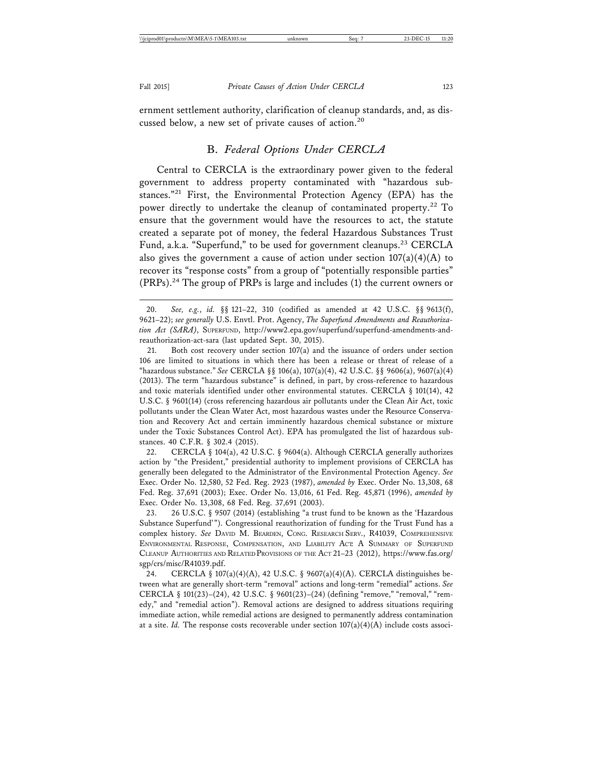ernment settlement authority, clarification of cleanup standards, and, as discussed below, a new set of private causes of action.[20]

### B. *Federal Options Under CERCLA*

Central to CERCLA is the extraordinary power given to the federal government to address property contaminated with "hazardous substances."[21] First, the Environmental Protection Agency (EPA) has the power directly to undertake the cleanup of contaminated property.[22] To ensure that the government would have the resources to act, the statute created a separate pot of money, the federal Hazardous Substances Trust Fund, a.k.a. "Superfund," to be used for government cleanups.[23] CERCLA also gives the government a cause of action under section 107(a)(4)(A) to recover its "response costs" from a group of "potentially responsible parties" (PRPs).[24] The group of PRPs is large and includes (1) the current owners or

---

20. *See, e.g.*, *id.* §§ 121–22, 310 (codified as amended at 42 U.S.C. §§ 9613(f), 9621–22); *see generally* U.S. Envtl. Prot. Agency, *The Superfund Amendments and Reauthorization Act (SARA)*, SUPERFUND, http://www2.epa.gov/superfund/superfund-amendments-and-reauthorization-act-sara (last updated Sept. 30, 2015).

21. Both cost recovery under section 107(a) and the issuance of orders under section 106 are limited to situations in which there has been a release or threat of release of a "hazardous substance." *See* CERCLA §§ 106(a), 107(a)(4), 42 U.S.C. §§ 9606(a), 9607(a)(4) (2013). The term "hazardous substance" is defined, in part, by cross-reference to hazardous and toxic materials identified under other environmental statutes. CERCLA § 101(14), 42 U.S.C. § 9601(14) (cross referencing hazardous air pollutants under the Clean Air Act, toxic pollutants under the Clean Water Act, most hazardous wastes under the Resource Conservation and Recovery Act and certain imminently hazardous chemical substance or mixture under the Toxic Substances Control Act). EPA has promulgated the list of hazardous substances. 40 C.F.R. § 302.4 (2015).

22. CERCLA § 104(a), 42 U.S.C. § 9604(a). Although CERCLA generally authorizes action by "the President," presidential authority to implement provisions of CERCLA has generally been delegated to the Administrator of the Environmental Protection Agency. *See* Exec. Order No. 12,580, 52 Fed. Reg. 2923 (1987), *amended by* Exec. Order No. 13,308, 68 Fed. Reg. 37,691 (2003); Exec. Order No. 13,016, 61 Fed. Reg. 45,871 (1996), *amended by* Exec. Order No. 13,308, 68 Fed. Reg. 37,691 (2003).

23. 26 U.S.C. § 9507 (2014) (establishing "a trust fund to be known as the 'Hazardous Substance Superfund'"). Congressional reauthorization of funding for the Trust Fund has a complex history. *See* DAVID M. BEARDEN, CONG. RESEARCH SERV., R41039, COMPREHENSIVE ENVIRONMENTAL RESPONSE, COMPENSATION, AND LIABILITY ACT: A SUMMARY OF SUPERFUND CLEANUP AUTHORITIES AND RELATED PROVISIONS OF THE ACT 21–23 (2012), https://www.fas.org/sgp/crs/misc/R41039.pdf.

24. CERCLA § 107(a)(4)(A), 42 U.S.C. § 9607(a)(4)(A). CERCLA distinguishes between what are generally short-term "removal" actions and long-term "remedial" actions. *See* CERCLA § 101(23)–(24), 42 U.S.C. § 9601(23)–(24) (defining "remove," "removal," "remedy," and "remedial action"). Removal actions are designed to address situations requiring immediate action, while remedial actions are designed to permanently address contamination at a site. *Id.* The response costs recoverable under section 107(a)(4)(A) include costs associ-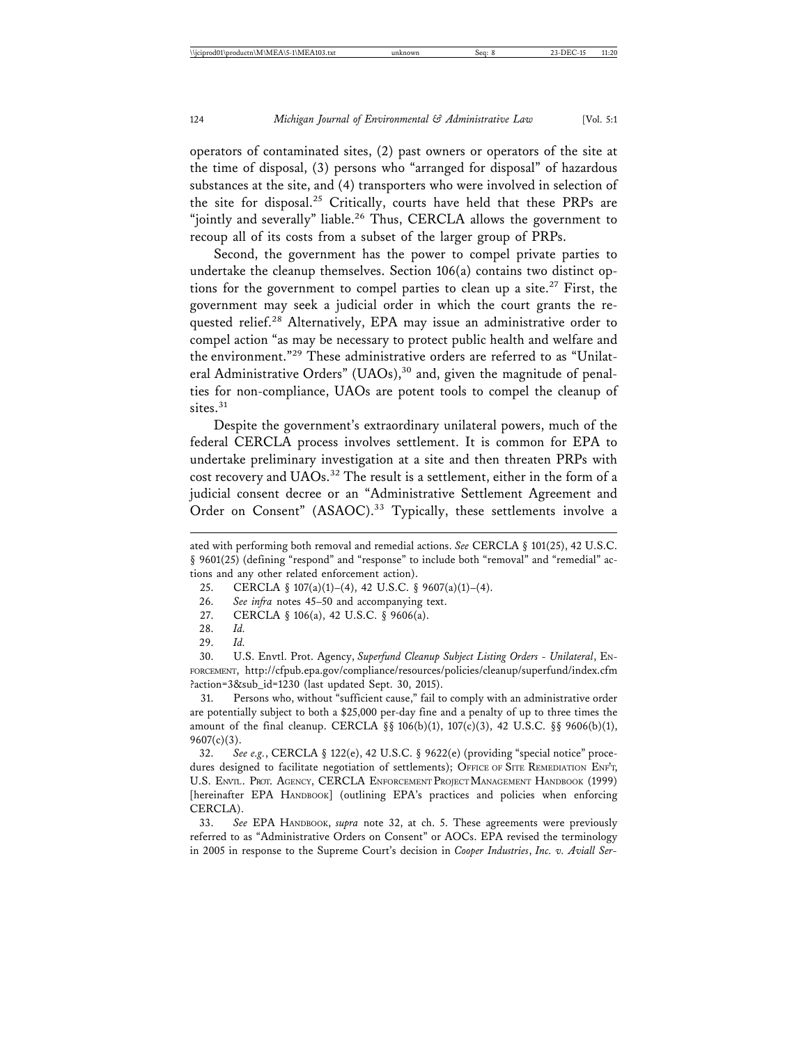operators of contaminated sites, (2) past owners or operators of the site at the time of disposal, (3) persons who "arranged for disposal" of hazardous substances at the site, and (4) transporters who were involved in selection of the site for disposal.[25] Critically, courts have held that these PRPs are "jointly and severally" liable.[26] Thus, CERCLA allows the government to recoup all of its costs from a subset of the larger group of PRPs.

Second, the government has the power to compel private parties to undertake the cleanup themselves. Section 106(a) contains two distinct options for the government to compel parties to clean up a site.[27] First, the government may seek a judicial order in which the court grants the requested relief.[28] Alternatively, EPA may issue an administrative order to compel action "as may be necessary to protect public health and welfare and the environment."[29] These administrative orders are referred to as "Unilateral Administrative Orders" (UAOs),[30] and, given the magnitude of penalties for non-compliance, UAOs are potent tools to compel the cleanup of sites.[31]

Despite the government's extraordinary unilateral powers, much of the federal CERCLA process involves settlement. It is common for EPA to undertake preliminary investigation at a site and then threaten PRPs with cost recovery and UAOs.[32] The result is a settlement, either in the form of a judicial consent decree or an "Administrative Settlement Agreement and Order on Consent" (ASAOC).[33] Typically, these settlements involve a

---

ated with performing both removal and remedial actions. *See* CERCLA § 101(25), 42 U.S.C. § 9601(25) (defining "respond" and "response" to include both "removal" and "remedial" actions and any other related enforcement action).

25. CERCLA § 107(a)(1)–(4), 42 U.S.C. § 9607(a)(1)–(4).

26. *See infra* notes 45–50 and accompanying text.

27. CERCLA § 106(a), 42 U.S.C. § 9606(a).

28. *Id.*

29. *Id.*

30. U.S. Envtl. Prot. Agency, *Superfund Cleanup Subject Listing Orders - Unilateral*, ENFORCEMENT, http://cfpub.epa.gov/compliance/resources/policies/cleanup/superfund/index.cfm?action=3&sub_id=1230 (last updated Sept. 30, 2015).

31. Persons who, without "sufficient cause," fail to comply with an administrative order are potentially subject to both a $25,000 per-day fine and a penalty of up to three times the amount of the final cleanup. CERCLA §§ 106(b)(1), 107(c)(3), 42 U.S.C. §§ 9606(b)(1), 9607(c)(3).

32. *See e.g.*, CERCLA § 122(e), 42 U.S.C. § 9622(e) (providing "special notice" procedures designed to facilitate negotiation of settlements); OFFICE OF SITE REMEDIATION ENF'T, U.S. ENVTL. PROT. AGENCY, CERCLA ENFORCEMENT PROJECT MANAGEMENT HANDBOOK (1999) [hereinafter EPA HANDBOOK] (outlining EPA's practices and policies when enforcing CERCLA).

33. *See* EPA HANDBOOK, *supra* note 32, at ch. 5. These agreements were previously referred to as "Administrative Orders on Consent" or AOCs. EPA revised the terminology in 2005 in response to the Supreme Court's decision in *Cooper Industries*, *Inc. v. Aviall Ser-*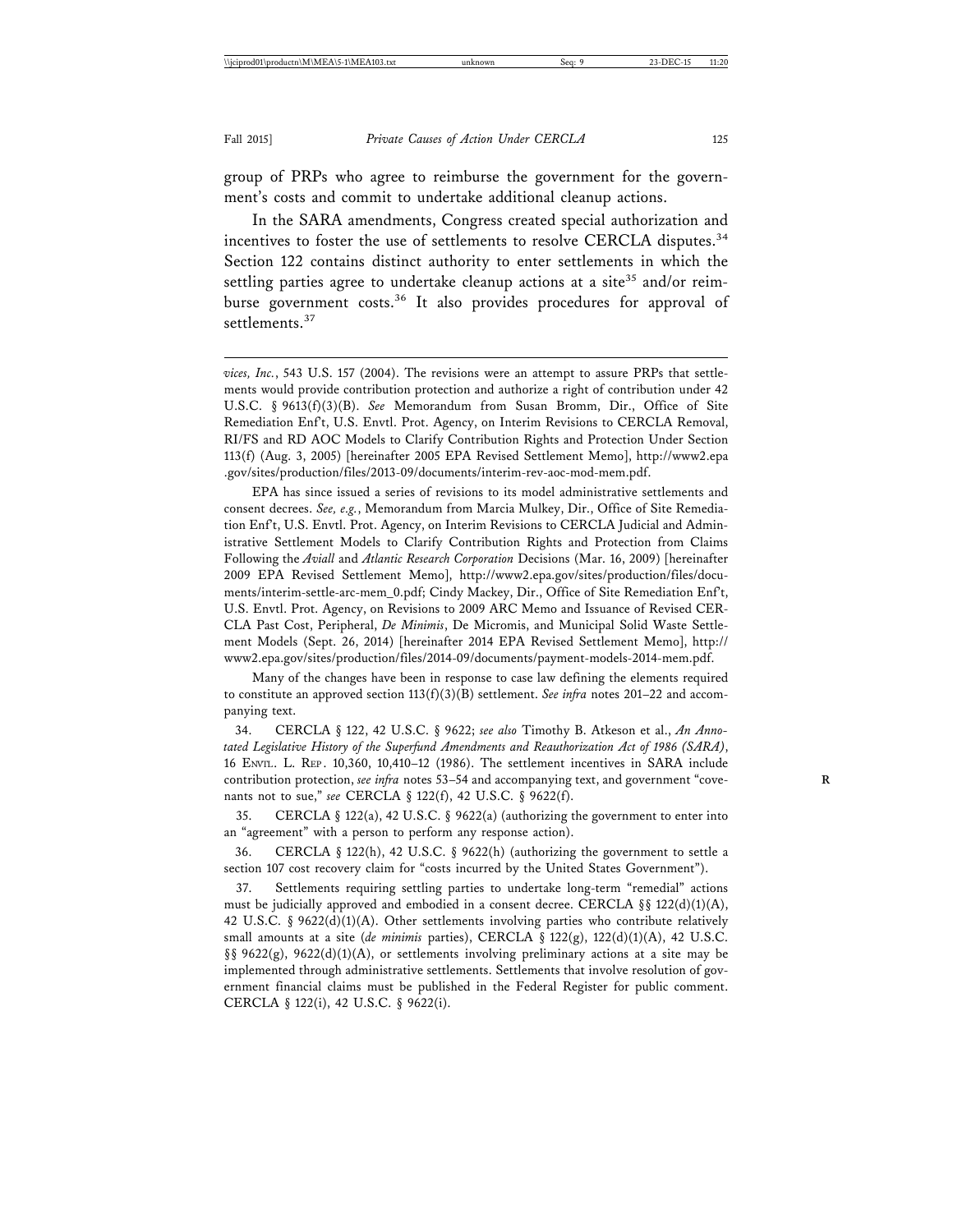group of PRPs who agree to reimburse the government for the government's costs and commit to undertake additional cleanup actions.

In the SARA amendments, Congress created special authorization and incentives to foster the use of settlements to resolve CERCLA disputes.[34] Section 122 contains distinct authority to enter settlements in which the settling parties agree to undertake cleanup actions at a site[35] and/or reimburse government costs.[36] It also provides procedures for approval of settlements.[37]

---

*vices, Inc.*, 543 U.S. 157 (2004). The revisions were an attempt to assure PRPs that settlements would provide contribution protection and authorize a right of contribution under 42 U.S.C. § 9613(f)(3)(B). *See* Memorandum from Susan Bromm, Dir., Office of Site Remediation Enf't, U.S. Envtl. Prot. Agency, on Interim Revisions to CERCLA Removal, RI/FS and RD AOC Models to Clarify Contribution Rights and Protection Under Section 113(f) (Aug. 3, 2005) [hereinafter 2005 EPA Revised Settlement Memo], http://www2.epa.gov/sites/production/files/2013-09/documents/interim-rev-aoc-mod-mem.pdf.

EPA has since issued a series of revisions to its model administrative settlements and consent decrees. *See, e.g.*, Memorandum from Marcia Mulkey, Dir., Office of Site Remediation Enf't, U.S. Envtl. Prot. Agency, on Interim Revisions to CERCLA Judicial and Administrative Settlement Models to Clarify Contribution Rights and Protection from Claims Following the *Aviall* and *Atlantic Research Corporation* Decisions (Mar. 16, 2009) [hereinafter 2009 EPA Revised Settlement Memo], http://www2.epa.gov/sites/production/files/documents/interim-settle-arc-mem_0.pdf; Cindy Mackey, Dir., Office of Site Remediation Enf't, U.S. Envtl. Prot. Agency, on Revisions to 2009 ARC Memo and Issuance of Revised CERCLA Past Cost, Peripheral, *De Minimis*, De Micromis, and Municipal Solid Waste Settlement Models (Sept. 26, 2014) [hereinafter 2014 EPA Revised Settlement Memo], http://www2.epa.gov/sites/production/files/2014-09/documents/payment-models-2014-mem.pdf.

Many of the changes have been in response to case law defining the elements required to constitute an approved section 113(f)(3)(B) settlement. *See infra* notes 201–22 and accompanying text.

34. CERCLA § 122, 42 U.S.C. § 9622; *see also* Timothy B. Atkeson et al., *An Annotated Legislative History of the Superfund Amendments and Reauthorization Act of 1986 (SARA)*, 16 ENVTL. L. REP. 10,360, 10,410–12 (1986). The settlement incentives in SARA include contribution protection, *see infra* notes 53–54 and accompanying text, and government "covenants not to sue," *see* CERCLA § 122(f), 42 U.S.C. § 9622(f).

35. CERCLA § 122(a), 42 U.S.C. § 9622(a) (authorizing the government to enter into an "agreement" with a person to perform any response action).

36. CERCLA § 122(h), 42 U.S.C. § 9622(h) (authorizing the government to settle a section 107 cost recovery claim for "costs incurred by the United States Government").

37. Settlements requiring settling parties to undertake long-term "remedial" actions must be judicially approved and embodied in a consent decree. CERCLA §§ 122(d)(1)(A), 42 U.S.C. § 9622(d)(1)(A). Other settlements involving parties who contribute relatively small amounts at a site (*de minimis* parties), CERCLA § 122(g), 122(d)(1)(A), 42 U.S.C. §§ 9622(g), 9622(d)(1)(A), or settlements involving preliminary actions at a site may be implemented through administrative settlements. Settlements that involve resolution of government financial claims must be published in the Federal Register for public comment. CERCLA § 122(i), 42 U.S.C. § 9622(i).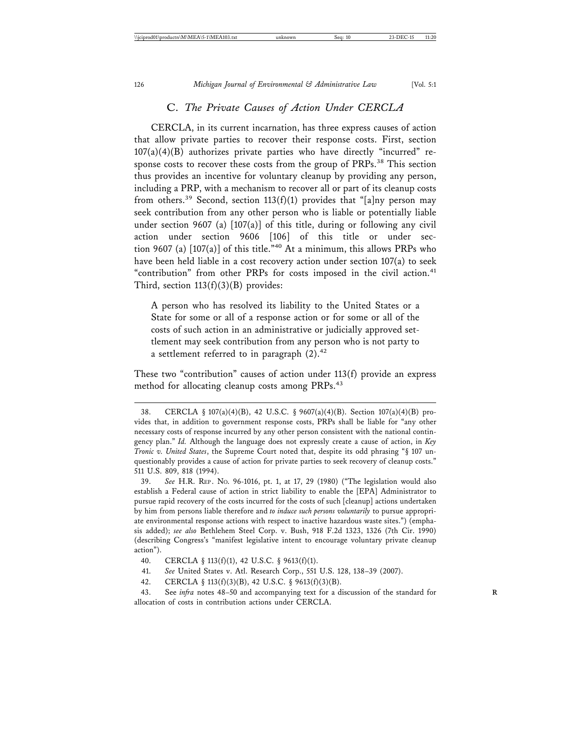### C. *The Private Causes of Action Under CERCLA*

CERCLA, in its current incarnation, has three express causes of action that allow private parties to recover their response costs. First, section 107(a)(4)(B) authorizes private parties who have directly "incurred" response costs to recover these costs from the group of PRPs.[38] This section thus provides an incentive for voluntary cleanup by providing any person, including a PRP, with a mechanism to recover all or part of its cleanup costs from others.[39] Second, section 113(f)(1) provides that "[a]ny person may seek contribution from any other person who is liable or potentially liable under section 9607 (a) [107(a)] of this title, during or following any civil action under section 9606 [106] of this title or under section 9607 (a) [107(a)] of this title."[40] At a minimum, this allows PRPs who have been held liable in a cost recovery action under section 107(a) to seek "contribution" from other PRPs for costs imposed in the civil action.[41] Third, section 113(f)(3)(B) provides:

> A person who has resolved its liability to the United States or a State for some or all of a response action or for some or all of the costs of such action in an administrative or judicially approved settlement may seek contribution from any person who is not party to a settlement referred to in paragraph (2).[42]

These two "contribution" causes of action under 113(f) provide an express method for allocating cleanup costs among PRPs.[43]

---

38. CERCLA § 107(a)(4)(B), 42 U.S.C. § 9607(a)(4)(B). Section 107(a)(4)(B) provides that, in addition to government response costs, PRPs shall be liable for "any other necessary costs of response incurred by any other person consistent with the national contingency plan." *Id.* Although the language does not expressly create a cause of action, in *Key Tronic v. United States*, the Supreme Court noted that, despite its odd phrasing "§ 107 unquestionably provides a cause of action for private parties to seek recovery of cleanup costs." 511 U.S. 809, 818 (1994).

39. *See* H.R. REP. NO. 96-1016, pt. 1, at 17, 29 (1980) ("The legislation would also establish a Federal cause of action in strict liability to enable the [EPA] Administrator to pursue rapid recovery of the costs incurred for the costs of such [cleanup] actions undertaken by him from persons liable therefore and *to induce such persons voluntarily* to pursue appropriate environmental response actions with respect to inactive hazardous waste sites.") (emphasis added); *see also* Bethlehem Steel Corp. v. Bush, 918 F.2d 1323, 1326 (7th Cir. 1990) (describing Congress's "manifest legislative intent to encourage voluntary private cleanup action").

40. CERCLA § 113(f)(1), 42 U.S.C. § 9613(f)(1).

41. *See* United States v. Atl. Research Corp., 551 U.S. 128, 138–39 (2007).

42. CERCLA § 113(f)(3)(B), 42 U.S.C. § 9613(f)(3)(B).

43. See *infra* notes 48–50 and accompanying text for a discussion of the standard for allocation of costs in contribution actions under CERCLA.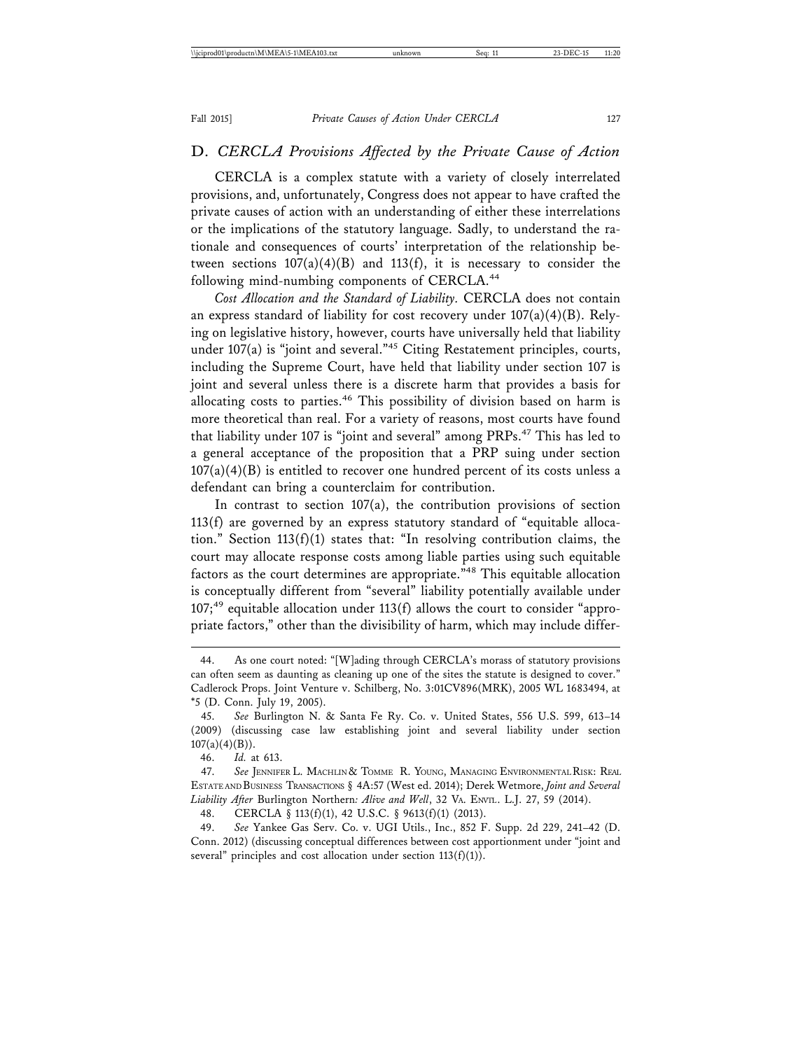## D. *CERCLA Provisions Affected by the Private Cause of Action*

CERCLA is a complex statute with a variety of closely interrelated provisions, and, unfortunately, Congress does not appear to have crafted the private causes of action with an understanding of either these interrelations or the implications of the statutory language. Sadly, to understand the rationale and consequences of courts' interpretation of the relationship between sections 107(a)(4)(B) and 113(f), it is necessary to consider the following mind-numbing components of CERCLA.[44]

*Cost Allocation and the Standard of Liability*. CERCLA does not contain an express standard of liability for cost recovery under 107(a)(4)(B). Relying on legislative history, however, courts have universally held that liability under 107(a) is "joint and several."[45] Citing Restatement principles, courts, including the Supreme Court, have held that liability under section 107 is joint and several unless there is a discrete harm that provides a basis for allocating costs to parties.[46] This possibility of division based on harm is more theoretical than real. For a variety of reasons, most courts have found that liability under 107 is "joint and several" among PRPs.[47] This has led to a general acceptance of the proposition that a PRP suing under section 107(a)(4)(B) is entitled to recover one hundred percent of its costs unless a defendant can bring a counterclaim for contribution.

In contrast to section 107(a), the contribution provisions of section 113(f) are governed by an express statutory standard of "equitable allocation." Section 113(f)(1) states that: "In resolving contribution claims, the court may allocate response costs among liable parties using such equitable factors as the court determines are appropriate."[48] This equitable allocation is conceptually different from "several" liability potentially available under 107;[49] equitable allocation under 113(f) allows the court to consider "appropriate factors," other than the divisibility of harm, which may include differ-

---

44. As one court noted: "[W]ading through CERCLA's morass of statutory provisions can often seem as daunting as cleaning up one of the sites the statute is designed to cover." Cadlerock Props. Joint Venture v. Schilberg, No. 3:01CV896(MRK), 2005 WL 1683494, at *5 (D. Conn. July 19, 2005).

45. *See* Burlington N. & Santa Fe Ry. Co. v. United States, 556 U.S. 599, 613–14 (2009) (discussing case law establishing joint and several liability under section 107(a)(4)(B)).

46. *Id.* at 613.

47. *See* JENNIFER L. MACHLIN & TOMME R. YOUNG, MANAGING ENVIRONMENTAL RISK: REAL ESTATE AND BUSINESS TRANSACTIONS § 4A:57 (West ed. 2014); Derek Wetmore, *Joint and Several Liability After* Burlington Northern*: Alive and Well*, 32 VA. ENVTL. L.J. 27, 59 (2014).

48. CERCLA § 113(f)(1), 42 U.S.C. § 9613(f)(1) (2013).

49. *See* Yankee Gas Serv. Co. v. UGI Utils., Inc., 852 F. Supp. 2d 229, 241–42 (D. Conn. 2012) (discussing conceptual differences between cost apportionment under "joint and several" principles and cost allocation under section 113(f)(1)).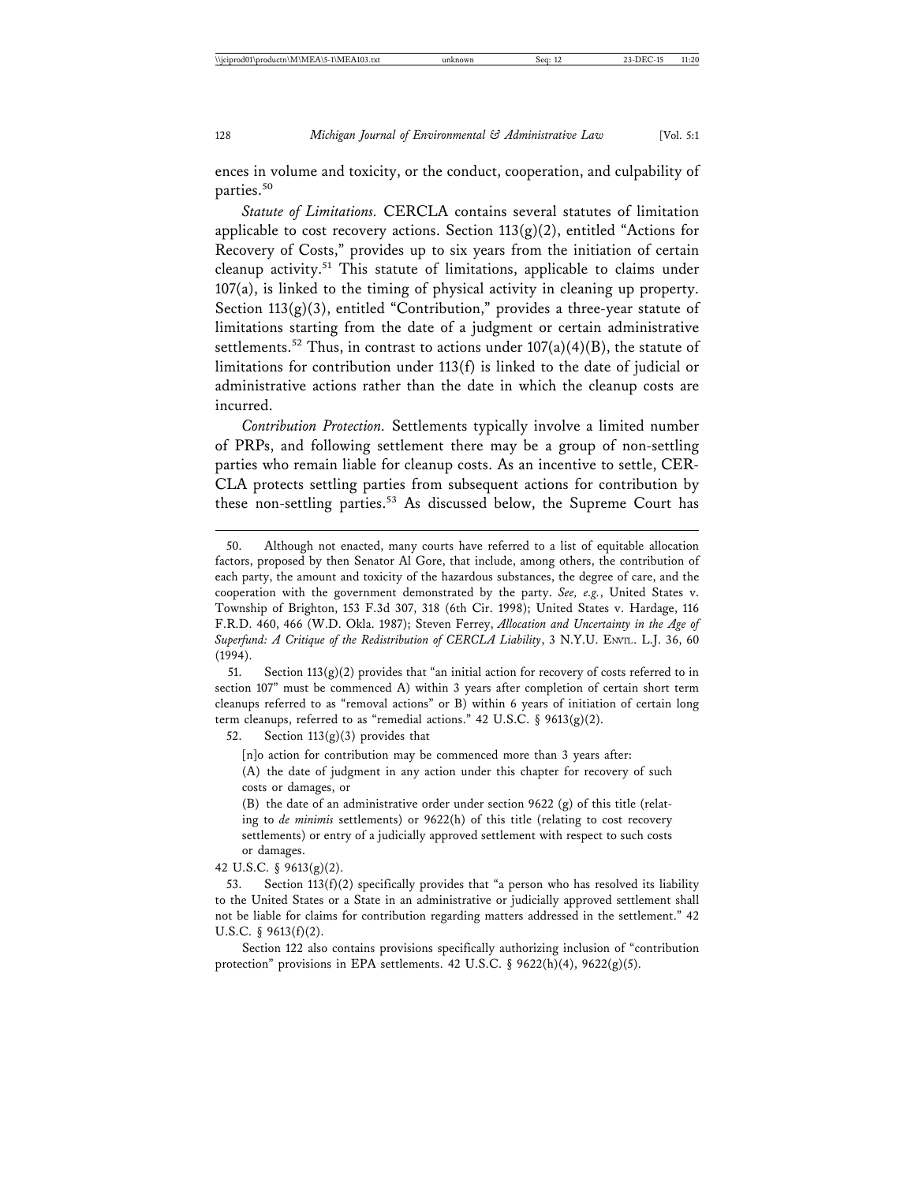ences in volume and toxicity, or the conduct, cooperation, and culpability of parties.[50]

*Statute of Limitations.* CERCLA contains several statutes of limitation applicable to cost recovery actions. Section 113(g)(2), entitled "Actions for Recovery of Costs," provides up to six years from the initiation of certain cleanup activity.[51] This statute of limitations, applicable to claims under 107(a), is linked to the timing of physical activity in cleaning up property. Section 113(g)(3), entitled "Contribution," provides a three-year statute of limitations starting from the date of a judgment or certain administrative settlements.[52] Thus, in contrast to actions under 107(a)(4)(B), the statute of limitations for contribution under 113(f) is linked to the date of judicial or administrative actions rather than the date in which the cleanup costs are incurred.

*Contribution Protection.* Settlements typically involve a limited number of PRPs, and following settlement there may be a group of non-settling parties who remain liable for cleanup costs. As an incentive to settle, CERCLA protects settling parties from subsequent actions for contribution by these non-settling parties.[53] As discussed below, the Supreme Court has

---

50. Although not enacted, many courts have referred to a list of equitable allocation factors, proposed by then Senator Al Gore, that include, among others, the contribution of each party, the amount and toxicity of the hazardous substances, the degree of care, and the cooperation with the government demonstrated by the party. *See, e.g.*, United States v. Township of Brighton, 153 F.3d 307, 318 (6th Cir. 1998); United States v. Hardage, 116 F.R.D. 460, 466 (W.D. Okla. 1987); Steven Ferrey, *Allocation and Uncertainty in the Age of Superfund: A Critique of the Redistribution of CERCLA Liability*, 3 N.Y.U. ENVTL. L.J. 36, 60 (1994).

51. Section 113(g)(2) provides that "an initial action for recovery of costs referred to in section 107" must be commenced A) within 3 years after completion of certain short term cleanups referred to as "removal actions" or B) within 6 years of initiation of certain long term cleanups, referred to as "remedial actions." 42 U.S.C. § 9613(g)(2).

52. Section 113(g)(3) provides that

> [n]o action for contribution may be commenced more than 3 years after:
>
> (A) the date of judgment in any action under this chapter for recovery of such costs or damages, or
>
> (B) the date of an administrative order under section 9622 (g) of this title (relating to *de minimis* settlements) or 9622(h) of this title (relating to cost recovery settlements) or entry of a judicially approved settlement with respect to such costs or damages.

42 U.S.C. § 9613(g)(2).

53. Section 113(f)(2) specifically provides that "a person who has resolved its liability to the United States or a State in an administrative or judicially approved settlement shall not be liable for claims for contribution regarding matters addressed in the settlement." 42 U.S.C. § 9613(f)(2).

Section 122 also contains provisions specifically authorizing inclusion of "contribution protection" provisions in EPA settlements. 42 U.S.C. § 9622(h)(4), 9622(g)(5).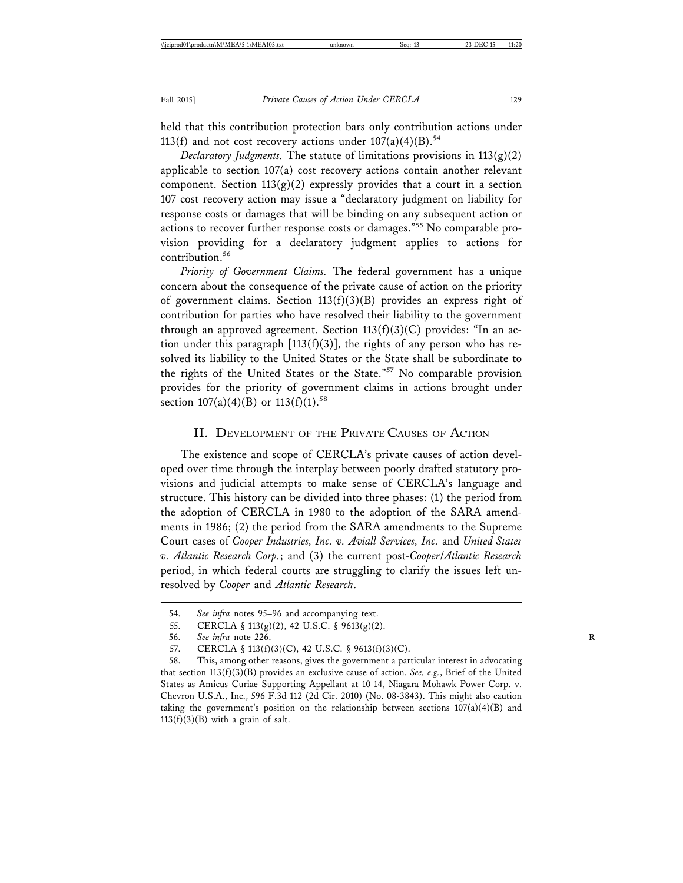held that this contribution protection bars only contribution actions under 113(f) and not cost recovery actions under 107(a)(4)(B).[54]

*Declaratory Judgments.* The statute of limitations provisions in 113(g)(2) applicable to section 107(a) cost recovery actions contain another relevant component. Section 113(g)(2) expressly provides that a court in a section 107 cost recovery action may issue a "declaratory judgment on liability for response costs or damages that will be binding on any subsequent action or actions to recover further response costs or damages."[55] No comparable provision providing for a declaratory judgment applies to actions for contribution.[56]

*Priority of Government Claims.* The federal government has a unique concern about the consequence of the private cause of action on the priority of government claims. Section 113(f)(3)(B) provides an express right of contribution for parties who have resolved their liability to the government through an approved agreement. Section 113(f)(3)(C) provides: "In an action under this paragraph [113(f)(3)], the rights of any person who has resolved its liability to the United States or the State shall be subordinate to the rights of the United States or the State."[57] No comparable provision provides for the priority of government claims in actions brought under section 107(a)(4)(B) or 113(f)(1).[58]

## II. Development of the Private Causes of Action

The existence and scope of CERCLA's private causes of action developed over time through the interplay between poorly drafted statutory provisions and judicial attempts to make sense of CERCLA's language and structure. This history can be divided into three phases: (1) the period from the adoption of CERCLA in 1980 to the adoption of the SARA amendments in 1986; (2) the period from the SARA amendments to the Supreme Court cases of *Cooper Industries, Inc. v. Aviall Services, Inc.* and *United States v. Atlantic Research Corp.*; and (3) the current post-*Cooper/Atlantic Research* period, in which federal courts are struggling to clarify the issues left unresolved by *Cooper* and *Atlantic Research*.

54. *See infra* notes 95–96 and accompanying text.

55. CERCLA § 113(g)(2), 42 U.S.C. § 9613(g)(2).

56. *See infra* note 226.

57. CERCLA § 113(f)(3)(C), 42 U.S.C. § 9613(f)(3)(C).

58. This, among other reasons, gives the government a particular interest in advocating that section 113(f)(3)(B) provides an exclusive cause of action. *See, e.g.*, Brief of the United States as Amicus Curiae Supporting Appellant at 10-14, Niagara Mohawk Power Corp. v. Chevron U.S.A., Inc., 596 F.3d 112 (2d Cir. 2010) (No. 08-3843). This might also caution taking the government's position on the relationship between sections 107(a)(4)(B) and 113(f)(3)(B) with a grain of salt.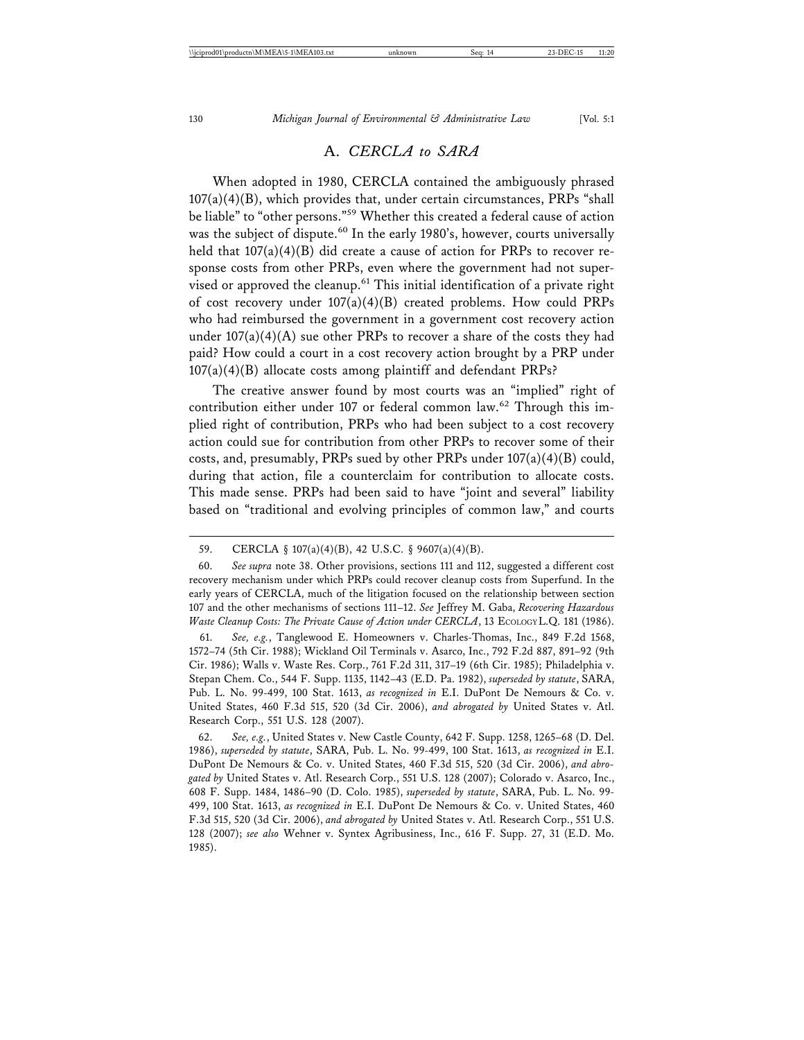### A. *CERCLA to SARA*

When adopted in 1980, CERCLA contained the ambiguously phrased 107(a)(4)(B), which provides that, under certain circumstances, PRPs "shall be liable" to "other persons."[59] Whether this created a federal cause of action was the subject of dispute.[60] In the early 1980's, however, courts universally held that 107(a)(4)(B) did create a cause of action for PRPs to recover response costs from other PRPs, even where the government had not supervised or approved the cleanup.[61] This initial identification of a private right of cost recovery under 107(a)(4)(B) created problems. How could PRPs who had reimbursed the government in a government cost recovery action under 107(a)(4)(A) sue other PRPs to recover a share of the costs they had paid? How could a court in a cost recovery action brought by a PRP under 107(a)(4)(B) allocate costs among plaintiff and defendant PRPs?

The creative answer found by most courts was an "implied" right of contribution either under 107 or federal common law.[62] Through this implied right of contribution, PRPs who had been subject to a cost recovery action could sue for contribution from other PRPs to recover some of their costs, and, presumably, PRPs sued by other PRPs under 107(a)(4)(B) could, during that action, file a counterclaim for contribution to allocate costs. This made sense. PRPs had been said to have "joint and several" liability based on "traditional and evolving principles of common law," and courts

---

59. CERCLA § 107(a)(4)(B), 42 U.S.C. § 9607(a)(4)(B).

60. *See supra* note 38. Other provisions, sections 111 and 112, suggested a different cost recovery mechanism under which PRPs could recover cleanup costs from Superfund. In the early years of CERCLA, much of the litigation focused on the relationship between section 107 and the other mechanisms of sections 111–12. *See* Jeffrey M. Gaba, *Recovering Hazardous Waste Cleanup Costs: The Private Cause of Action under CERCLA*, 13 ECOLOGY L.Q. 181 (1986).

61. *See, e.g.*, Tanglewood E. Homeowners v. Charles-Thomas, Inc., 849 F.2d 1568, 1572–74 (5th Cir. 1988); Wickland Oil Terminals v. Asarco, Inc., 792 F.2d 887, 891–92 (9th Cir. 1986); Walls v. Waste Res. Corp., 761 F.2d 311, 317–19 (6th Cir. 1985); Philadelphia v. Stepan Chem. Co., 544 F. Supp. 1135, 1142–43 (E.D. Pa. 1982), *superseded by statute*, SARA, Pub. L. No. 99-499, 100 Stat. 1613, *as recognized in* E.I. DuPont De Nemours & Co. v. United States, 460 F.3d 515, 520 (3d Cir. 2006), *and abrogated by* United States v. Atl. Research Corp., 551 U.S. 128 (2007).

62. *See, e.g.*, United States v. New Castle County, 642 F. Supp. 1258, 1265–68 (D. Del. 1986), *superseded by statute*, SARA, Pub. L. No. 99-499, 100 Stat. 1613, *as recognized in* E.I. DuPont De Nemours & Co. v. United States, 460 F.3d 515, 520 (3d Cir. 2006), *and abrogated by* United States v. Atl. Research Corp., 551 U.S. 128 (2007); Colorado v. Asarco, Inc., 608 F. Supp. 1484, 1486–90 (D. Colo. 1985), *superseded by statute*, SARA, Pub. L. No. 99-499, 100 Stat. 1613, *as recognized in* E.I. DuPont De Nemours & Co. v. United States, 460 F.3d 515, 520 (3d Cir. 2006), *and abrogated by* United States v. Atl. Research Corp., 551 U.S. 128 (2007); *see also* Wehner v. Syntex Agribusiness, Inc., 616 F. Supp. 27, 31 (E.D. Mo. 1985).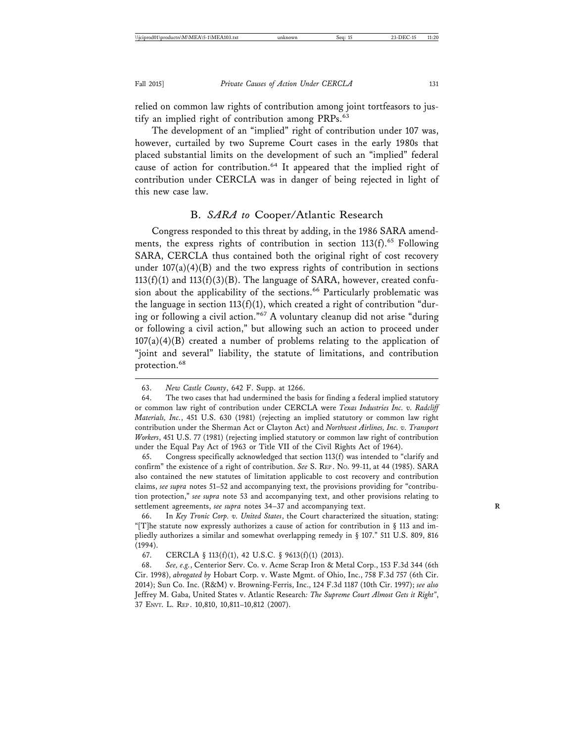relied on common law rights of contribution among joint tortfeasors to justify an implied right of contribution among PRPs.[63]

The development of an "implied" right of contribution under 107 was, however, curtailed by two Supreme Court cases in the early 1980s that placed substantial limits on the development of such an "implied" federal cause of action for contribution.[64] It appeared that the implied right of contribution under CERCLA was in danger of being rejected in light of this new case law.

## B. *SARA to* Cooper/Atlantic Research

Congress responded to this threat by adding, in the 1986 SARA amendments, the express rights of contribution in section 113(f).[65] Following SARA, CERCLA thus contained both the original right of cost recovery under 107(a)(4)(B) and the two express rights of contribution in sections 113(f)(1) and 113(f)(3)(B). The language of SARA, however, created confusion about the applicability of the sections.[66] Particularly problematic was the language in section 113(f)(1), which created a right of contribution "during or following a civil action."[67] A voluntary cleanup did not arise "during or following a civil action," but allowing such an action to proceed under 107(a)(4)(B) created a number of problems relating to the application of "joint and several" liability, the statute of limitations, and contribution protection.[68]

---

63. *New Castle County*, 642 F. Supp. at 1266.

64. The two cases that had undermined the basis for finding a federal implied statutory or common law right of contribution under CERCLA were *Texas Industries Inc. v. Radcliff Materials, Inc.*, 451 U.S. 630 (1981) (rejecting an implied statutory or common law right contribution under the Sherman Act or Clayton Act) and *Northwest Airlines, Inc. v. Transport Workers*, 451 U.S. 77 (1981) (rejecting implied statutory or common law right of contribution under the Equal Pay Act of 1963 or Title VII of the Civil Rights Act of 1964).

65. Congress specifically acknowledged that section 113(f) was intended to "clarify and confirm" the existence of a right of contribution. *See* S. REP. NO. 99-11, at 44 (1985). SARA also contained the new statutes of limitation applicable to cost recovery and contribution claims, *see supra* notes 51–52 and accompanying text, the provisions providing for "contribution protection," *see supra* note 53 and accompanying text, and other provisions relating to settlement agreements, *see supra* notes 34–37 and accompanying text.

66. In *Key Tronic Corp. v. United States*, the Court characterized the situation, stating: "[T]he statute now expressly authorizes a cause of action for contribution in § 113 and impliedly authorizes a similar and somewhat overlapping remedy in § 107." 511 U.S. 809, 816 (1994).

67. CERCLA § 113(f)(1), 42 U.S.C. § 9613(f)(1) (2013).

68. *See, e.g.*, Centerior Serv. Co. v. Acme Scrap Iron & Metal Corp., 153 F.3d 344 (6th Cir. 1998), *abrogated by* Hobart Corp. v. Waste Mgmt. of Ohio, Inc., 758 F.3d 757 (6th Cir. 2014); Sun Co. Inc. (R&M) v. Browning-Ferris, Inc., 124 F.3d 1187 (10th Cir. 1997); *see also* Jeffrey M. Gaba, United States v. Atlantic Research*: The Supreme Court Almost Gets it Right"*, 37 ENVT. L. REP. 10,810, 10,811–10,812 (2007).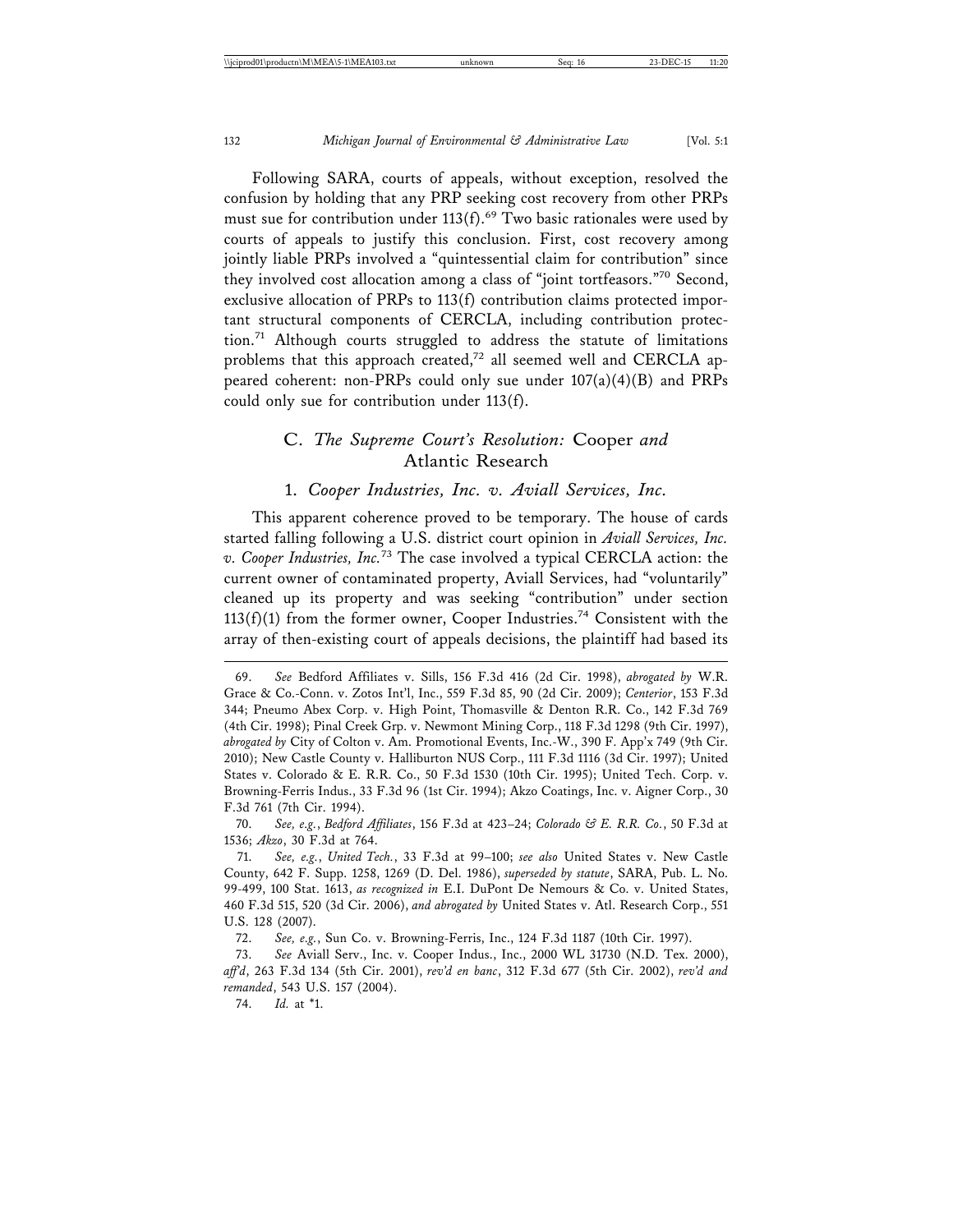Following SARA, courts of appeals, without exception, resolved the confusion by holding that any PRP seeking cost recovery from other PRPs must sue for contribution under 113(f).[69] Two basic rationales were used by courts of appeals to justify this conclusion. First, cost recovery among jointly liable PRPs involved a "quintessential claim for contribution" since they involved cost allocation among a class of "joint tortfeasors."[70] Second, exclusive allocation of PRPs to 113(f) contribution claims protected important structural components of CERCLA, including contribution protection.[71] Although courts struggled to address the statute of limitations problems that this approach created,[72] all seemed well and CERCLA appeared coherent: non-PRPs could only sue under 107(a)(4)(B) and PRPs could only sue for contribution under 113(f).

## C. *The Supreme Court's Resolution:* Cooper *and* Atlantic Research

### 1. *Cooper Industries, Inc. v. Aviall Services, Inc.*

This apparent coherence proved to be temporary. The house of cards started falling following a U.S. district court opinion in *Aviall Services, Inc. v. Cooper Industries, Inc.*[73] The case involved a typical CERCLA action: the current owner of contaminated property, Aviall Services, had "voluntarily" cleaned up its property and was seeking "contribution" under section 113(f)(1) from the former owner, Cooper Industries.[74] Consistent with the array of then-existing court of appeals decisions, the plaintiff had based its

---

69. *See* Bedford Affiliates v. Sills, 156 F.3d 416 (2d Cir. 1998), *abrogated by* W.R. Grace & Co.-Conn. v. Zotos Int'l, Inc., 559 F.3d 85, 90 (2d Cir. 2009); *Centerior*, 153 F.3d 344; Pneumo Abex Corp. v. High Point, Thomasville & Denton R.R. Co., 142 F.3d 769 (4th Cir. 1998); Pinal Creek Grp. v. Newmont Mining Corp., 118 F.3d 1298 (9th Cir. 1997), *abrogated by* City of Colton v. Am. Promotional Events, Inc.-W., 390 F. App'x 749 (9th Cir. 2010); New Castle County v. Halliburton NUS Corp., 111 F.3d 1116 (3d Cir. 1997); United States v. Colorado & E. R.R. Co., 50 F.3d 1530 (10th Cir. 1995); United Tech. Corp. v. Browning-Ferris Indus., 33 F.3d 96 (1st Cir. 1994); Akzo Coatings, Inc. v. Aigner Corp., 30 F.3d 761 (7th Cir. 1994).

70. *See, e.g.*, *Bedford Affiliates*, 156 F.3d at 423–24; *Colorado & E. R.R. Co.*, 50 F.3d at 1536; *Akzo*, 30 F.3d at 764.

71. *See, e.g.*, *United Tech.*, 33 F.3d at 99–100; *see also* United States v. New Castle County, 642 F. Supp. 1258, 1269 (D. Del. 1986), *superseded by statute*, SARA, Pub. L. No. 99-499, 100 Stat. 1613, *as recognized in* E.I. DuPont De Nemours & Co. v. United States, 460 F.3d 515, 520 (3d Cir. 2006), *and abrogated by* United States v. Atl. Research Corp., 551 U.S. 128 (2007).

72. *See, e.g.*, Sun Co. v. Browning-Ferris, Inc., 124 F.3d 1187 (10th Cir. 1997).

73. *See* Aviall Serv., Inc. v. Cooper Indus., Inc., 2000 WL 31730 (N.D. Tex. 2000), *aff'd*, 263 F.3d 134 (5th Cir. 2001), *rev'd en banc*, 312 F.3d 677 (5th Cir. 2002), *rev'd and remanded*, 543 U.S. 157 (2004).

74. *Id.* at *1.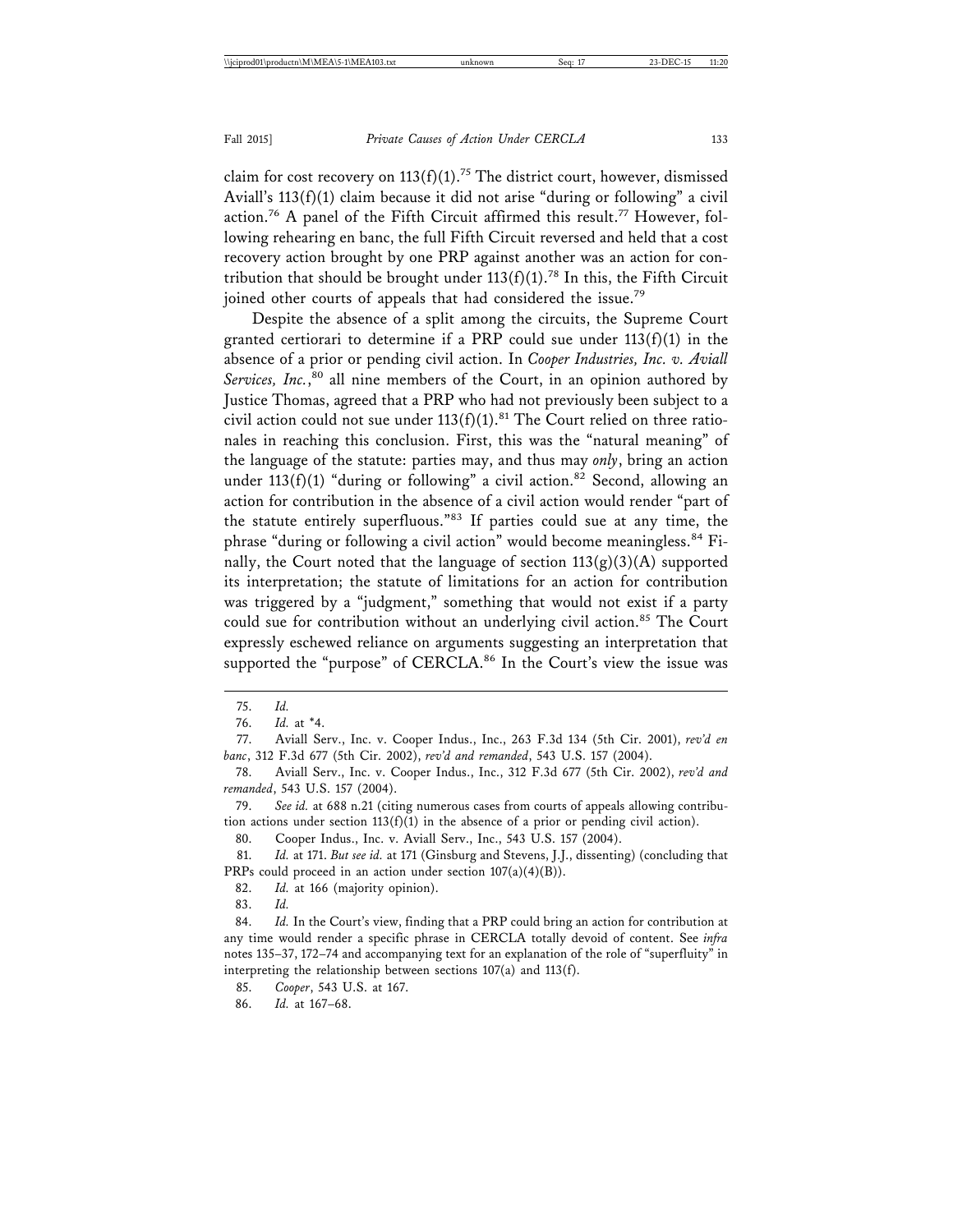claim for cost recovery on 113(f)(1).[75] The district court, however, dismissed Aviall's 113(f)(1) claim because it did not arise "during or following" a civil action.[76] A panel of the Fifth Circuit affirmed this result.[77] However, following rehearing en banc, the full Fifth Circuit reversed and held that a cost recovery action brought by one PRP against another was an action for contribution that should be brought under 113(f)(1).[78] In this, the Fifth Circuit joined other courts of appeals that had considered the issue.[79]

Despite the absence of a split among the circuits, the Supreme Court granted certiorari to determine if a PRP could sue under 113(f)(1) in the absence of a prior or pending civil action. In *Cooper Industries, Inc. v. Aviall Services, Inc.*,[80] all nine members of the Court, in an opinion authored by Justice Thomas, agreed that a PRP who had not previously been subject to a civil action could not sue under 113(f)(1).[81] The Court relied on three rationales in reaching this conclusion. First, this was the "natural meaning" of the language of the statute: parties may, and thus may *only*, bring an action under 113(f)(1) "during or following" a civil action.[82] Second, allowing an action for contribution in the absence of a civil action would render "part of the statute entirely superfluous."[83] If parties could sue at any time, the phrase "during or following a civil action" would become meaningless.[84] Finally, the Court noted that the language of section 113(g)(3)(A) supported its interpretation; the statute of limitations for an action for contribution was triggered by a "judgment," something that would not exist if a party could sue for contribution without an underlying civil action.[85] The Court expressly eschewed reliance on arguments suggesting an interpretation that supported the "purpose" of CERCLA.[86] In the Court's view the issue was

---

75. *Id.*

76. *Id.* at *4.

77. Aviall Serv., Inc. v. Cooper Indus., Inc., 263 F.3d 134 (5th Cir. 2001), *rev'd en banc*, 312 F.3d 677 (5th Cir. 2002), *rev'd and remanded*, 543 U.S. 157 (2004).

78. Aviall Serv., Inc. v. Cooper Indus., Inc., 312 F.3d 677 (5th Cir. 2002), *rev'd and remanded*, 543 U.S. 157 (2004).

79. *See id.* at 688 n.21 (citing numerous cases from courts of appeals allowing contribution actions under section 113(f)(1) in the absence of a prior or pending civil action).

80. Cooper Indus., Inc. v. Aviall Serv., Inc., 543 U.S. 157 (2004).

81. *Id.* at 171. *But see id.* at 171 (Ginsburg and Stevens, J.J., dissenting) (concluding that PRPs could proceed in an action under section 107(a)(4)(B)).

82. *Id.* at 166 (majority opinion).

83. *Id.*

84. *Id.* In the Court's view, finding that a PRP could bring an action for contribution at any time would render a specific phrase in CERCLA totally devoid of content. See *infra* notes 135–37, 172–74 and accompanying text for an explanation of the role of "superfluity" in interpreting the relationship between sections 107(a) and 113(f).

85. *Cooper*, 543 U.S. at 167.

86. *Id.* at 167–68.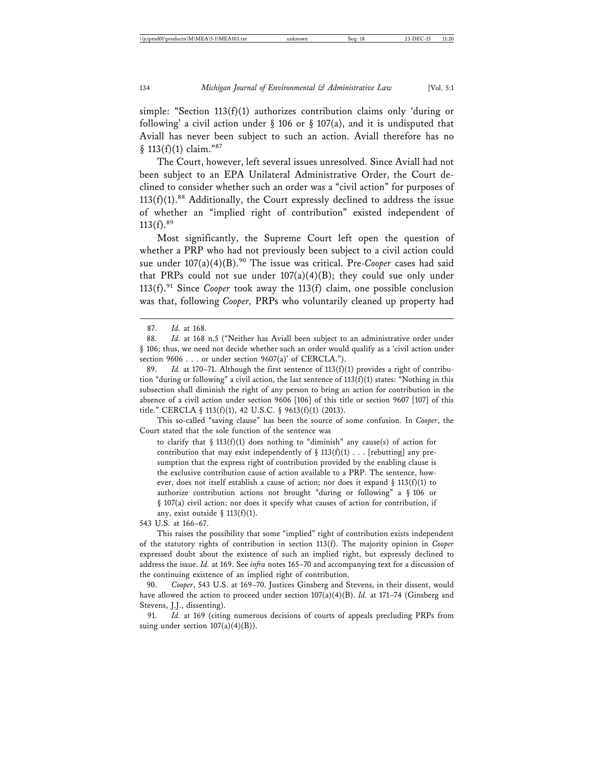simple: "Section 113(f)(1) authorizes contribution claims only 'during or following' a civil action under § 106 or § 107(a), and it is undisputed that Aviall has never been subject to such an action. Aviall therefore has no § 113(f)(1) claim."[87]

The Court, however, left several issues unresolved. Since Aviall had not been subject to an EPA Unilateral Administrative Order, the Court declined to consider whether such an order was a "civil action" for purposes of 113(f)(1).[88] Additionally, the Court expressly declined to address the issue of whether an "implied right of contribution" existed independent of 113(f).[89]

Most significantly, the Supreme Court left open the question of whether a PRP who had not previously been subject to a civil action could sue under 107(a)(4)(B).[90] The issue was critical. Pre-*Cooper* cases had said that PRPs could not sue under 107(a)(4)(B); they could sue only under 113(f).[91] Since *Cooper* took away the 113(f) claim, one possible conclusion was that, following *Cooper,* PRPs who voluntarily cleaned up property had

---

87. *Id.* at 168.

88. *Id.* at 168 n.5 ("Neither has Aviall been subject to an administrative order under § 106; thus, we need not decide whether such an order would qualify as a 'civil action under section 9606 . . . or under section 9607(a)' of CERCLA.").

89. *Id.* at 170–71. Although the first sentence of 113(f)(1) provides a right of contribution "during or following" a civil action, the last sentence of 113(f)(1) states: "Nothing in this subsection shall diminish the right of any person to bring an action for contribution in the absence of a civil action under section 9606 [106] of this title or section 9607 [107] of this title." CERCLA § 113(f)(1), 42 U.S.C. § 9613(f)(1) (2013).

This so-called "saving clause" has been the source of some confusion. In *Cooper*, the Court stated that the sole function of the sentence was

> to clarify that § 113(f)(1) does nothing to "diminish" any cause(s) of action for contribution that may exist independently of § 113(f)(1) . . . [rebutting] any presumption that the express right of contribution provided by the enabling clause is the exclusive contribution cause of action available to a PRP. The sentence, however, does not itself establish a cause of action; nor does it expand § 113(f)(1) to authorize contribution actions not brought "during or following" a § 106 or § 107(a) civil action; nor does it specify what causes of action for contribution, if any, exist outside § 113(f)(1).

543 U.S. at 166–67.

This raises the possibility that some "implied" right of contribution exists independent of the statutory rights of contribution in section 113(f). The majority opinion in *Cooper* expressed doubt about the existence of such an implied right, but expressly declined to address the issue. *Id.* at 169. See *infra* notes 165–70 and accompanying text for a discussion of the continuing existence of an implied right of contribution.

90. *Cooper*, 543 U.S. at 169–70. Justices Ginsberg and Stevens, in their dissent, would have allowed the action to proceed under section 107(a)(4)(B). *Id.* at 171–74 (Ginsberg and Stevens, J.J., dissenting).

91. *Id.* at 169 (citing numerous decisions of courts of appeals precluding PRPs from suing under section 107(a)(4)(B)).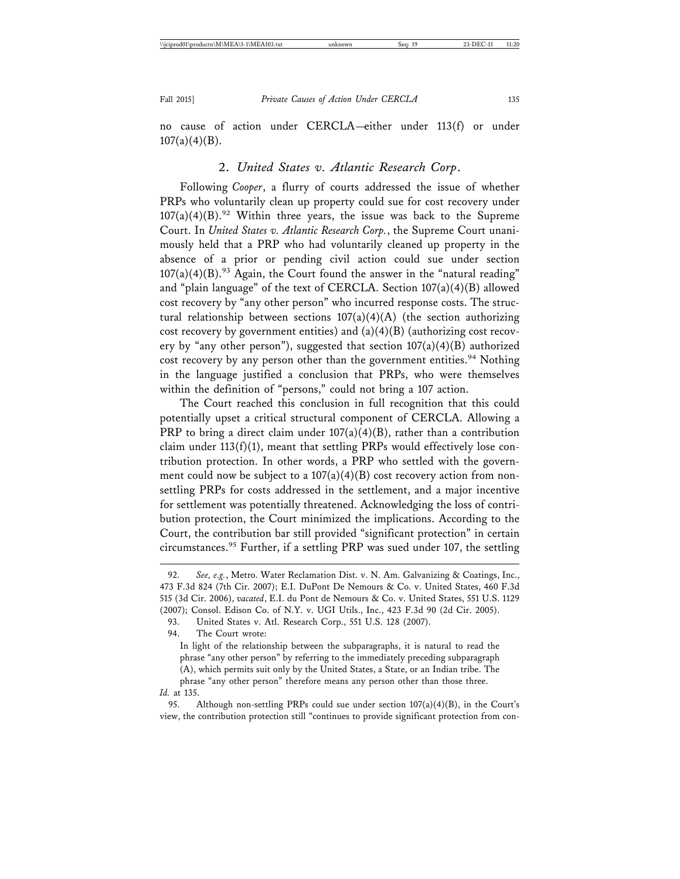no cause of action under CERCLA—either under 113(f) or under 107(a)(4)(B).

### 2. *United States v. Atlantic Research Corp.*

Following *Cooper*, a flurry of courts addressed the issue of whether PRPs who voluntarily clean up property could sue for cost recovery under 107(a)(4)(B).[92] Within three years, the issue was back to the Supreme Court. In *United States v. Atlantic Research Corp.*, the Supreme Court unanimously held that a PRP who had voluntarily cleaned up property in the absence of a prior or pending civil action could sue under section 107(a)(4)(B).[93] Again, the Court found the answer in the "natural reading" and "plain language" of the text of CERCLA. Section 107(a)(4)(B) allowed cost recovery by "any other person" who incurred response costs. The structural relationship between sections 107(a)(4)(A) (the section authorizing cost recovery by government entities) and (a)(4)(B) (authorizing cost recovery by "any other person"), suggested that section 107(a)(4)(B) authorized cost recovery by any person other than the government entities.[94] Nothing in the language justified a conclusion that PRPs, who were themselves within the definition of "persons," could not bring a 107 action.

The Court reached this conclusion in full recognition that this could potentially upset a critical structural component of CERCLA. Allowing a PRP to bring a direct claim under 107(a)(4)(B), rather than a contribution claim under 113(f)(1), meant that settling PRPs would effectively lose contribution protection. In other words, a PRP who settled with the government could now be subject to a 107(a)(4)(B) cost recovery action from nonsettling PRPs for costs addressed in the settlement, and a major incentive for settlement was potentially threatened. Acknowledging the loss of contribution protection, the Court minimized the implications. According to the Court, the contribution bar still provided "significant protection" in certain circumstances.[95] Further, if a settling PRP was sued under 107, the settling

---

92. *See, e.g.*, Metro. Water Reclamation Dist. v. N. Am. Galvanizing & Coatings, Inc., 473 F.3d 824 (7th Cir. 2007); E.I. DuPont De Nemours & Co. v. United States, 460 F.3d 515 (3d Cir. 2006), *vacated*, E.I. du Pont de Nemours & Co. v. United States, 551 U.S. 1129 (2007); Consol. Edison Co. of N.Y. v. UGI Utils., Inc., 423 F.3d 90 (2d Cir. 2005).

93. United States v. Atl. Research Corp., 551 U.S. 128 (2007).

94. The Court wrote:

> In light of the relationship between the subparagraphs, it is natural to read the phrase "any other person" by referring to the immediately preceding subparagraph (A), which permits suit only by the United States, a State, or an Indian tribe. The phrase "any other person" therefore means any person other than those three.

*Id.* at 135.

95. Although non-settling PRPs could sue under section 107(a)(4)(B), in the Court's view, the contribution protection still "continues to provide significant protection from con-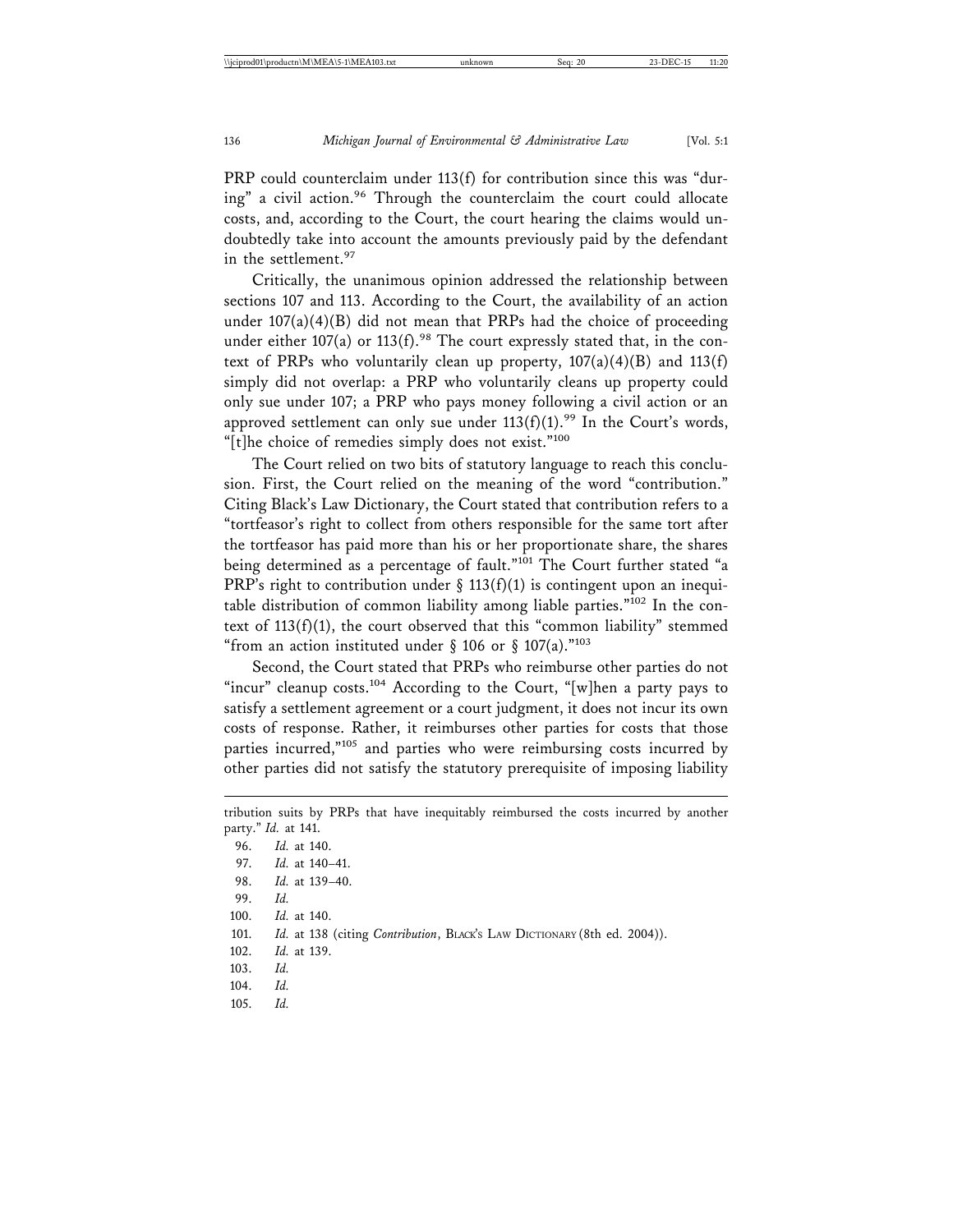PRP could counterclaim under 113(f) for contribution since this was "during" a civil action.[96] Through the counterclaim the court could allocate costs, and, according to the Court, the court hearing the claims would undoubtedly take into account the amounts previously paid by the defendant in the settlement.[97]

Critically, the unanimous opinion addressed the relationship between sections 107 and 113. According to the Court, the availability of an action under 107(a)(4)(B) did not mean that PRPs had the choice of proceeding under either 107(a) or 113(f).[98] The court expressly stated that, in the context of PRPs who voluntarily clean up property, 107(a)(4)(B) and 113(f) simply did not overlap: a PRP who voluntarily cleans up property could only sue under 107; a PRP who pays money following a civil action or an approved settlement can only sue under 113(f)(1).[99] In the Court's words, "[t]he choice of remedies simply does not exist."[100]

The Court relied on two bits of statutory language to reach this conclusion. First, the Court relied on the meaning of the word "contribution." Citing Black's Law Dictionary, the Court stated that contribution refers to a "tortfeasor's right to collect from others responsible for the same tort after the tortfeasor has paid more than his or her proportionate share, the shares being determined as a percentage of fault."[101] The Court further stated "a PRP's right to contribution under § 113(f)(1) is contingent upon an inequitable distribution of common liability among liable parties."[102] In the context of 113(f)(1), the court observed that this "common liability" stemmed "from an action instituted under § 106 or § 107(a)."[103]

Second, the Court stated that PRPs who reimburse other parties do not "incur" cleanup costs.[104] According to the Court, "[w]hen a party pays to satisfy a settlement agreement or a court judgment, it does not incur its own costs of response. Rather, it reimburses other parties for costs that those parties incurred,"[105] and parties who were reimbursing costs incurred by other parties did not satisfy the statutory prerequisite of imposing liability

---

tribution suits by PRPs that have inequitably reimbursed the costs incurred by another party." *Id.* at 141.

96. *Id.* at 140.

97. *Id.* at 140–41.

98. *Id.* at 139–40.

99. *Id.*

100. *Id.* at 140.

101. *Id.* at 138 (citing *Contribution*, Black's Law Dictionary (8th ed. 2004)).

102. *Id.* at 139.

103. *Id.*

104. *Id.*

105. *Id.*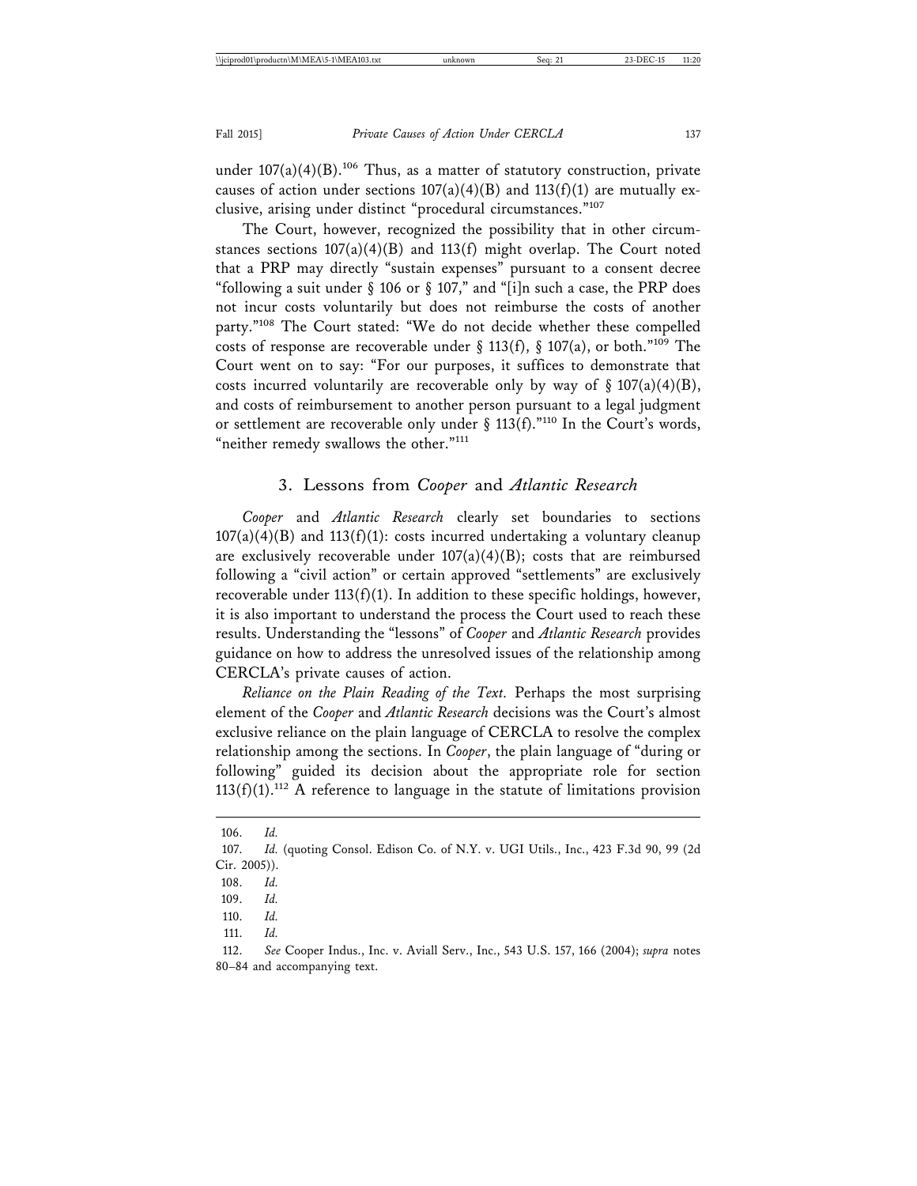under 107(a)(4)(B).[106] Thus, as a matter of statutory construction, private causes of action under sections 107(a)(4)(B) and 113(f)(1) are mutually exclusive, arising under distinct "procedural circumstances."[107]

The Court, however, recognized the possibility that in other circumstances sections 107(a)(4)(B) and 113(f) might overlap. The Court noted that a PRP may directly "sustain expenses" pursuant to a consent decree "following a suit under § 106 or § 107," and "[i]n such a case, the PRP does not incur costs voluntarily but does not reimburse the costs of another party."[108] The Court stated: "We do not decide whether these compelled costs of response are recoverable under § 113(f), § 107(a), or both."[109] The Court went on to say: "For our purposes, it suffices to demonstrate that costs incurred voluntarily are recoverable only by way of § 107(a)(4)(B), and costs of reimbursement to another person pursuant to a legal judgment or settlement are recoverable only under § 113(f)."[110] In the Court's words, "neither remedy swallows the other."[111]

### 3. Lessons from *Cooper* and *Atlantic Research*

*Cooper* and *Atlantic Research* clearly set boundaries to sections 107(a)(4)(B) and 113(f)(1): costs incurred undertaking a voluntary cleanup are exclusively recoverable under 107(a)(4)(B); costs that are reimbursed following a "civil action" or certain approved "settlements" are exclusively recoverable under 113(f)(1). In addition to these specific holdings, however, it is also important to understand the process the Court used to reach these results. Understanding the "lessons" of *Cooper* and *Atlantic Research* provides guidance on how to address the unresolved issues of the relationship among CERCLA's private causes of action.

*Reliance on the Plain Reading of the Text.* Perhaps the most surprising element of the *Cooper* and *Atlantic Research* decisions was the Court's almost exclusive reliance on the plain language of CERCLA to resolve the complex relationship among the sections. In *Cooper*, the plain language of "during or following" guided its decision about the appropriate role for section 113(f)(1).[112] A reference to language in the statute of limitations provision

---

106. *Id.*

107. *Id.* (quoting Consol. Edison Co. of N.Y. v. UGI Utils., Inc., 423 F.3d 90, 99 (2d Cir. 2005)).

108. *Id.*

109. *Id.*

110. *Id.*

111. *Id.*

112. *See* Cooper Indus., Inc. v. Aviall Serv., Inc., 543 U.S. 157, 166 (2004); *supra* notes 80–84 and accompanying text.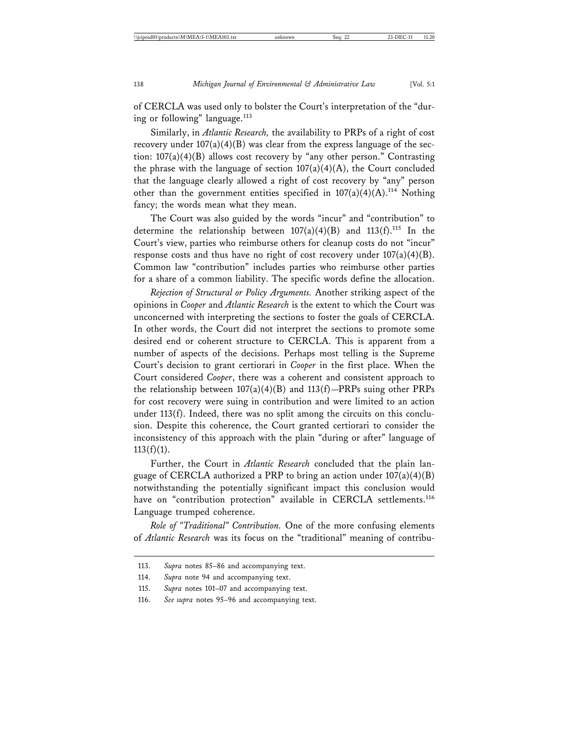of CERCLA was used only to bolster the Court's interpretation of the "during or following" language.[113]

Similarly, in *Atlantic Research,* the availability to PRPs of a right of cost recovery under 107(a)(4)(B) was clear from the express language of the section: 107(a)(4)(B) allows cost recovery by "any other person." Contrasting the phrase with the language of section 107(a)(4)(A), the Court concluded that the language clearly allowed a right of cost recovery by "any" person other than the government entities specified in 107(a)(4)(A).[114] Nothing fancy; the words mean what they mean.

The Court was also guided by the words "incur" and "contribution" to determine the relationship between 107(a)(4)(B) and 113(f).[115] In the Court's view, parties who reimburse others for cleanup costs do not "incur" response costs and thus have no right of cost recovery under 107(a)(4)(B). Common law "contribution" includes parties who reimburse other parties for a share of a common liability. The specific words define the allocation.

*Rejection of Structural or Policy Arguments.* Another striking aspect of the opinions in *Cooper* and *Atlantic Research* is the extent to which the Court was unconcerned with interpreting the sections to foster the goals of CERCLA. In other words, the Court did not interpret the sections to promote some desired end or coherent structure to CERCLA. This is apparent from a number of aspects of the decisions. Perhaps most telling is the Supreme Court's decision to grant certiorari in *Cooper* in the first place. When the Court considered *Cooper*, there was a coherent and consistent approach to the relationship between 107(a)(4)(B) and 113(f)—PRPs suing other PRPs for cost recovery were suing in contribution and were limited to an action under 113(f). Indeed, there was no split among the circuits on this conclusion. Despite this coherence, the Court granted certiorari to consider the inconsistency of this approach with the plain "during or after" language of 113(f)(1).

Further, the Court in *Atlantic Research* concluded that the plain language of CERCLA authorized a PRP to bring an action under 107(a)(4)(B) notwithstanding the potentially significant impact this conclusion would have on "contribution protection" available in CERCLA settlements.[116] Language trumped coherence.

*Role of "Traditional" Contribution.* One of the more confusing elements of *Atlantic Research* was its focus on the "traditional" meaning of contribu-

---

113. *Supra* notes 85–86 and accompanying text.

114. *Supra* note 94 and accompanying text.

115. *Supra* notes 101–07 and accompanying text.

116. *See supra* notes 95–96 and accompanying text.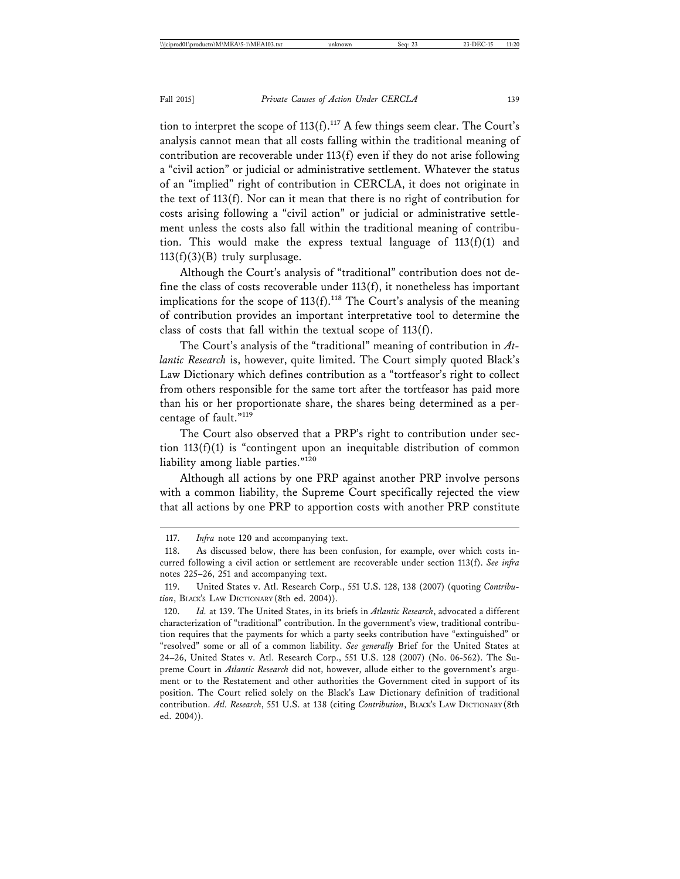tion to interpret the scope of 113(f).[117] A few things seem clear. The Court's analysis cannot mean that all costs falling within the traditional meaning of contribution are recoverable under 113(f) even if they do not arise following a "civil action" or judicial or administrative settlement. Whatever the status of an "implied" right of contribution in CERCLA, it does not originate in the text of 113(f). Nor can it mean that there is no right of contribution for costs arising following a "civil action" or judicial or administrative settlement unless the costs also fall within the traditional meaning of contribution. This would make the express textual language of 113(f)(1) and 113(f)(3)(B) truly surplusage.

Although the Court's analysis of "traditional" contribution does not define the class of costs recoverable under 113(f), it nonetheless has important implications for the scope of 113(f).[118] The Court's analysis of the meaning of contribution provides an important interpretative tool to determine the class of costs that fall within the textual scope of 113(f).

The Court's analysis of the "traditional" meaning of contribution in *Atlantic Research* is, however, quite limited. The Court simply quoted Black's Law Dictionary which defines contribution as a "tortfeasor's right to collect from others responsible for the same tort after the tortfeasor has paid more than his or her proportionate share, the shares being determined as a percentage of fault."[119]

The Court also observed that a PRP's right to contribution under section 113(f)(1) is "contingent upon an inequitable distribution of common liability among liable parties."[120]

Although all actions by one PRP against another PRP involve persons with a common liability, the Supreme Court specifically rejected the view that all actions by one PRP to apportion costs with another PRP constitute

---

117. *Infra* note 120 and accompanying text.

118. As discussed below, there has been confusion, for example, over which costs incurred following a civil action or settlement are recoverable under section 113(f). *See infra* notes 225–26, 251 and accompanying text.

119. United States v. Atl. Research Corp., 551 U.S. 128, 138 (2007) (quoting *Contribution*, BLACK'S LAW DICTIONARY (8th ed. 2004)).

120. *Id.* at 139. The United States, in its briefs in *Atlantic Research*, advocated a different characterization of "traditional" contribution. In the government's view, traditional contribution requires that the payments for which a party seeks contribution have "extinguished" or "resolved" some or all of a common liability. *See generally* Brief for the United States at 24–26, United States v. Atl. Research Corp., 551 U.S. 128 (2007) (No. 06-562). The Supreme Court in *Atlantic Research* did not, however, allude either to the government's argument or to the Restatement and other authorities the Government cited in support of its position. The Court relied solely on the Black's Law Dictionary definition of traditional contribution. *Atl. Research*, 551 U.S. at 138 (citing *Contribution*, BLACK'S LAW DICTIONARY (8th ed. 2004)).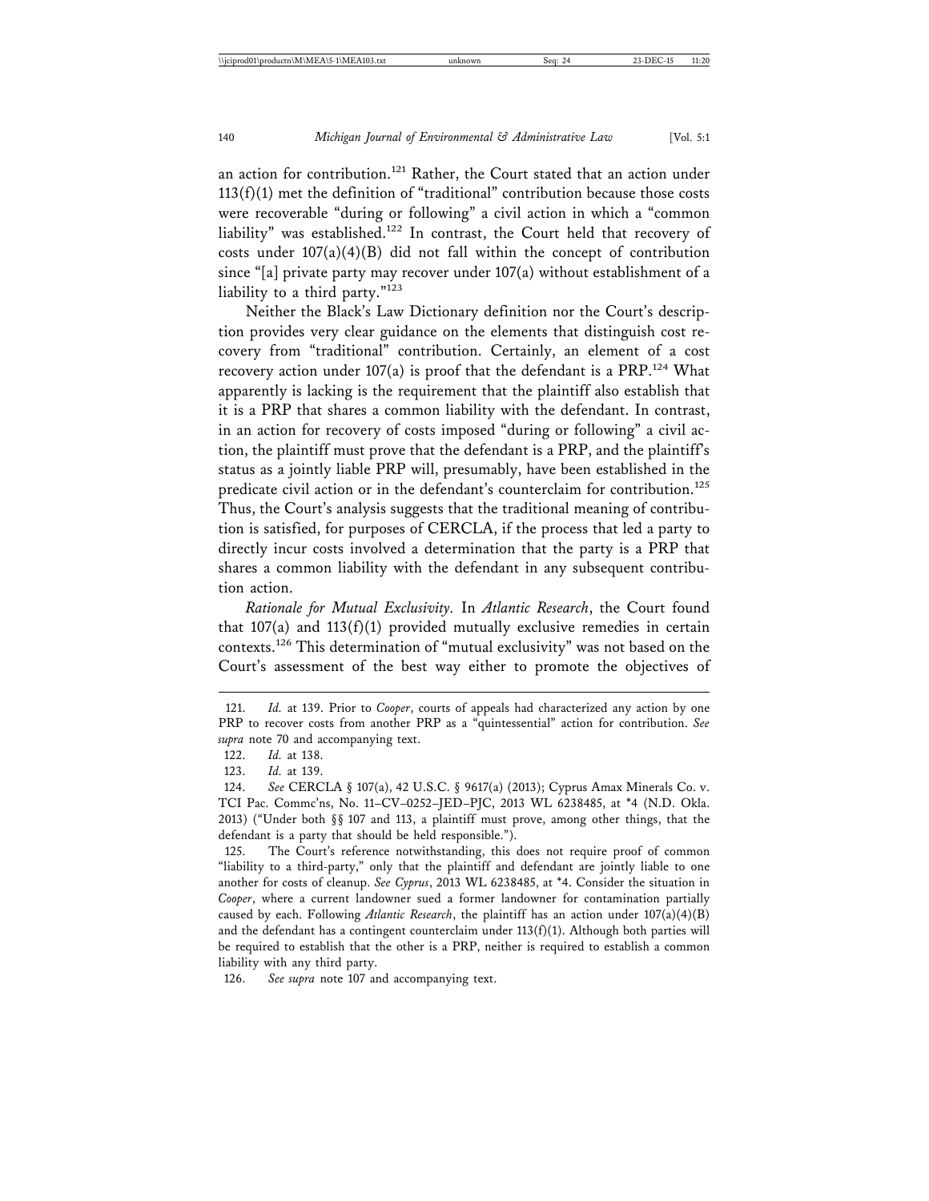an action for contribution.[121] Rather, the Court stated that an action under 113(f)(1) met the definition of "traditional" contribution because those costs were recoverable "during or following" a civil action in which a "common liability" was established.[122] In contrast, the Court held that recovery of costs under 107(a)(4)(B) did not fall within the concept of contribution since "[a] private party may recover under 107(a) without establishment of a liability to a third party."[123]

Neither the Black's Law Dictionary definition nor the Court's description provides very clear guidance on the elements that distinguish cost recovery from "traditional" contribution. Certainly, an element of a cost recovery action under 107(a) is proof that the defendant is a PRP.[124] What apparently is lacking is the requirement that the plaintiff also establish that it is a PRP that shares a common liability with the defendant. In contrast, in an action for recovery of costs imposed "during or following" a civil action, the plaintiff must prove that the defendant is a PRP, and the plaintiff's status as a jointly liable PRP will, presumably, have been established in the predicate civil action or in the defendant's counterclaim for contribution.[125] Thus, the Court's analysis suggests that the traditional meaning of contribution is satisfied, for purposes of CERCLA, if the process that led a party to directly incur costs involved a determination that the party is a PRP that shares a common liability with the defendant in any subsequent contribution action.

*Rationale for Mutual Exclusivity*. In *Atlantic Research*, the Court found that 107(a) and 113(f)(1) provided mutually exclusive remedies in certain contexts.[126] This determination of "mutual exclusivity" was not based on the Court's assessment of the best way either to promote the objectives of

---

121. *Id.* at 139. Prior to *Cooper*, courts of appeals had characterized any action by one PRP to recover costs from another PRP as a "quintessential" action for contribution. *See supra* note 70 and accompanying text.

122. *Id.* at 138.

123. *Id.* at 139.

124. *See* CERCLA § 107(a), 42 U.S.C. § 9617(a) (2013); Cyprus Amax Minerals Co. v. TCI Pac. Commc'ns, No. 11–CV–0252–JED–PJC, 2013 WL 6238485, at *4 (N.D. Okla. 2013) ("Under both §§ 107 and 113, a plaintiff must prove, among other things, that the defendant is a party that should be held responsible.").

125. The Court's reference notwithstanding, this does not require proof of common "liability to a third-party," only that the plaintiff and defendant are jointly liable to one another for costs of cleanup. *See Cyprus*, 2013 WL 6238485, at *4. Consider the situation in *Cooper*, where a current landowner sued a former landowner for contamination partially caused by each. Following *Atlantic Research*, the plaintiff has an action under 107(a)(4)(B) and the defendant has a contingent counterclaim under 113(f)(1). Although both parties will be required to establish that the other is a PRP, neither is required to establish a common liability with any third party.

126. *See supra* note 107 and accompanying text.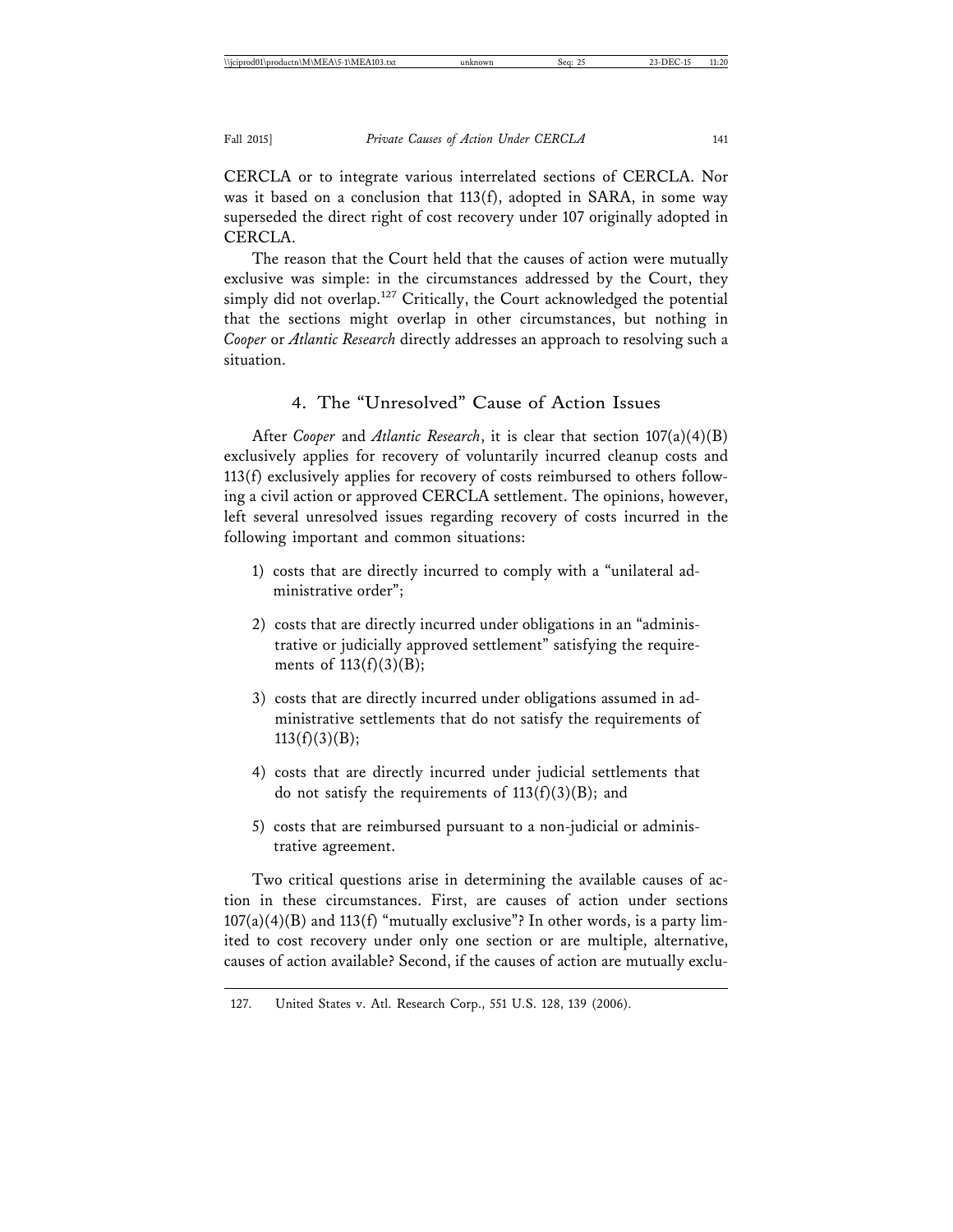CERCLA or to integrate various interrelated sections of CERCLA. Nor was it based on a conclusion that 113(f), adopted in SARA, in some way superseded the direct right of cost recovery under 107 originally adopted in CERCLA.

The reason that the Court held that the causes of action were mutually exclusive was simple: in the circumstances addressed by the Court, they simply did not overlap.[127] Critically, the Court acknowledged the potential that the sections might overlap in other circumstances, but nothing in *Cooper* or *Atlantic Research* directly addresses an approach to resolving such a situation.

### 4. The "Unresolved" Cause of Action Issues

After *Cooper* and *Atlantic Research*, it is clear that section 107(a)(4)(B) exclusively applies for recovery of voluntarily incurred cleanup costs and 113(f) exclusively applies for recovery of costs reimbursed to others following a civil action or approved CERCLA settlement. The opinions, however, left several unresolved issues regarding recovery of costs incurred in the following important and common situations:

1) costs that are directly incurred to comply with a "unilateral administrative order";

2) costs that are directly incurred under obligations in an "administrative or judicially approved settlement" satisfying the requirements of 113(f)(3)(B);

3) costs that are directly incurred under obligations assumed in administrative settlements that do not satisfy the requirements of 113(f)(3)(B);

4) costs that are directly incurred under judicial settlements that do not satisfy the requirements of 113(f)(3)(B); and

5) costs that are reimbursed pursuant to a non-judicial or administrative agreement.

Two critical questions arise in determining the available causes of action in these circumstances. First, are causes of action under sections 107(a)(4)(B) and 113(f) "mutually exclusive"? In other words, is a party limited to cost recovery under only one section or are multiple, alternative, causes of action available? Second, if the causes of action are mutually exclu-

---

127. United States v. Atl. Research Corp., 551 U.S. 128, 139 (2006).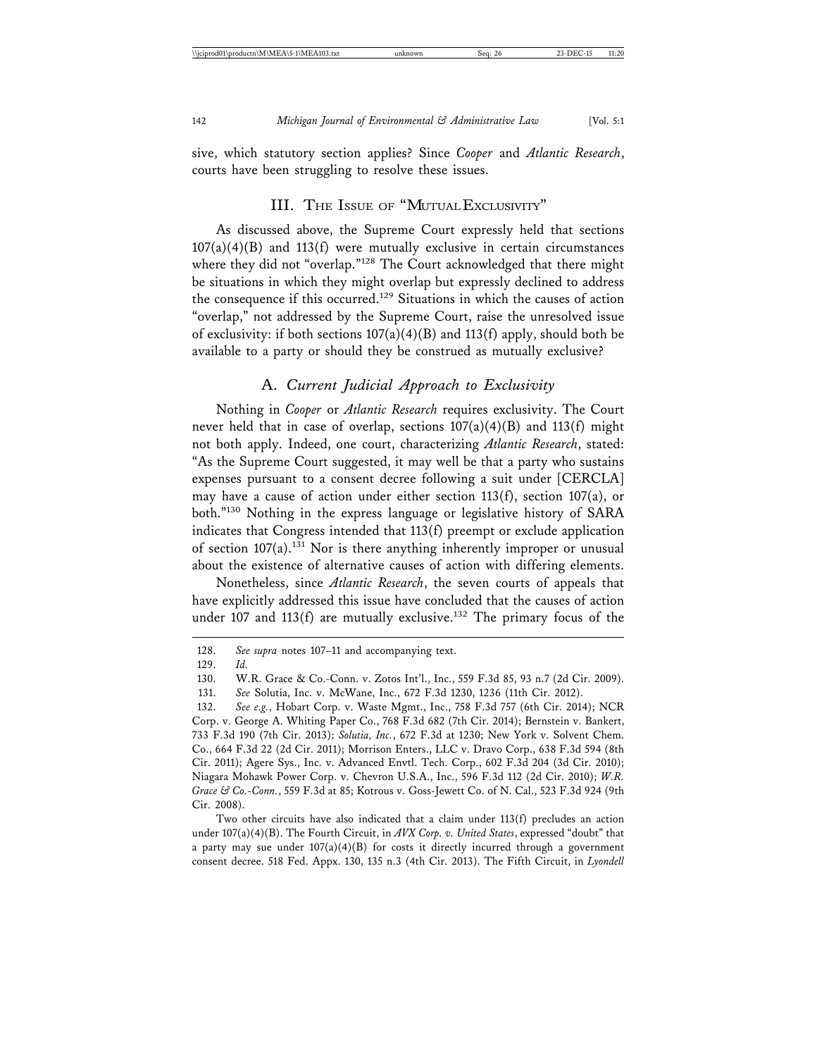sive, which statutory section applies? Since *Cooper* and *Atlantic Research*, courts have been struggling to resolve these issues.

## III. The Issue of "Mutual Exclusivity"

As discussed above, the Supreme Court expressly held that sections 107(a)(4)(B) and 113(f) were mutually exclusive in certain circumstances where they did not "overlap."[128] The Court acknowledged that there might be situations in which they might overlap but expressly declined to address the consequence if this occurred.[129] Situations in which the causes of action "overlap," not addressed by the Supreme Court, raise the unresolved issue of exclusivity: if both sections 107(a)(4)(B) and 113(f) apply, should both be available to a party or should they be construed as mutually exclusive?

### A. *Current Judicial Approach to Exclusivity*

Nothing in *Cooper* or *Atlantic Research* requires exclusivity. The Court never held that in case of overlap, sections 107(a)(4)(B) and 113(f) might not both apply. Indeed, one court, characterizing *Atlantic Research*, stated: "As the Supreme Court suggested, it may well be that a party who sustains expenses pursuant to a consent decree following a suit under [CERCLA] may have a cause of action under either section 113(f), section 107(a), or both."[130] Nothing in the express language or legislative history of SARA indicates that Congress intended that 113(f) preempt or exclude application of section 107(a).[131] Nor is there anything inherently improper or unusual about the existence of alternative causes of action with differing elements.

Nonetheless, since *Atlantic Research*, the seven courts of appeals that have explicitly addressed this issue have concluded that the causes of action under 107 and 113(f) are mutually exclusive.[132] The primary focus of the

---

128. *See supra* notes 107–11 and accompanying text.

129. *Id.*

130. W.R. Grace & Co.-Conn. v. Zotos Int'l., Inc., 559 F.3d 85, 93 n.7 (2d Cir. 2009).

131. *See* Solutia, Inc. v. McWane, Inc., 672 F.3d 1230, 1236 (11th Cir. 2012).

132. *See e.g.*, Hobart Corp. v. Waste Mgmt., Inc., 758 F.3d 757 (6th Cir. 2014); NCR Corp. v. George A. Whiting Paper Co., 768 F.3d 682 (7th Cir. 2014); Bernstein v. Bankert, 733 F.3d 190 (7th Cir. 2013); *Solutia, Inc.*, 672 F.3d at 1230; New York v. Solvent Chem. Co., 664 F.3d 22 (2d Cir. 2011); Morrison Enters., LLC v. Dravo Corp., 638 F.3d 594 (8th Cir. 2011); Agere Sys., Inc. v. Advanced Envtl. Tech. Corp., 602 F.3d 204 (3d Cir. 2010); Niagara Mohawk Power Corp. v. Chevron U.S.A., Inc., 596 F.3d 112 (2d Cir. 2010); *W.R. Grace & Co.-Conn.*, 559 F.3d at 85; Kotrous v. Goss-Jewett Co. of N. Cal., 523 F.3d 924 (9th Cir. 2008).

Two other circuits have also indicated that a claim under 113(f) precludes an action under 107(a)(4)(B). The Fourth Circuit, in *AVX Corp. v. United States*, expressed "doubt" that a party may sue under 107(a)(4)(B) for costs it directly incurred through a government consent decree. 518 Fed. Appx. 130, 135 n.3 (4th Cir. 2013). The Fifth Circuit, in *Lyondell*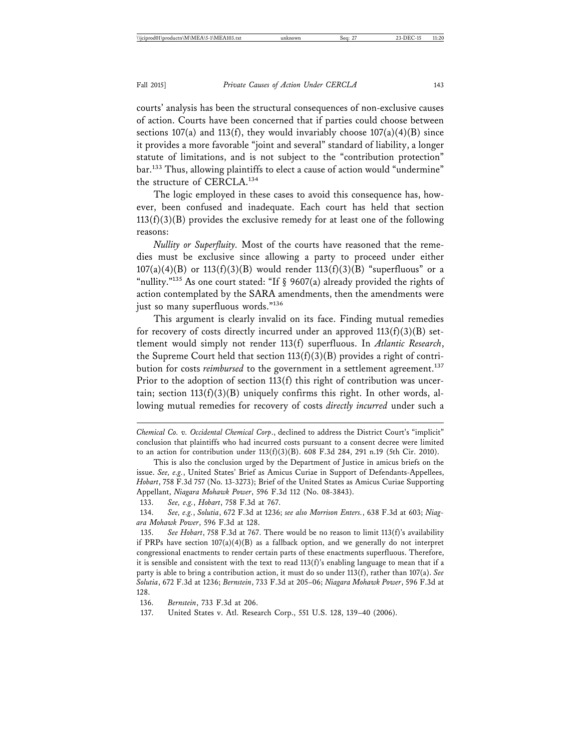courts' analysis has been the structural consequences of non-exclusive causes of action. Courts have been concerned that if parties could choose between sections 107(a) and 113(f), they would invariably choose 107(a)(4)(B) since it provides a more favorable "joint and several" standard of liability, a longer statute of limitations, and is not subject to the "contribution protection" bar.[133] Thus, allowing plaintiffs to elect a cause of action would "undermine" the structure of CERCLA.[134]

The logic employed in these cases to avoid this consequence has, however, been confused and inadequate. Each court has held that section 113(f)(3)(B) provides the exclusive remedy for at least one of the following reasons:

*Nullity or Superfluity.* Most of the courts have reasoned that the remedies must be exclusive since allowing a party to proceed under either 107(a)(4)(B) or 113(f)(3)(B) would render 113(f)(3)(B) "superfluous" or a "nullity."[135] As one court stated: "If § 9607(a) already provided the rights of action contemplated by the SARA amendments, then the amendments were just so many superfluous words."[136]

This argument is clearly invalid on its face. Finding mutual remedies for recovery of costs directly incurred under an approved 113(f)(3)(B) settlement would simply not render 113(f) superfluous. In *Atlantic Research*, the Supreme Court held that section 113(f)(3)(B) provides a right of contribution for costs *reimbursed* to the government in a settlement agreement.[137] Prior to the adoption of section 113(f) this right of contribution was uncertain; section 113(f)(3)(B) uniquely confirms this right. In other words, allowing mutual remedies for recovery of costs *directly incurred* under such a

---

*Chemical Co. v. Occidental Chemical Corp.*, declined to address the District Court's "implicit" conclusion that plaintiffs who had incurred costs pursuant to a consent decree were limited to an action for contribution under 113(f)(3)(B). 608 F.3d 284, 291 n.19 (5th Cir. 2010).

This is also the conclusion urged by the Department of Justice in amicus briefs on the issue. *See, e.g.*, United States' Brief as Amicus Curiae in Support of Defendants-Appellees, *Hobart*, 758 F.3d 757 (No. 13-3273); Brief of the United States as Amicus Curiae Supporting Appellant, *Niagara Mohawk Power*, 596 F.3d 112 (No. 08-3843).

133. *See, e.g.*, *Hobart*, 758 F.3d at 767.

134. *See, e.g.*, *Solutia*, 672 F.3d at 1236; *see also Morrison Enters.*, 638 F.3d at 603; *Niagara Mohawk Power*, 596 F.3d at 128.

135. *See Hobart*, 758 F.3d at 767. There would be no reason to limit 113(f)'s availability if PRPs have section 107(a)(4)(B) as a fallback option, and we generally do not interpret congressional enactments to render certain parts of these enactments superfluous. Therefore, it is sensible and consistent with the text to read 113(f)'s enabling language to mean that if a party is able to bring a contribution action, it must do so under 113(f), rather than 107(a). *See Solutia*, 672 F.3d at 1236; *Bernstein*, 733 F.3d at 205–06; *Niagara Mohawk Power*, 596 F.3d at 128.

136. *Bernstein*, 733 F.3d at 206.

137. United States v. Atl. Research Corp., 551 U.S. 128, 139–40 (2006).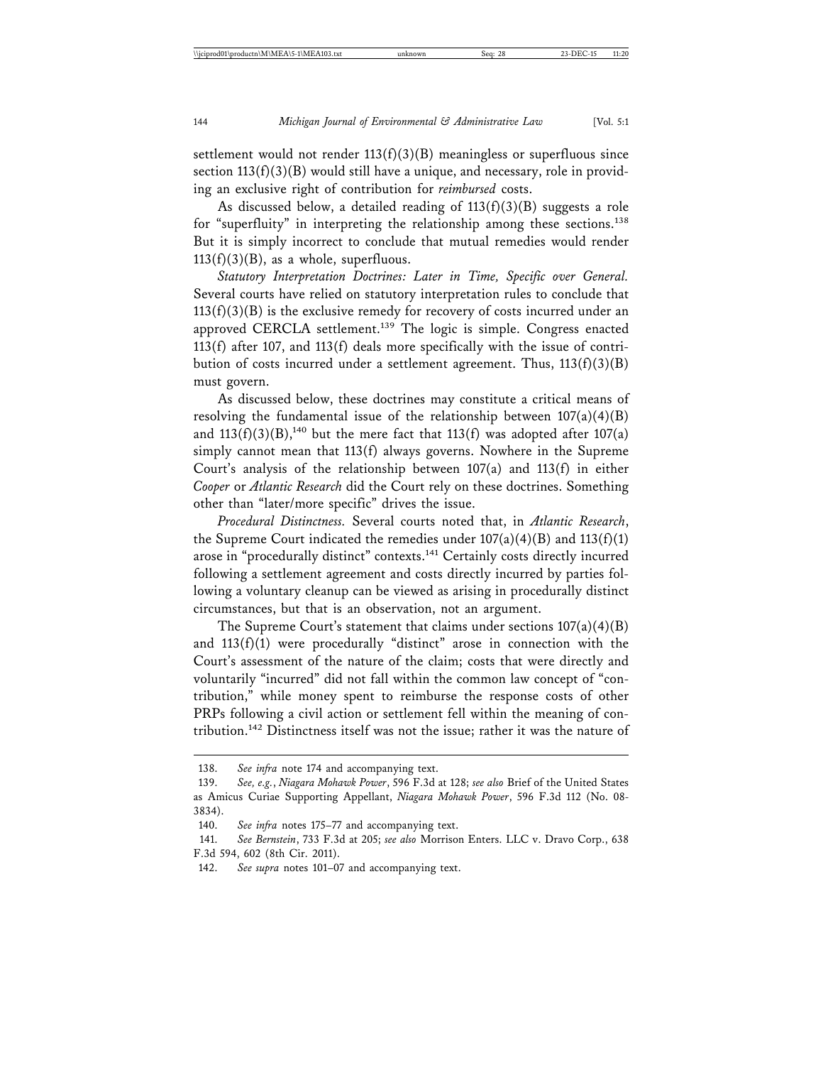settlement would not render 113(f)(3)(B) meaningless or superfluous since section 113(f)(3)(B) would still have a unique, and necessary, role in providing an exclusive right of contribution for *reimbursed* costs.

As discussed below, a detailed reading of 113(f)(3)(B) suggests a role for "superfluity" in interpreting the relationship among these sections.[138] But it is simply incorrect to conclude that mutual remedies would render 113(f)(3)(B), as a whole, superfluous.

*Statutory Interpretation Doctrines: Later in Time, Specific over General.* Several courts have relied on statutory interpretation rules to conclude that 113(f)(3)(B) is the exclusive remedy for recovery of costs incurred under an approved CERCLA settlement.[139] The logic is simple. Congress enacted 113(f) after 107, and 113(f) deals more specifically with the issue of contribution of costs incurred under a settlement agreement. Thus, 113(f)(3)(B) must govern.

As discussed below, these doctrines may constitute a critical means of resolving the fundamental issue of the relationship between 107(a)(4)(B) and 113(f)(3)(B),[140] but the mere fact that 113(f) was adopted after 107(a) simply cannot mean that 113(f) always governs. Nowhere in the Supreme Court's analysis of the relationship between 107(a) and 113(f) in either *Cooper* or *Atlantic Research* did the Court rely on these doctrines. Something other than "later/more specific" drives the issue.

*Procedural Distinctness.* Several courts noted that, in *Atlantic Research*, the Supreme Court indicated the remedies under 107(a)(4)(B) and 113(f)(1) arose in "procedurally distinct" contexts.[141] Certainly costs directly incurred following a settlement agreement and costs directly incurred by parties following a voluntary cleanup can be viewed as arising in procedurally distinct circumstances, but that is an observation, not an argument.

The Supreme Court's statement that claims under sections 107(a)(4)(B) and 113(f)(1) were procedurally "distinct" arose in connection with the Court's assessment of the nature of the claim; costs that were directly and voluntarily "incurred" did not fall within the common law concept of "contribution," while money spent to reimburse the response costs of other PRPs following a civil action or settlement fell within the meaning of contribution.[142] Distinctness itself was not the issue; rather it was the nature of

---

138. *See infra* note 174 and accompanying text.

139. *See, e.g.*, *Niagara Mohawk Power*, 596 F.3d at 128; *see also* Brief of the United States as Amicus Curiae Supporting Appellant, *Niagara Mohawk Power*, 596 F.3d 112 (No. 08-3834).

140. *See infra* notes 175–77 and accompanying text.

141. *See Bernstein*, 733 F.3d at 205; *see also* Morrison Enters. LLC v. Dravo Corp., 638 F.3d 594, 602 (8th Cir. 2011).

142. *See supra* notes 101–07 and accompanying text.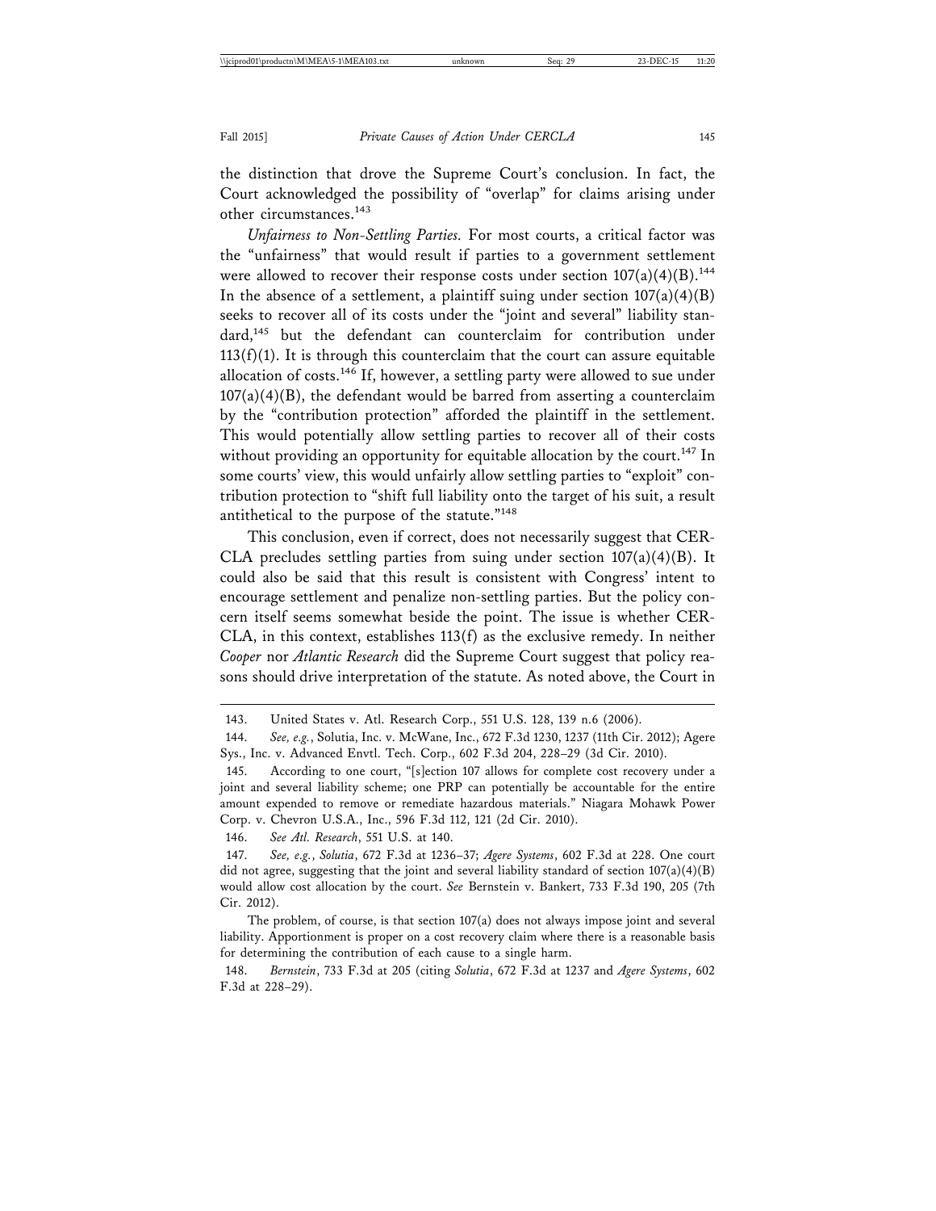the distinction that drove the Supreme Court's conclusion. In fact, the Court acknowledged the possibility of "overlap" for claims arising under other circumstances.[143]

*Unfairness to Non-Settling Parties.* For most courts, a critical factor was the "unfairness" that would result if parties to a government settlement were allowed to recover their response costs under section 107(a)(4)(B).[144] In the absence of a settlement, a plaintiff suing under section 107(a)(4)(B) seeks to recover all of its costs under the "joint and several" liability standard,[145] but the defendant can counterclaim for contribution under 113(f)(1). It is through this counterclaim that the court can assure equitable allocation of costs.[146] If, however, a settling party were allowed to sue under 107(a)(4)(B), the defendant would be barred from asserting a counterclaim by the "contribution protection" afforded the plaintiff in the settlement. This would potentially allow settling parties to recover all of their costs without providing an opportunity for equitable allocation by the court.[147] In some courts' view, this would unfairly allow settling parties to "exploit" contribution protection to "shift full liability onto the target of his suit, a result antithetical to the purpose of the statute."[148]

This conclusion, even if correct, does not necessarily suggest that CERCLA precludes settling parties from suing under section 107(a)(4)(B). It could also be said that this result is consistent with Congress' intent to encourage settlement and penalize non-settling parties. But the policy concern itself seems somewhat beside the point. The issue is whether CERCLA, in this context, establishes 113(f) as the exclusive remedy. In neither *Cooper* nor *Atlantic Research* did the Supreme Court suggest that policy reasons should drive interpretation of the statute. As noted above, the Court in

---

143. United States v. Atl. Research Corp., 551 U.S. 128, 139 n.6 (2006).

144. *See, e.g.*, Solutia, Inc. v. McWane, Inc., 672 F.3d 1230, 1237 (11th Cir. 2012); Agere Sys., Inc. v. Advanced Envtl. Tech. Corp., 602 F.3d 204, 228–29 (3d Cir. 2010).

145. According to one court, "[s]ection 107 allows for complete cost recovery under a joint and several liability scheme; one PRP can potentially be accountable for the entire amount expended to remove or remediate hazardous materials." Niagara Mohawk Power Corp. v. Chevron U.S.A., Inc., 596 F.3d 112, 121 (2d Cir. 2010).

146. *See Atl. Research*, 551 U.S. at 140.

147. *See, e.g.*, *Solutia*, 672 F.3d at 1236–37; *Agere Systems*, 602 F.3d at 228. One court did not agree, suggesting that the joint and several liability standard of section 107(a)(4)(B) would allow cost allocation by the court. *See* Bernstein v. Bankert, 733 F.3d 190, 205 (7th Cir. 2012).

The problem, of course, is that section 107(a) does not always impose joint and several liability. Apportionment is proper on a cost recovery claim where there is a reasonable basis for determining the contribution of each cause to a single harm.

148. *Bernstein*, 733 F.3d at 205 (citing *Solutia*, 672 F.3d at 1237 and *Agere Systems*, 602 F.3d at 228–29).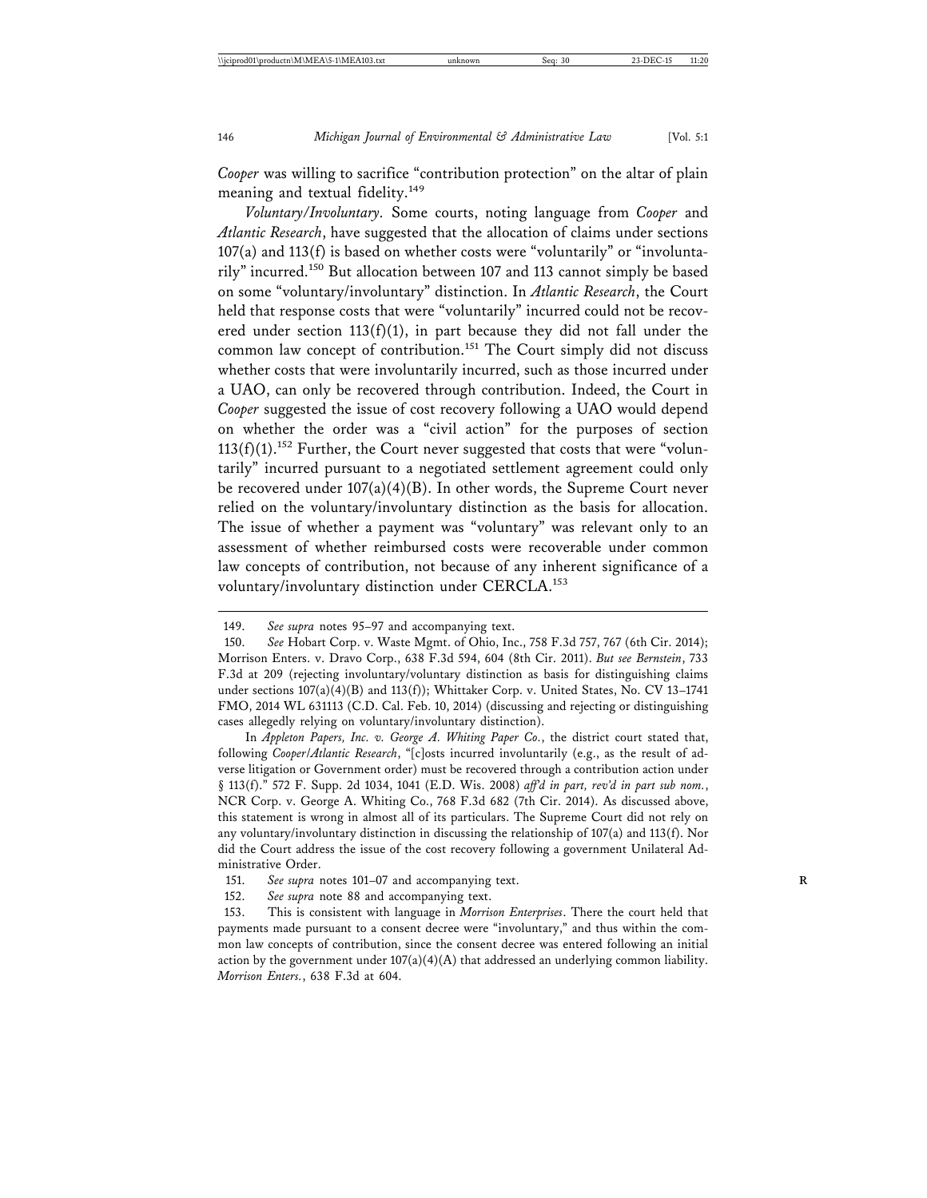*Cooper* was willing to sacrifice "contribution protection" on the altar of plain meaning and textual fidelity.[149]

*Voluntary/Involuntary*. Some courts, noting language from *Cooper* and *Atlantic Research*, have suggested that the allocation of claims under sections 107(a) and 113(f) is based on whether costs were "voluntarily" or "involuntarily" incurred.[150] But allocation between 107 and 113 cannot simply be based on some "voluntary/involuntary" distinction. In *Atlantic Research*, the Court held that response costs that were "voluntarily" incurred could not be recovered under section 113(f)(1), in part because they did not fall under the common law concept of contribution.[151] The Court simply did not discuss whether costs that were involuntarily incurred, such as those incurred under a UAO, can only be recovered through contribution. Indeed, the Court in *Cooper* suggested the issue of cost recovery following a UAO would depend on whether the order was a "civil action" for the purposes of section 113(f)(1).[152] Further, the Court never suggested that costs that were "voluntarily" incurred pursuant to a negotiated settlement agreement could only be recovered under 107(a)(4)(B). In other words, the Supreme Court never relied on the voluntary/involuntary distinction as the basis for allocation. The issue of whether a payment was "voluntary" was relevant only to an assessment of whether reimbursed costs were recoverable under common law concepts of contribution, not because of any inherent significance of a voluntary/involuntary distinction under CERCLA.[153]

---

149. *See supra* notes 95–97 and accompanying text.

150. *See* Hobart Corp. v. Waste Mgmt. of Ohio, Inc., 758 F.3d 757, 767 (6th Cir. 2014); Morrison Enters. v. Dravo Corp., 638 F.3d 594, 604 (8th Cir. 2011). *But see Bernstein*, 733 F.3d at 209 (rejecting involuntary/voluntary distinction as basis for distinguishing claims under sections 107(a)(4)(B) and 113(f)); Whittaker Corp. v. United States, No. CV 13–1741 FMO, 2014 WL 631113 (C.D. Cal. Feb. 10, 2014) (discussing and rejecting or distinguishing cases allegedly relying on voluntary/involuntary distinction).

In *Appleton Papers, Inc. v. George A. Whiting Paper Co.*, the district court stated that, following *Cooper*/*Atlantic Research*, "[c]osts incurred involuntarily (e.g., as the result of adverse litigation or Government order) must be recovered through a contribution action under § 113(f)." 572 F. Supp. 2d 1034, 1041 (E.D. Wis. 2008) *aff'd in part, rev'd in part sub nom.*, NCR Corp. v. George A. Whiting Co., 768 F.3d 682 (7th Cir. 2014). As discussed above, this statement is wrong in almost all of its particulars. The Supreme Court did not rely on any voluntary/involuntary distinction in discussing the relationship of 107(a) and 113(f). Nor did the Court address the issue of the cost recovery following a government Unilateral Administrative Order.

151. *See supra* notes 101–07 and accompanying text.

152. *See supra* note 88 and accompanying text.

153. This is consistent with language in *Morrison Enterprises*. There the court held that payments made pursuant to a consent decree were "involuntary," and thus within the common law concepts of contribution, since the consent decree was entered following an initial action by the government under 107(a)(4)(A) that addressed an underlying common liability. *Morrison Enters.*, 638 F.3d at 604.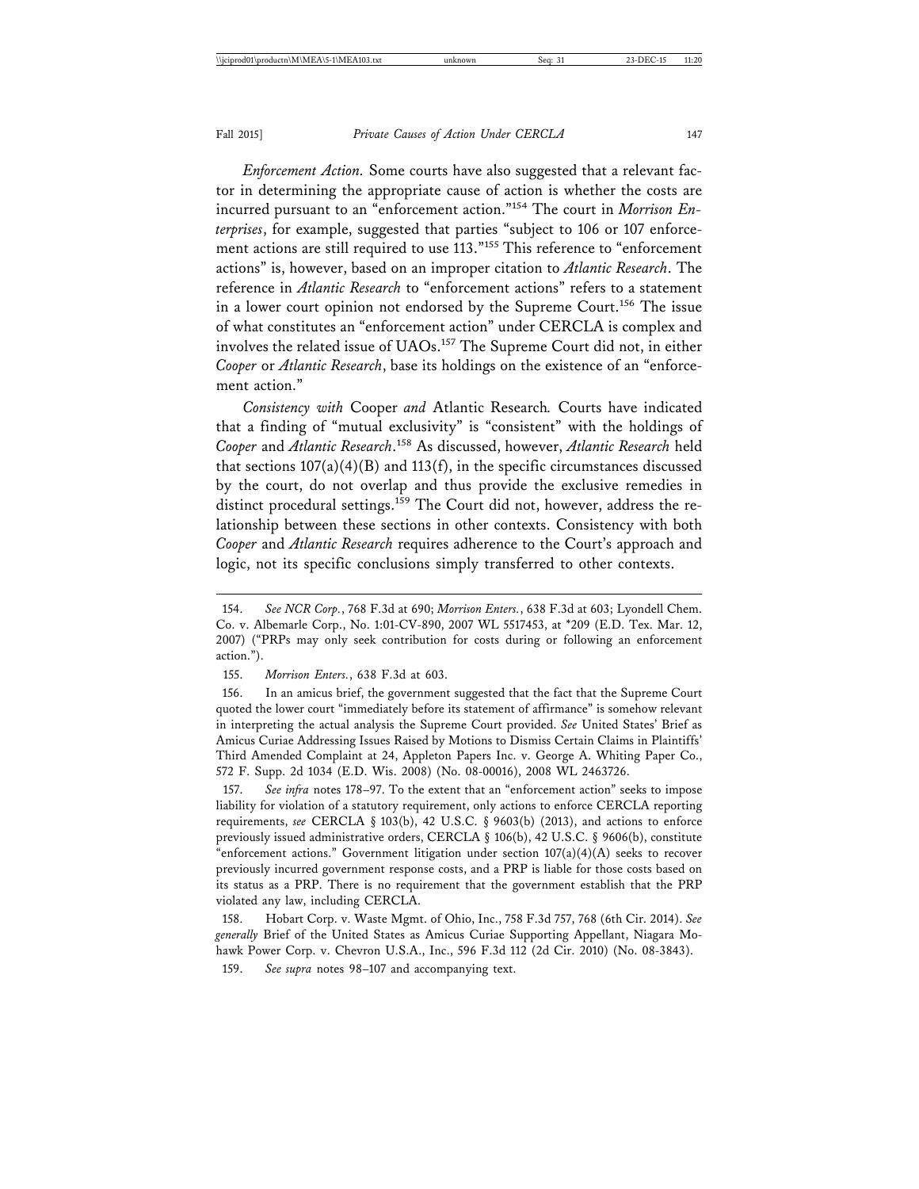*Enforcement Action.* Some courts have also suggested that a relevant factor in determining the appropriate cause of action is whether the costs are incurred pursuant to an "enforcement action."[154] The court in *Morrison Enterprises*, for example, suggested that parties "subject to 106 or 107 enforcement actions are still required to use 113."[155] This reference to "enforcement actions" is, however, based on an improper citation to *Atlantic Research*. The reference in *Atlantic Research* to "enforcement actions" refers to a statement in a lower court opinion not endorsed by the Supreme Court.[156] The issue of what constitutes an "enforcement action" under CERCLA is complex and involves the related issue of UAOs.[157] The Supreme Court did not, in either *Cooper* or *Atlantic Research*, base its holdings on the existence of an "enforcement action."

*Consistency with* Cooper *and* Atlantic Research*.* Courts have indicated that a finding of "mutual exclusivity" is "consistent" with the holdings of *Cooper* and *Atlantic Research*.[158] As discussed, however, *Atlantic Research* held that sections 107(a)(4)(B) and 113(f), in the specific circumstances discussed by the court, do not overlap and thus provide the exclusive remedies in distinct procedural settings.[159] The Court did not, however, address the relationship between these sections in other contexts. Consistency with both *Cooper* and *Atlantic Research* requires adherence to the Court's approach and logic, not its specific conclusions simply transferred to other contexts.

---

154. *See NCR Corp.*, 768 F.3d at 690; *Morrison Enters.*, 638 F.3d at 603; Lyondell Chem. Co. v. Albemarle Corp., No. 1:01-CV-890, 2007 WL 5517453, at *209 (E.D. Tex. Mar. 12, 2007) ("PRPs may only seek contribution for costs during or following an enforcement action.").

155. *Morrison Enters.*, 638 F.3d at 603.

156. In an amicus brief, the government suggested that the fact that the Supreme Court quoted the lower court "immediately before its statement of affirmance" is somehow relevant in interpreting the actual analysis the Supreme Court provided. *See* United States' Brief as Amicus Curiae Addressing Issues Raised by Motions to Dismiss Certain Claims in Plaintiffs' Third Amended Complaint at 24, Appleton Papers Inc. v. George A. Whiting Paper Co., 572 F. Supp. 2d 1034 (E.D. Wis. 2008) (No. 08-00016), 2008 WL 2463726.

157. *See infra* notes 178–97. To the extent that an "enforcement action" seeks to impose liability for violation of a statutory requirement, only actions to enforce CERCLA reporting requirements, *see* CERCLA § 103(b), 42 U.S.C. § 9603(b) (2013), and actions to enforce previously issued administrative orders, CERCLA § 106(b), 42 U.S.C. § 9606(b), constitute "enforcement actions." Government litigation under section 107(a)(4)(A) seeks to recover previously incurred government response costs, and a PRP is liable for those costs based on its status as a PRP. There is no requirement that the government establish that the PRP violated any law, including CERCLA.

158. Hobart Corp. v. Waste Mgmt. of Ohio, Inc., 758 F.3d 757, 768 (6th Cir. 2014). *See generally* Brief of the United States as Amicus Curiae Supporting Appellant, Niagara Mohawk Power Corp. v. Chevron U.S.A., Inc., 596 F.3d 112 (2d Cir. 2010) (No. 08-3843).

159. *See supra* notes 98–107 and accompanying text.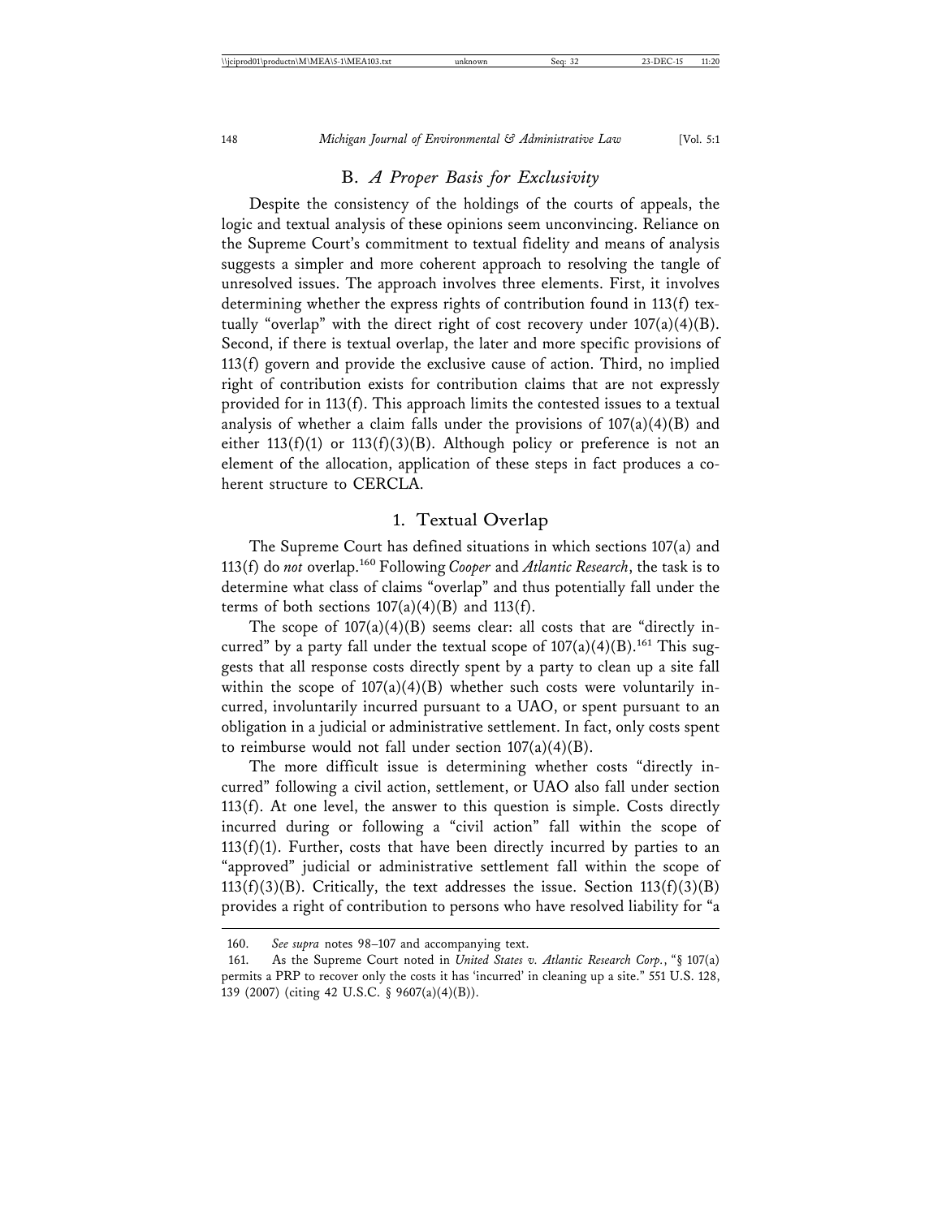## B. *A Proper Basis for Exclusivity*

Despite the consistency of the holdings of the courts of appeals, the logic and textual analysis of these opinions seem unconvincing. Reliance on the Supreme Court's commitment to textual fidelity and means of analysis suggests a simpler and more coherent approach to resolving the tangle of unresolved issues. The approach involves three elements. First, it involves determining whether the express rights of contribution found in 113(f) textually "overlap" with the direct right of cost recovery under 107(a)(4)(B). Second, if there is textual overlap, the later and more specific provisions of 113(f) govern and provide the exclusive cause of action. Third, no implied right of contribution exists for contribution claims that are not expressly provided for in 113(f). This approach limits the contested issues to a textual analysis of whether a claim falls under the provisions of 107(a)(4)(B) and either 113(f)(1) or 113(f)(3)(B). Although policy or preference is not an element of the allocation, application of these steps in fact produces a coherent structure to CERCLA.

### 1. Textual Overlap

The Supreme Court has defined situations in which sections 107(a) and 113(f) do *not* overlap.[160] Following *Cooper* and *Atlantic Research*, the task is to determine what class of claims "overlap" and thus potentially fall under the terms of both sections 107(a)(4)(B) and 113(f).

The scope of 107(a)(4)(B) seems clear: all costs that are "directly incurred" by a party fall under the textual scope of 107(a)(4)(B).[161] This suggests that all response costs directly spent by a party to clean up a site fall within the scope of 107(a)(4)(B) whether such costs were voluntarily incurred, involuntarily incurred pursuant to a UAO, or spent pursuant to an obligation in a judicial or administrative settlement. In fact, only costs spent to reimburse would not fall under section 107(a)(4)(B).

The more difficult issue is determining whether costs "directly incurred" following a civil action, settlement, or UAO also fall under section 113(f). At one level, the answer to this question is simple. Costs directly incurred during or following a "civil action" fall within the scope of 113(f)(1). Further, costs that have been directly incurred by parties to an "approved" judicial or administrative settlement fall within the scope of 113(f)(3)(B). Critically, the text addresses the issue. Section 113(f)(3)(B) provides a right of contribution to persons who have resolved liability for "a

---

160. *See supra* notes 98–107 and accompanying text.

161. As the Supreme Court noted in *United States v. Atlantic Research Corp.*, "§ 107(a) permits a PRP to recover only the costs it has 'incurred' in cleaning up a site." 551 U.S. 128, 139 (2007) (citing 42 U.S.C. § 9607(a)(4)(B)).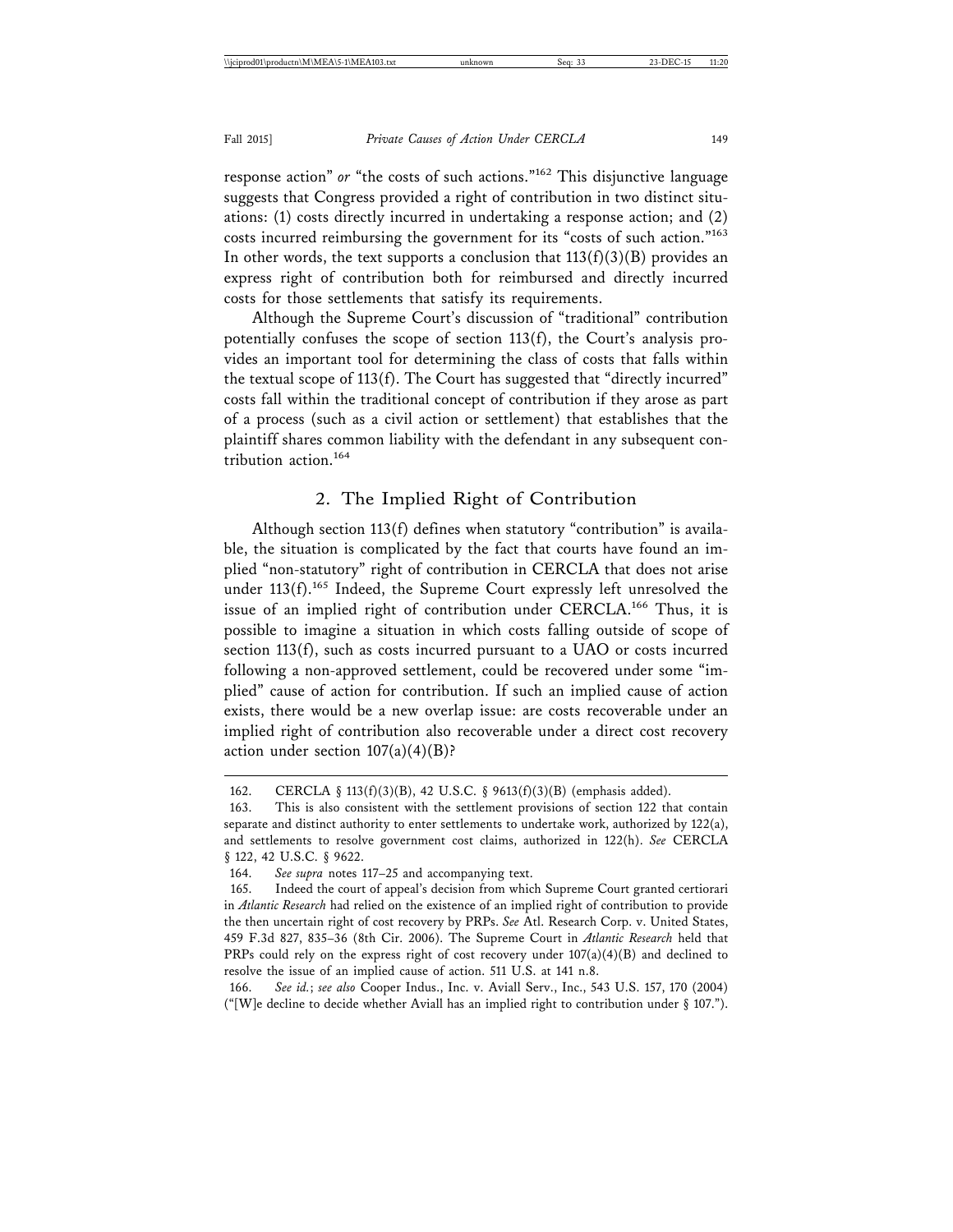response action" *or* "the costs of such actions."[162] This disjunctive language suggests that Congress provided a right of contribution in two distinct situations: (1) costs directly incurred in undertaking a response action; and (2) costs incurred reimbursing the government for its "costs of such action."[163] In other words, the text supports a conclusion that 113(f)(3)(B) provides an express right of contribution both for reimbursed and directly incurred costs for those settlements that satisfy its requirements.

Although the Supreme Court's discussion of "traditional" contribution potentially confuses the scope of section 113(f), the Court's analysis provides an important tool for determining the class of costs that falls within the textual scope of 113(f). The Court has suggested that "directly incurred" costs fall within the traditional concept of contribution if they arose as part of a process (such as a civil action or settlement) that establishes that the plaintiff shares common liability with the defendant in any subsequent contribution action.[164]

## 2. The Implied Right of Contribution

Although section 113(f) defines when statutory "contribution" is available, the situation is complicated by the fact that courts have found an implied "non-statutory" right of contribution in CERCLA that does not arise under 113(f).[165] Indeed, the Supreme Court expressly left unresolved the issue of an implied right of contribution under CERCLA.[166] Thus, it is possible to imagine a situation in which costs falling outside of scope of section 113(f), such as costs incurred pursuant to a UAO or costs incurred following a non-approved settlement, could be recovered under some "implied" cause of action for contribution. If such an implied cause of action exists, there would be a new overlap issue: are costs recoverable under an implied right of contribution also recoverable under a direct cost recovery action under section 107(a)(4)(B)?

---

162. CERCLA § 113(f)(3)(B), 42 U.S.C. § 9613(f)(3)(B) (emphasis added).

163. This is also consistent with the settlement provisions of section 122 that contain separate and distinct authority to enter settlements to undertake work, authorized by 122(a), and settlements to resolve government cost claims, authorized in 122(h). *See* CERCLA § 122, 42 U.S.C. § 9622.

164. *See supra* notes 117–25 and accompanying text.

165. Indeed the court of appeal's decision from which Supreme Court granted certiorari in *Atlantic Research* had relied on the existence of an implied right of contribution to provide the then uncertain right of cost recovery by PRPs. *See* Atl. Research Corp. v. United States, 459 F.3d 827, 835–36 (8th Cir. 2006). The Supreme Court in *Atlantic Research* held that PRPs could rely on the express right of cost recovery under 107(a)(4)(B) and declined to resolve the issue of an implied cause of action. 511 U.S. at 141 n.8.

166. *See id.*; *see also* Cooper Indus., Inc. v. Aviall Serv., Inc., 543 U.S. 157, 170 (2004) ("[W]e decline to decide whether Aviall has an implied right to contribution under § 107.").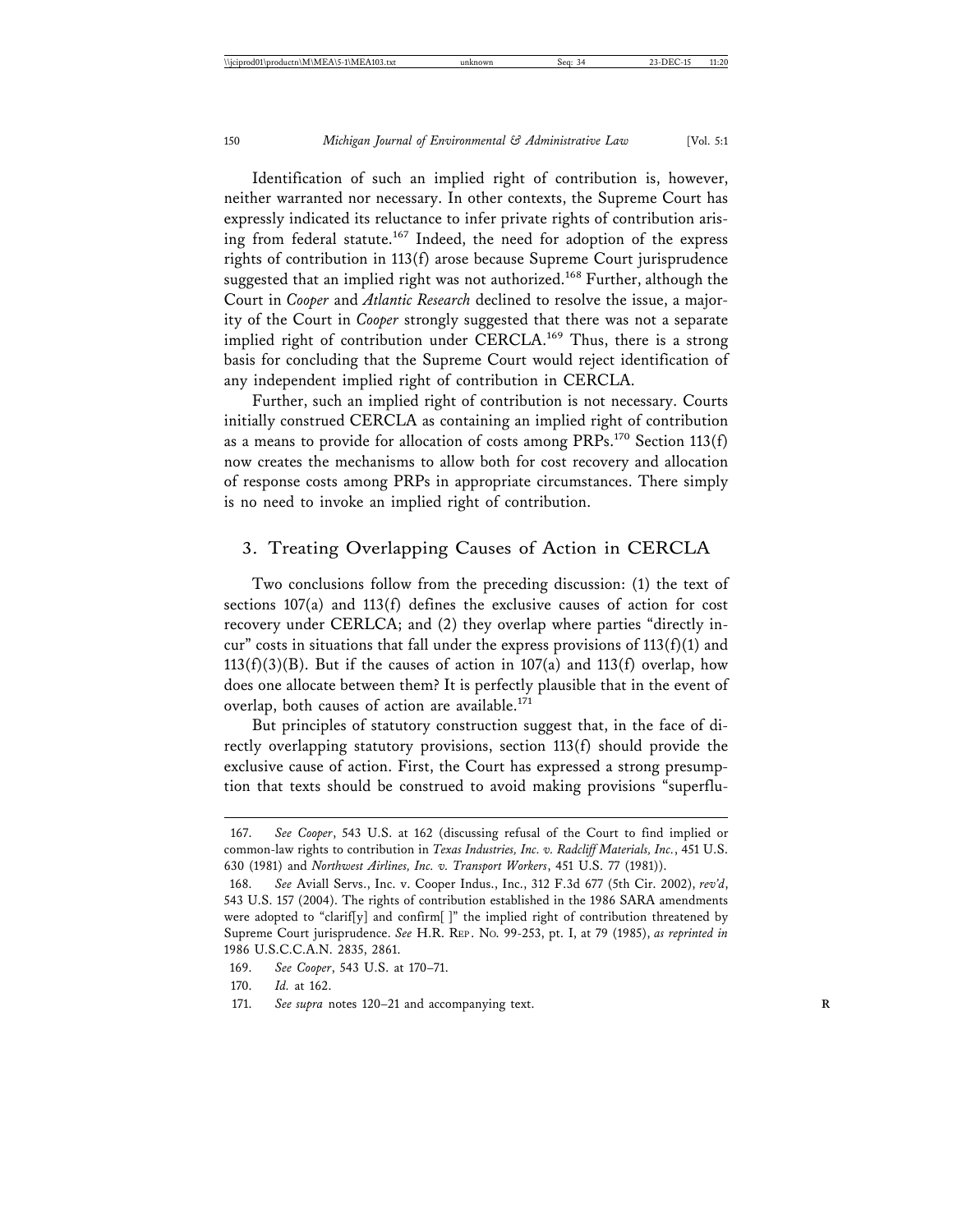Identification of such an implied right of contribution is, however, neither warranted nor necessary. In other contexts, the Supreme Court has expressly indicated its reluctance to infer private rights of contribution arising from federal statute.[167] Indeed, the need for adoption of the express rights of contribution in 113(f) arose because Supreme Court jurisprudence suggested that an implied right was not authorized.[168] Further, although the Court in *Cooper* and *Atlantic Research* declined to resolve the issue, a majority of the Court in *Cooper* strongly suggested that there was not a separate implied right of contribution under CERCLA.[169] Thus, there is a strong basis for concluding that the Supreme Court would reject identification of any independent implied right of contribution in CERCLA.

Further, such an implied right of contribution is not necessary. Courts initially construed CERCLA as containing an implied right of contribution as a means to provide for allocation of costs among PRPs.[170] Section 113(f) now creates the mechanisms to allow both for cost recovery and allocation of response costs among PRPs in appropriate circumstances. There simply is no need to invoke an implied right of contribution.

### 3. Treating Overlapping Causes of Action in CERCLA

Two conclusions follow from the preceding discussion: (1) the text of sections 107(a) and 113(f) defines the exclusive causes of action for cost recovery under CERLCA; and (2) they overlap where parties "directly incur" costs in situations that fall under the express provisions of 113(f)(1) and 113(f)(3)(B). But if the causes of action in 107(a) and 113(f) overlap, how does one allocate between them? It is perfectly plausible that in the event of overlap, both causes of action are available.[171]

But principles of statutory construction suggest that, in the face of directly overlapping statutory provisions, section 113(f) should provide the exclusive cause of action. First, the Court has expressed a strong presumption that texts should be construed to avoid making provisions "superflu-

---

167. *See Cooper*, 543 U.S. at 162 (discussing refusal of the Court to find implied or common-law rights to contribution in *Texas Industries, Inc. v. Radcliff Materials, Inc.*, 451 U.S. 630 (1981) and *Northwest Airlines, Inc. v. Transport Workers*, 451 U.S. 77 (1981)).

168. *See* Aviall Servs., Inc. v. Cooper Indus., Inc., 312 F.3d 677 (5th Cir. 2002), *rev'd*, 543 U.S. 157 (2004). The rights of contribution established in the 1986 SARA amendments were adopted to "clarif[y] and confirm[ ]" the implied right of contribution threatened by Supreme Court jurisprudence. *See* H.R. REP. NO. 99-253, pt. I, at 79 (1985), *as reprinted in* 1986 U.S.C.C.A.N. 2835, 2861.

169. *See Cooper*, 543 U.S. at 170–71.

170. *Id.* at 162.

171. *See supra* notes 120–21 and accompanying text.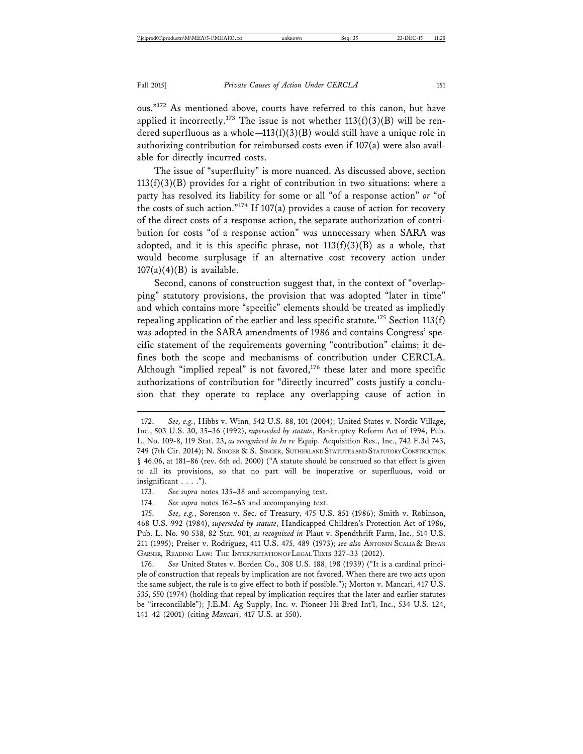ous."[172] As mentioned above, courts have referred to this canon, but have applied it incorrectly.[173] The issue is not whether 113(f)(3)(B) will be rendered superfluous as a whole—113(f)(3)(B) would still have a unique role in authorizing contribution for reimbursed costs even if 107(a) were also available for directly incurred costs.

The issue of "superfluity" is more nuanced. As discussed above, section 113(f)(3)(B) provides for a right of contribution in two situations: where a party has resolved its liability for some or all "of a response action" *or* "of the costs of such action."[174] If 107(a) provides a cause of action for recovery of the direct costs of a response action, the separate authorization of contribution for costs "of a response action" was unnecessary when SARA was adopted, and it is this specific phrase, not 113(f)(3)(B) as a whole, that would become surplusage if an alternative cost recovery action under 107(a)(4)(B) is available.

Second, canons of construction suggest that, in the context of "overlapping" statutory provisions, the provision that was adopted "later in time" and which contains more "specific" elements should be treated as impliedly repealing application of the earlier and less specific statute.[175] Section 113(f) was adopted in the SARA amendments of 1986 and contains Congress' specific statement of the requirements governing "contribution" claims; it defines both the scope and mechanisms of contribution under CERCLA. Although "implied repeal" is not favored,[176] these later and more specific authorizations of contribution for "directly incurred" costs justify a conclusion that they operate to replace any overlapping cause of action in

---

172. *See, e.g.*, Hibbs v. Winn, 542 U.S. 88, 101 (2004); United States v. Nordic Village, Inc., 503 U.S. 30, 35–36 (1992), *superseded by statute*, Bankruptcy Reform Act of 1994, Pub. L. No. 109-8, 119 Stat. 23, *as recognized in In re* Equip. Acquisition Res., Inc., 742 F.3d 743, 749 (7th Cir. 2014); N. Singer & S. Singer, Sutherland Statutes and Statutory Construction § 46.06, at 181–86 (rev. 6th ed. 2000) ("A statute should be construed so that effect is given to all its provisions, so that no part will be inoperative or superfluous, void or insignificant . . . .").

173. *See supra* notes 135–38 and accompanying text.

174. *See supra* notes 162–63 and accompanying text.

175. *See, e.g.*, Sorenson v. Sec. of Treasury, 475 U.S. 851 (1986); Smith v. Robinson, 468 U.S. 992 (1984), *superseded by statute*, Handicapped Children's Protection Act of 1986, Pub. L. No. 90-538, 82 Stat. 901, *as recognized in* Plaut v. Spendthrift Farm, Inc., 514 U.S. 211 (1995); Preiser v. Rodriguez, 411 U.S. 475, 489 (1973); *see also* Antonin Scalia & Bryan Garner, Reading Law: The Interpretation of Legal Texts 327–33 (2012).

176. *See* United States v. Borden Co., 308 U.S. 188, 198 (1939) ("It is a cardinal principle of construction that repeals by implication are not favored. When there are two acts upon the same subject, the rule is to give effect to both if possible."); Morton v. Mancari, 417 U.S. 535, 550 (1974) (holding that repeal by implication requires that the later and earlier statutes be "irreconcilable"); J.E.M. Ag Supply, Inc. v. Pioneer Hi-Bred Int'l, Inc., 534 U.S. 124, 141–42 (2001) (citing *Mancari*, 417 U.S. at 550).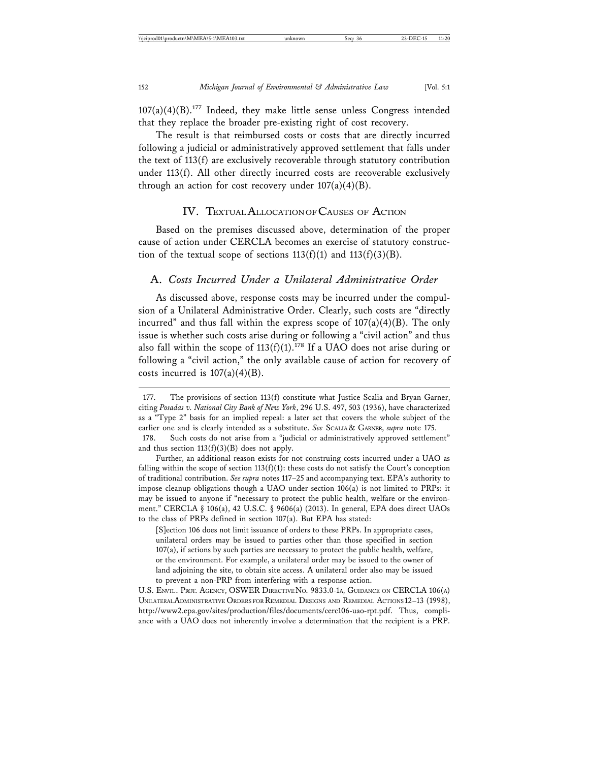107(a)(4)(B).[177] Indeed, they make little sense unless Congress intended that they replace the broader pre-existing right of cost recovery.

The result is that reimbursed costs or costs that are directly incurred following a judicial or administratively approved settlement that falls under the text of 113(f) are exclusively recoverable through statutory contribution under 113(f). All other directly incurred costs are recoverable exclusively through an action for cost recovery under 107(a)(4)(B).

## IV. Textual Allocation of Causes of Action

Based on the premises discussed above, determination of the proper cause of action under CERCLA becomes an exercise of statutory construction of the textual scope of sections 113(f)(1) and 113(f)(3)(B).

### A. *Costs Incurred Under a Unilateral Administrative Order*

As discussed above, response costs may be incurred under the compulsion of a Unilateral Administrative Order. Clearly, such costs are "directly incurred" and thus fall within the express scope of 107(a)(4)(B). The only issue is whether such costs arise during or following a "civil action" and thus also fall within the scope of 113(f)(1).[178] If a UAO does not arise during or following a "civil action," the only available cause of action for recovery of costs incurred is 107(a)(4)(B).

---

177. The provisions of section 113(f) constitute what Justice Scalia and Bryan Garner, citing *Posadas v. National City Bank of New York*, 296 U.S. 497, 503 (1936), have characterized as a "Type 2" basis for an implied repeal: a later act that covers the whole subject of the earlier one and is clearly intended as a substitute. *See* Scalia & Garner, *supra* note 175.

178. Such costs do not arise from a "judicial or administratively approved settlement" and thus section 113(f)(3)(B) does not apply.

Further, an additional reason exists for not construing costs incurred under a UAO as falling within the scope of section 113(f)(1): these costs do not satisfy the Court's conception of traditional contribution. *See supra* notes 117–25 and accompanying text. EPA's authority to impose cleanup obligations though a UAO under section 106(a) is not limited to PRPs: it may be issued to anyone if "necessary to protect the public health, welfare or the environment." CERCLA § 106(a), 42 U.S.C. § 9606(a) (2013). In general, EPA does direct UAOs to the class of PRPs defined in section 107(a). But EPA has stated:

> [S]ection 106 does not limit issuance of orders to these PRPs. In appropriate cases, unilateral orders may be issued to parties other than those specified in section 107(a), if actions by such parties are necessary to protect the public health, welfare, or the environment. For example, a unilateral order may be issued to the owner of land adjoining the site, to obtain site access. A unilateral order also may be issued to prevent a non-PRP from interfering with a response action.

U.S. Envtl. Prot. Agency, OSWER Directive No. 9833.0-1a, Guidance on CERCLA 106(a) Unilateral Administrative Orders for Remedial Designs and Remedial Actions 12–13 (1998), http://www2.epa.gov/sites/production/files/documents/cerc106-uao-rpt.pdf. Thus, compliance with a UAO does not inherently involve a determination that the recipient is a PRP.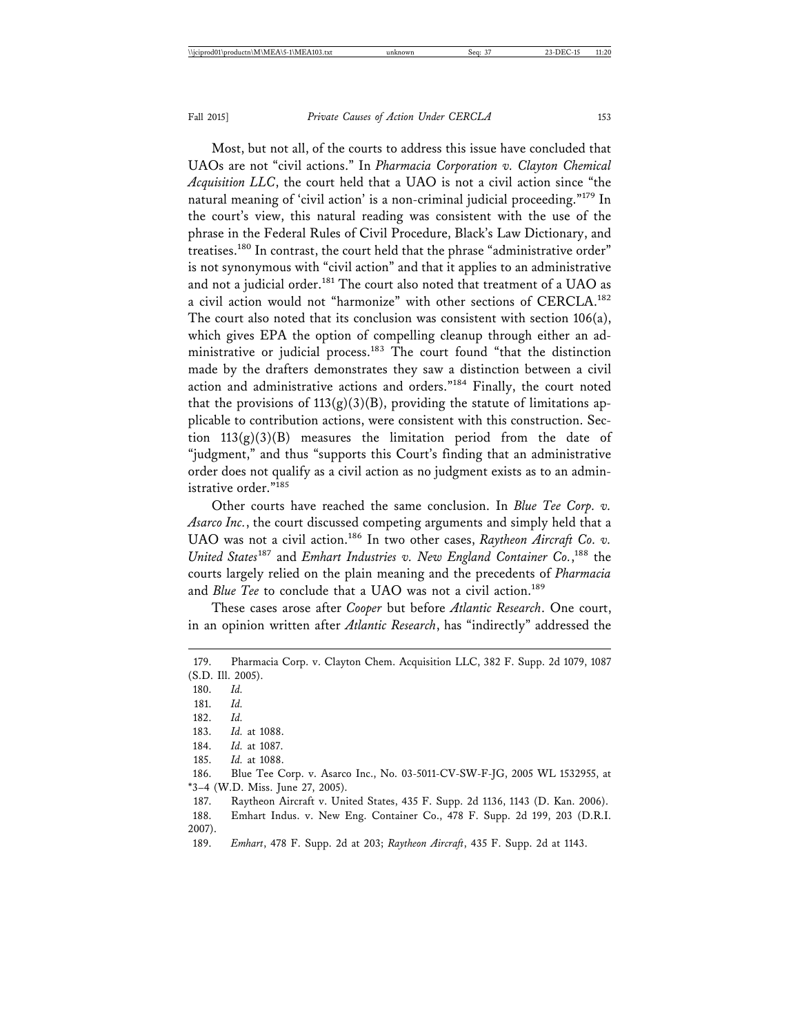Most, but not all, of the courts to address this issue have concluded that UAOs are not "civil actions." In *Pharmacia Corporation v. Clayton Chemical Acquisition LLC*, the court held that a UAO is not a civil action since "the natural meaning of 'civil action' is a non-criminal judicial proceeding."[179] In the court's view, this natural reading was consistent with the use of the phrase in the Federal Rules of Civil Procedure, Black's Law Dictionary, and treatises.[180] In contrast, the court held that the phrase "administrative order" is not synonymous with "civil action" and that it applies to an administrative and not a judicial order.[181] The court also noted that treatment of a UAO as a civil action would not "harmonize" with other sections of CERCLA.[182] The court also noted that its conclusion was consistent with section 106(a), which gives EPA the option of compelling cleanup through either an administrative or judicial process.[183] The court found "that the distinction made by the drafters demonstrates they saw a distinction between a civil action and administrative actions and orders."[184] Finally, the court noted that the provisions of 113(g)(3)(B), providing the statute of limitations applicable to contribution actions, were consistent with this construction. Section 113(g)(3)(B) measures the limitation period from the date of "judgment," and thus "supports this Court's finding that an administrative order does not qualify as a civil action as no judgment exists as to an administrative order."[185]

Other courts have reached the same conclusion. In *Blue Tee Corp. v. Asarco Inc.*, the court discussed competing arguments and simply held that a UAO was not a civil action.[186] In two other cases, *Raytheon Aircraft Co. v. United States*[187] and *Emhart Industries v. New England Container Co.*,[188] the courts largely relied on the plain meaning and the precedents of *Pharmacia* and *Blue Tee* to conclude that a UAO was not a civil action.[189]

These cases arose after *Cooper* but before *Atlantic Research*. One court, in an opinion written after *Atlantic Research*, has "indirectly" addressed the

---

179. Pharmacia Corp. v. Clayton Chem. Acquisition LLC, 382 F. Supp. 2d 1079, 1087 (S.D. Ill. 2005).

180. *Id.*

181. *Id.*

182. *Id.*

183. *Id.* at 1088.

184. *Id.* at 1087.

185. *Id.* at 1088.

186. Blue Tee Corp. v. Asarco Inc., No. 03-5011-CV-SW-F-JG, 2005 WL 1532955, at *3–4 (W.D. Miss. June 27, 2005).

187. Raytheon Aircraft v. United States, 435 F. Supp. 2d 1136, 1143 (D. Kan. 2006).

188. Emhart Indus. v. New Eng. Container Co., 478 F. Supp. 2d 199, 203 (D.R.I. 2007).

189. *Emhart*, 478 F. Supp. 2d at 203; *Raytheon Aircraft*, 435 F. Supp. 2d at 1143.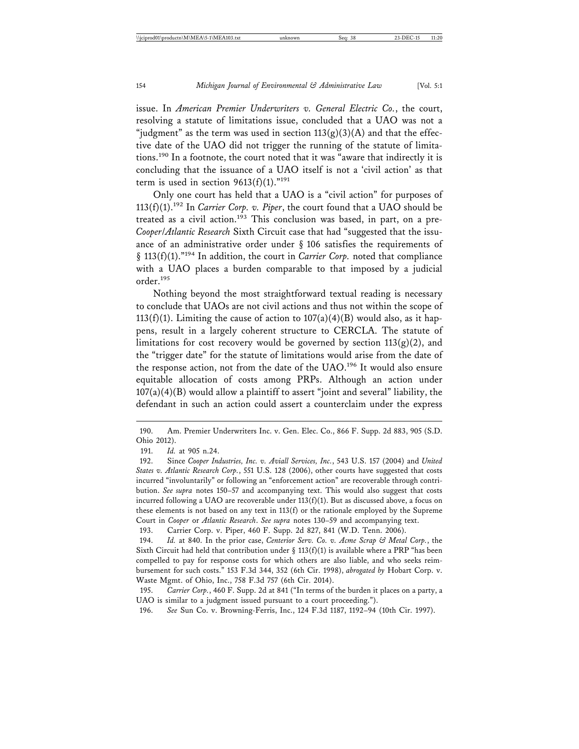issue. In *American Premier Underwriters v. General Electric Co.*, the court, resolving a statute of limitations issue, concluded that a UAO was not a "judgment" as the term was used in section 113(g)(3)(A) and that the effective date of the UAO did not trigger the running of the statute of limitations.[190] In a footnote, the court noted that it was "aware that indirectly it is concluding that the issuance of a UAO itself is not a 'civil action' as that term is used in section 9613(f)(1)."[191]

Only one court has held that a UAO is a "civil action" for purposes of 113(f)(1).[192] In *Carrier Corp. v. Piper*, the court found that a UAO should be treated as a civil action.[193] This conclusion was based, in part, on a pre-*Cooper*/*Atlantic Research* Sixth Circuit case that had "suggested that the issuance of an administrative order under § 106 satisfies the requirements of § 113(f)(1)."[194] In addition, the court in *Carrier Corp.* noted that compliance with a UAO places a burden comparable to that imposed by a judicial order.[195]

Nothing beyond the most straightforward textual reading is necessary to conclude that UAOs are not civil actions and thus not within the scope of 113(f)(1). Limiting the cause of action to 107(a)(4)(B) would also, as it happens, result in a largely coherent structure to CERCLA. The statute of limitations for cost recovery would be governed by section 113(g)(2), and the "trigger date" for the statute of limitations would arise from the date of the response action, not from the date of the UAO.[196] It would also ensure equitable allocation of costs among PRPs. Although an action under 107(a)(4)(B) would allow a plaintiff to assert "joint and several" liability, the defendant in such an action could assert a counterclaim under the express

---

190. Am. Premier Underwriters Inc. v. Gen. Elec. Co., 866 F. Supp. 2d 883, 905 (S.D. Ohio 2012).

191. *Id.* at 905 n.24.

192. Since *Cooper Industries, Inc. v. Aviall Services, Inc.*, 543 U.S. 157 (2004) and *United States v. Atlantic Research Corp.*, 551 U.S. 128 (2006), other courts have suggested that costs incurred "involuntarily" or following an "enforcement action" are recoverable through contribution. *See supra* notes 150–57 and accompanying text. This would also suggest that costs incurred following a UAO are recoverable under 113(f)(1). But as discussed above, a focus on these elements is not based on any text in 113(f) or the rationale employed by the Supreme Court in *Cooper* or *Atlantic Research*. *See supra* notes 130–59 and accompanying text.

193. Carrier Corp. v. Piper, 460 F. Supp. 2d 827, 841 (W.D. Tenn. 2006).

194. *Id.* at 840. In the prior case, *Centerior Serv. Co. v. Acme Scrap & Metal Corp.*, the Sixth Circuit had held that contribution under § 113(f)(1) is available where a PRP "has been compelled to pay for response costs for which others are also liable, and who seeks reimbursement for such costs." 153 F.3d 344, 352 (6th Cir. 1998), *abrogated by* Hobart Corp. v. Waste Mgmt. of Ohio, Inc., 758 F.3d 757 (6th Cir. 2014).

195. *Carrier Corp.*, 460 F. Supp. 2d at 841 ("In terms of the burden it places on a party, a UAO is similar to a judgment issued pursuant to a court proceeding.").

196. *See* Sun Co. v. Browning-Ferris, Inc., 124 F.3d 1187, 1192–94 (10th Cir. 1997).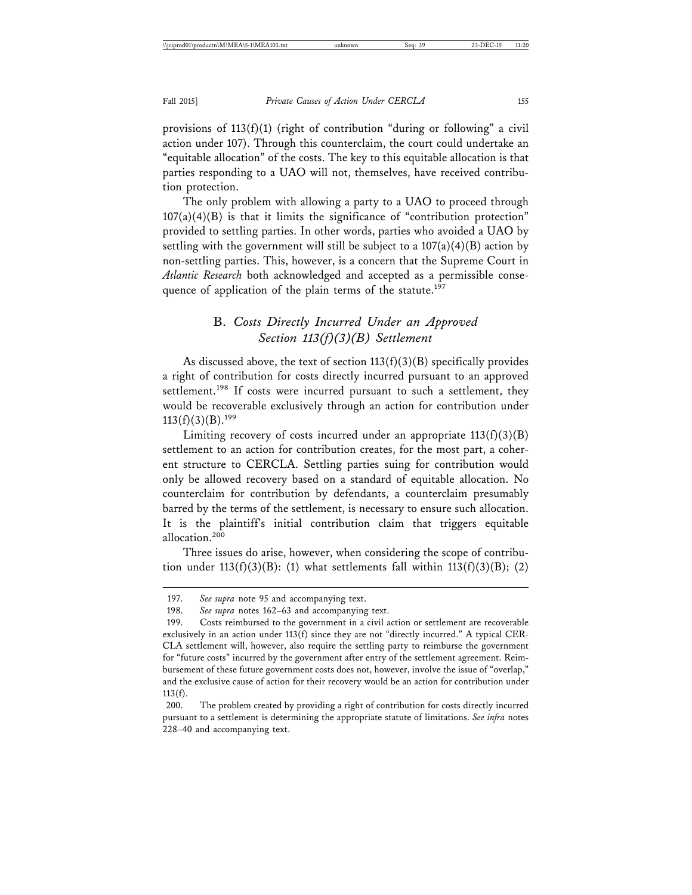provisions of 113(f)(1) (right of contribution "during or following" a civil action under 107). Through this counterclaim, the court could undertake an "equitable allocation" of the costs. The key to this equitable allocation is that parties responding to a UAO will not, themselves, have received contribution protection.

The only problem with allowing a party to a UAO to proceed through 107(a)(4)(B) is that it limits the significance of "contribution protection" provided to settling parties. In other words, parties who avoided a UAO by settling with the government will still be subject to a 107(a)(4)(B) action by non-settling parties. This, however, is a concern that the Supreme Court in *Atlantic Research* both acknowledged and accepted as a permissible consequence of application of the plain terms of the statute.[197]

### B. *Costs Directly Incurred Under an Approved Section 113(f)(3)(B) Settlement*

As discussed above, the text of section 113(f)(3)(B) specifically provides a right of contribution for costs directly incurred pursuant to an approved settlement.[198] If costs were incurred pursuant to such a settlement, they would be recoverable exclusively through an action for contribution under 113(f)(3)(B).[199]

Limiting recovery of costs incurred under an appropriate 113(f)(3)(B) settlement to an action for contribution creates, for the most part, a coherent structure to CERCLA. Settling parties suing for contribution would only be allowed recovery based on a standard of equitable allocation. No counterclaim for contribution by defendants, a counterclaim presumably barred by the terms of the settlement, is necessary to ensure such allocation. It is the plaintiff's initial contribution claim that triggers equitable allocation.[200]

Three issues do arise, however, when considering the scope of contribution under 113(f)(3)(B): (1) what settlements fall within 113(f)(3)(B); (2)

---

197. *See supra* note 95 and accompanying text.

198. *See supra* notes 162–63 and accompanying text.

199. Costs reimbursed to the government in a civil action or settlement are recoverable exclusively in an action under 113(f) since they are not "directly incurred." A typical CERCLA settlement will, however, also require the settling party to reimburse the government for "future costs" incurred by the government after entry of the settlement agreement. Reimbursement of these future government costs does not, however, involve the issue of "overlap," and the exclusive cause of action for their recovery would be an action for contribution under 113(f).

200. The problem created by providing a right of contribution for costs directly incurred pursuant to a settlement is determining the appropriate statute of limitations. *See infra* notes 228–40 and accompanying text.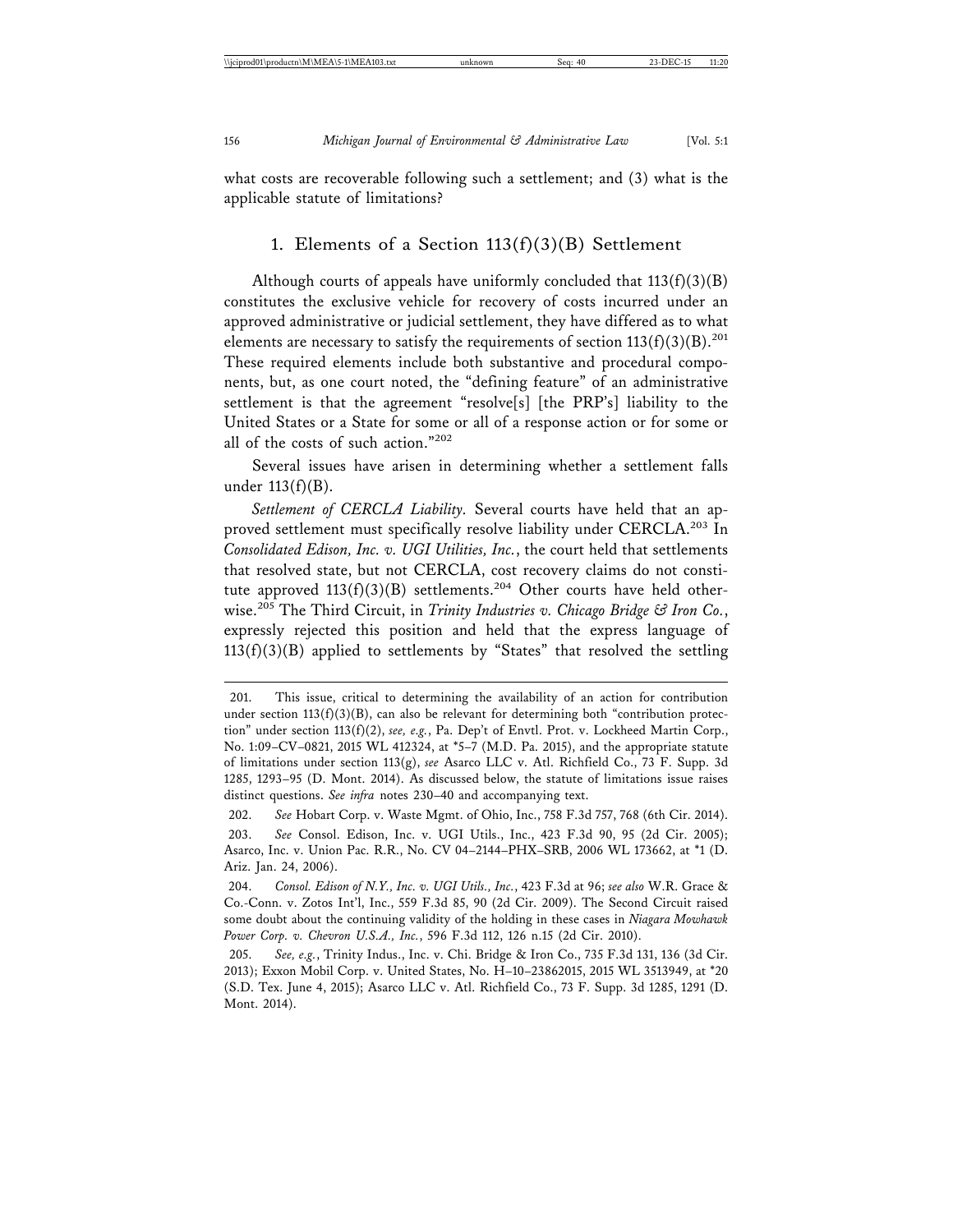what costs are recoverable following such a settlement; and (3) what is the applicable statute of limitations?

### 1. Elements of a Section 113(f)(3)(B) Settlement

Although courts of appeals have uniformly concluded that 113(f)(3)(B) constitutes the exclusive vehicle for recovery of costs incurred under an approved administrative or judicial settlement, they have differed as to what elements are necessary to satisfy the requirements of section 113(f)(3)(B).[201] These required elements include both substantive and procedural components, but, as one court noted, the "defining feature" of an administrative settlement is that the agreement "resolve[s] [the PRP's] liability to the United States or a State for some or all of a response action or for some or all of the costs of such action."[202]

Several issues have arisen in determining whether a settlement falls under 113(f)(B).

*Settlement of CERCLA Liability*. Several courts have held that an approved settlement must specifically resolve liability under CERCLA.[203] In *Consolidated Edison, Inc. v. UGI Utilities, Inc.*, the court held that settlements that resolved state, but not CERCLA, cost recovery claims do not constitute approved 113(f)(3)(B) settlements.[204] Other courts have held otherwise.[205] The Third Circuit, in *Trinity Industries v. Chicago Bridge & Iron Co.*, expressly rejected this position and held that the express language of 113(f)(3)(B) applied to settlements by "States" that resolved the settling

---

201. This issue, critical to determining the availability of an action for contribution under section 113(f)(3)(B), can also be relevant for determining both "contribution protection" under section 113(f)(2), *see, e.g.*, Pa. Dep't of Envtl. Prot. v. Lockheed Martin Corp., No. 1:09–CV–0821, 2015 WL 412324, at *5–7 (M.D. Pa. 2015), and the appropriate statute of limitations under section 113(g), *see* Asarco LLC v. Atl. Richfield Co., 73 F. Supp. 3d 1285, 1293–95 (D. Mont. 2014). As discussed below, the statute of limitations issue raises distinct questions. *See infra* notes 230–40 and accompanying text.

202. *See* Hobart Corp. v. Waste Mgmt. of Ohio, Inc., 758 F.3d 757, 768 (6th Cir. 2014).

203. *See* Consol. Edison, Inc. v. UGI Utils., Inc., 423 F.3d 90, 95 (2d Cir. 2005); Asarco, Inc. v. Union Pac. R.R., No. CV 04–2144–PHX–SRB, 2006 WL 173662, at *1 (D. Ariz. Jan. 24, 2006).

204. *Consol. Edison of N.Y., Inc. v. UGI Utils., Inc.*, 423 F.3d at 96; *see also* W.R. Grace & Co.-Conn. v. Zotos Int'l, Inc., 559 F.3d 85, 90 (2d Cir. 2009). The Second Circuit raised some doubt about the continuing validity of the holding in these cases in *Niagara Mowhawk Power Corp. v. Chevron U.S.A., Inc.*, 596 F.3d 112, 126 n.15 (2d Cir. 2010).

205. *See, e.g.*, Trinity Indus., Inc. v. Chi. Bridge & Iron Co., 735 F.3d 131, 136 (3d Cir. 2013); Exxon Mobil Corp. v. United States, No. H–10–23862015, 2015 WL 3513949, at *20 (S.D. Tex. June 4, 2015); Asarco LLC v. Atl. Richfield Co., 73 F. Supp. 3d 1285, 1291 (D. Mont. 2014).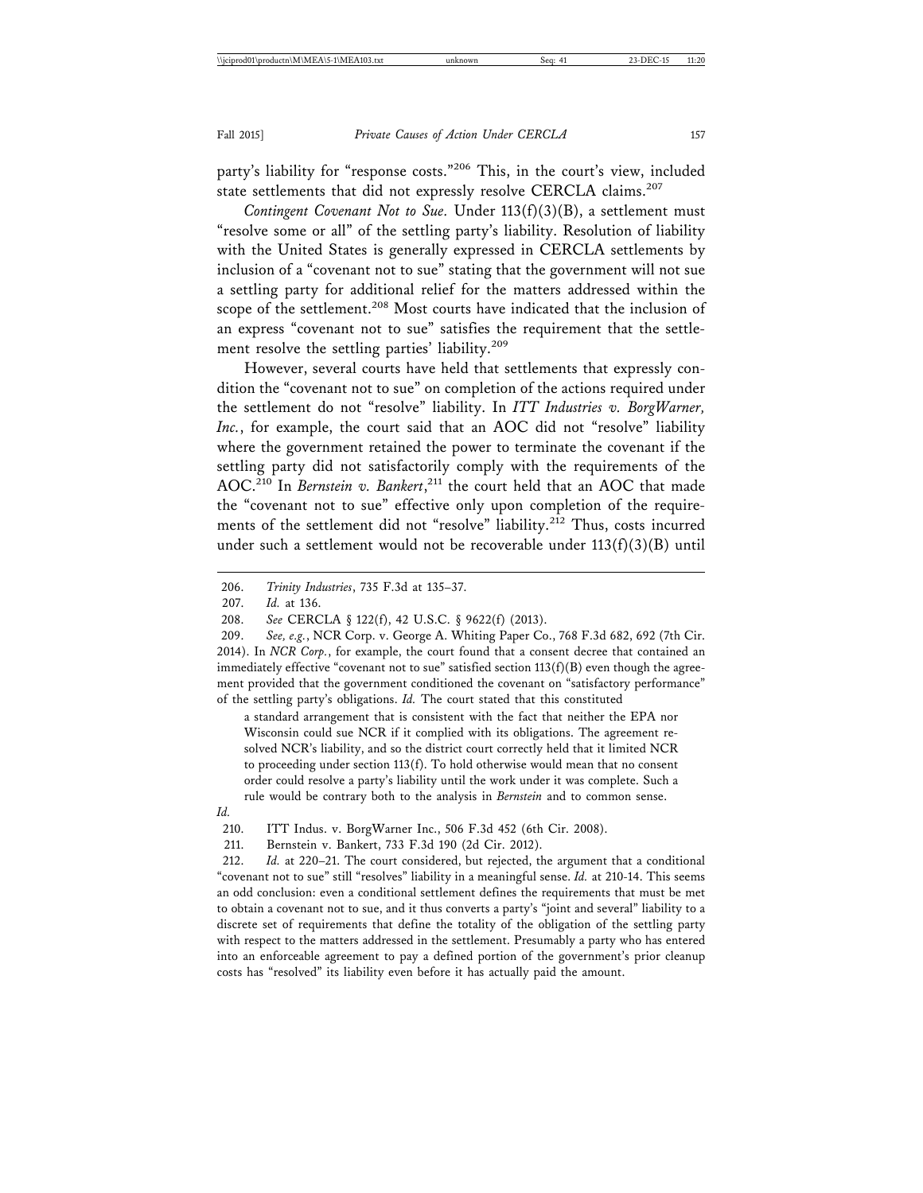party's liability for "response costs."[206] This, in the court's view, included state settlements that did not expressly resolve CERCLA claims.[207]

*Contingent Covenant Not to Sue*. Under 113(f)(3)(B), a settlement must "resolve some or all" of the settling party's liability. Resolution of liability with the United States is generally expressed in CERCLA settlements by inclusion of a "covenant not to sue" stating that the government will not sue a settling party for additional relief for the matters addressed within the scope of the settlement.[208] Most courts have indicated that the inclusion of an express "covenant not to sue" satisfies the requirement that the settlement resolve the settling parties' liability.[209]

However, several courts have held that settlements that expressly condition the "covenant not to sue" on completion of the actions required under the settlement do not "resolve" liability. In *ITT Industries v. BorgWarner, Inc.*, for example, the court said that an AOC did not "resolve" liability where the government retained the power to terminate the covenant if the settling party did not satisfactorily comply with the requirements of the AOC.[210] In *Bernstein v. Bankert*,[211] the court held that an AOC that made the "covenant not to sue" effective only upon completion of the requirements of the settlement did not "resolve" liability.[212] Thus, costs incurred under such a settlement would not be recoverable under 113(f)(3)(B) until

---

206. *Trinity Industries*, 735 F.3d at 135–37.

207. *Id.* at 136.

208. *See* CERCLA § 122(f), 42 U.S.C. § 9622(f) (2013).

209. *See, e.g.*, NCR Corp. v. George A. Whiting Paper Co., 768 F.3d 682, 692 (7th Cir. 2014). In *NCR Corp.*, for example, the court found that a consent decree that contained an immediately effective "covenant not to sue" satisfied section 113(f)(B) even though the agreement provided that the government conditioned the covenant on "satisfactory performance" of the settling party's obligations. *Id.* The court stated that this constituted

> a standard arrangement that is consistent with the fact that neither the EPA nor Wisconsin could sue NCR if it complied with its obligations. The agreement resolved NCR's liability, and so the district court correctly held that it limited NCR to proceeding under section 113(f). To hold otherwise would mean that no consent order could resolve a party's liability until the work under it was complete. Such a rule would be contrary both to the analysis in *Bernstein* and to common sense.

*Id.*

210. ITT Indus. v. BorgWarner Inc., 506 F.3d 452 (6th Cir. 2008).

211. Bernstein v. Bankert, 733 F.3d 190 (2d Cir. 2012).

212. *Id.* at 220–21. The court considered, but rejected, the argument that a conditional "covenant not to sue" still "resolves" liability in a meaningful sense. *Id.* at 210-14. This seems an odd conclusion: even a conditional settlement defines the requirements that must be met to obtain a covenant not to sue, and it thus converts a party's "joint and several" liability to a discrete set of requirements that define the totality of the obligation of the settling party with respect to the matters addressed in the settlement. Presumably a party who has entered into an enforceable agreement to pay a defined portion of the government's prior cleanup costs has "resolved" its liability even before it has actually paid the amount.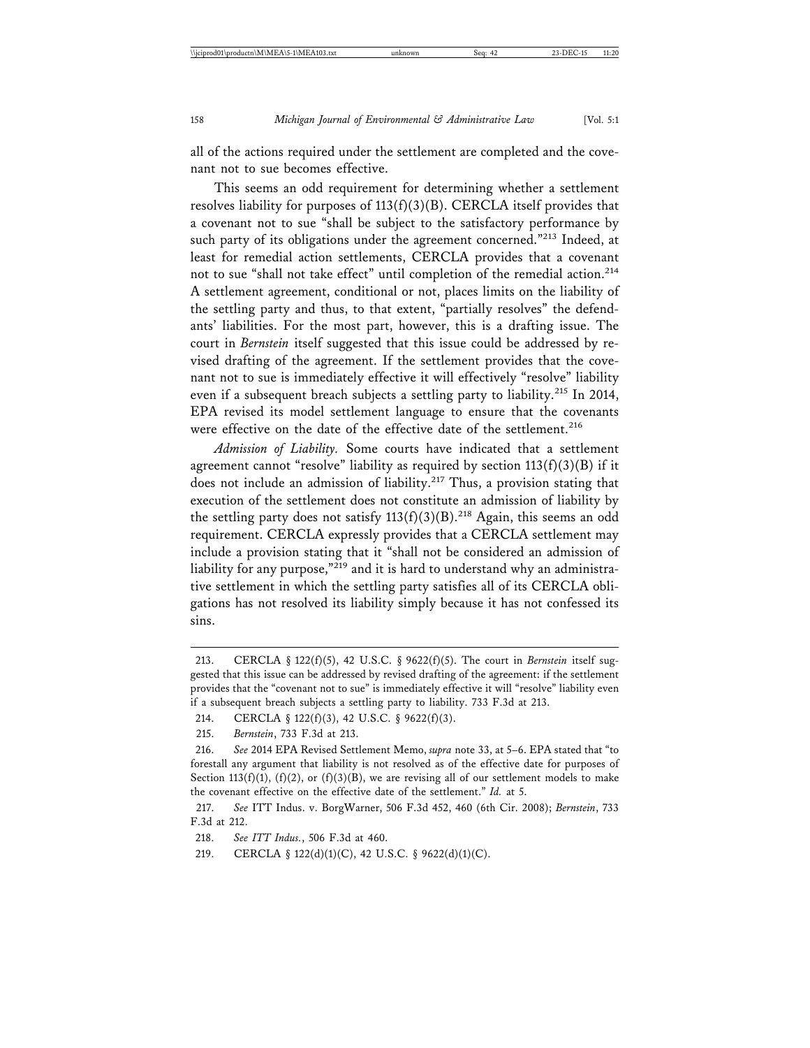all of the actions required under the settlement are completed and the covenant not to sue becomes effective.

This seems an odd requirement for determining whether a settlement resolves liability for purposes of 113(f)(3)(B). CERCLA itself provides that a covenant not to sue "shall be subject to the satisfactory performance by such party of its obligations under the agreement concerned."[213] Indeed, at least for remedial action settlements, CERCLA provides that a covenant not to sue "shall not take effect" until completion of the remedial action.[214] A settlement agreement, conditional or not, places limits on the liability of the settling party and thus, to that extent, "partially resolves" the defendants' liabilities. For the most part, however, this is a drafting issue. The court in *Bernstein* itself suggested that this issue could be addressed by revised drafting of the agreement. If the settlement provides that the covenant not to sue is immediately effective it will effectively "resolve" liability even if a subsequent breach subjects a settling party to liability.[215] In 2014, EPA revised its model settlement language to ensure that the covenants were effective on the date of the effective date of the settlement.[216]

*Admission of Liability.* Some courts have indicated that a settlement agreement cannot "resolve" liability as required by section 113(f)(3)(B) if it does not include an admission of liability.[217] Thus, a provision stating that execution of the settlement does not constitute an admission of liability by the settling party does not satisfy 113(f)(3)(B).[218] Again, this seems an odd requirement. CERCLA expressly provides that a CERCLA settlement may include a provision stating that it "shall not be considered an admission of liability for any purpose,"[219] and it is hard to understand why an administrative settlement in which the settling party satisfies all of its CERCLA obligations has not resolved its liability simply because it has not confessed its sins.

---

213. CERCLA § 122(f)(5), 42 U.S.C. § 9622(f)(5). The court in *Bernstein* itself suggested that this issue can be addressed by revised drafting of the agreement: if the settlement provides that the "covenant not to sue" is immediately effective it will "resolve" liability even if a subsequent breach subjects a settling party to liability. 733 F.3d at 213.

214. CERCLA § 122(f)(3), 42 U.S.C. § 9622(f)(3).

215. *Bernstein*, 733 F.3d at 213.

216. *See* 2014 EPA Revised Settlement Memo, *supra* note 33, at 5–6. EPA stated that "to forestall any argument that liability is not resolved as of the effective date for purposes of Section 113(f)(1), (f)(2), or (f)(3)(B), we are revising all of our settlement models to make the covenant effective on the effective date of the settlement." *Id.* at 5.

217. *See* ITT Indus. v. BorgWarner, 506 F.3d 452, 460 (6th Cir. 2008); *Bernstein*, 733 F.3d at 212.

218. *See ITT Indus.*, 506 F.3d at 460.

219. CERCLA § 122(d)(1)(C), 42 U.S.C. § 9622(d)(1)(C).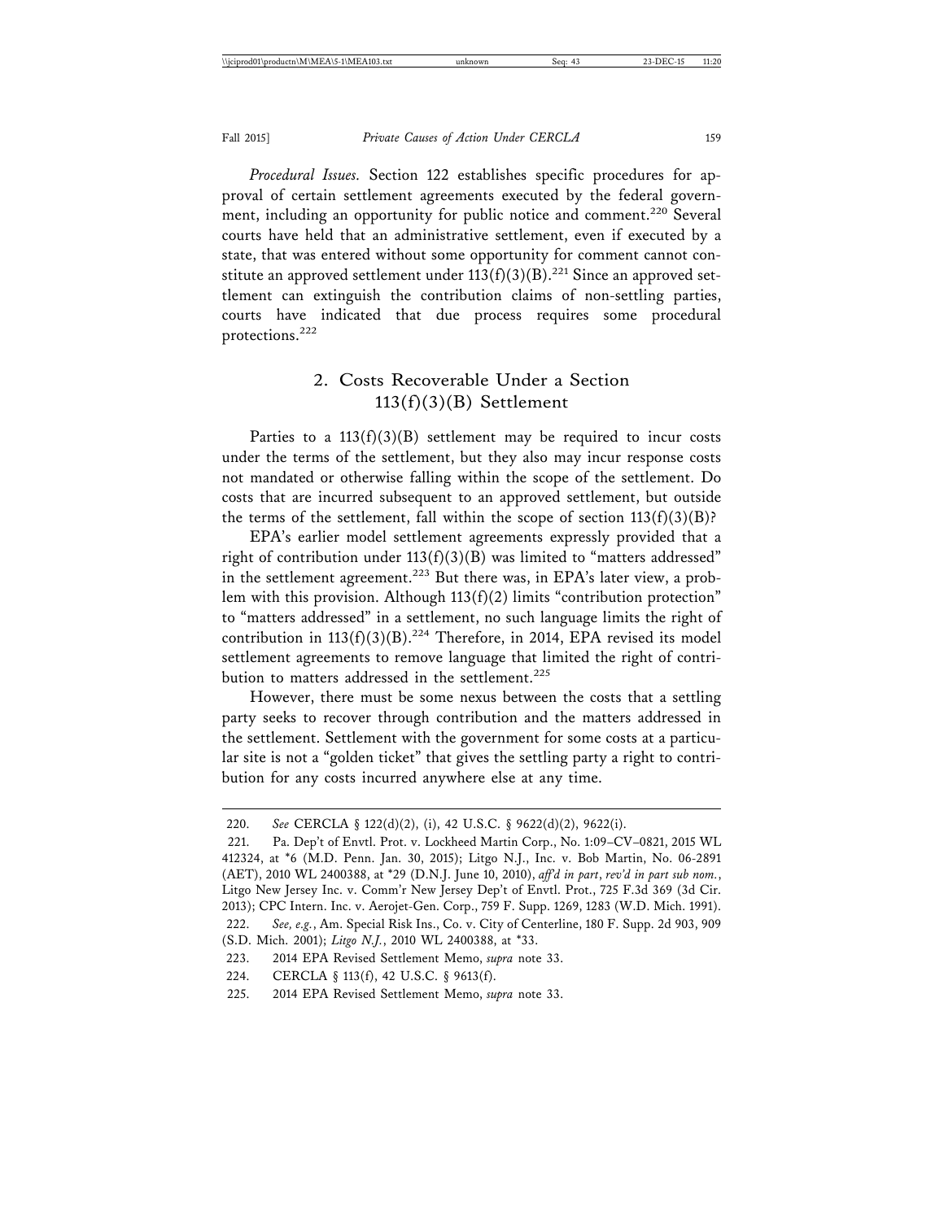*Procedural Issues.* Section 122 establishes specific procedures for approval of certain settlement agreements executed by the federal government, including an opportunity for public notice and comment.[220] Several courts have held that an administrative settlement, even if executed by a state, that was entered without some opportunity for comment cannot constitute an approved settlement under 113(f)(3)(B).[221] Since an approved settlement can extinguish the contribution claims of non-settling parties, courts have indicated that due process requires some procedural protections.[222]

### 2. Costs Recoverable Under a Section 113(f)(3)(B) Settlement

Parties to a 113(f)(3)(B) settlement may be required to incur costs under the terms of the settlement, but they also may incur response costs not mandated or otherwise falling within the scope of the settlement. Do costs that are incurred subsequent to an approved settlement, but outside the terms of the settlement, fall within the scope of section 113(f)(3)(B)?

EPA's earlier model settlement agreements expressly provided that a right of contribution under 113(f)(3)(B) was limited to "matters addressed" in the settlement agreement.[223] But there was, in EPA's later view, a problem with this provision. Although 113(f)(2) limits "contribution protection" to "matters addressed" in a settlement, no such language limits the right of contribution in 113(f)(3)(B).[224] Therefore, in 2014, EPA revised its model settlement agreements to remove language that limited the right of contribution to matters addressed in the settlement.[225]

However, there must be some nexus between the costs that a settling party seeks to recover through contribution and the matters addressed in the settlement. Settlement with the government for some costs at a particular site is not a "golden ticket" that gives the settling party a right to contribution for any costs incurred anywhere else at any time.

---

220. *See* CERCLA § 122(d)(2), (i), 42 U.S.C. § 9622(d)(2), 9622(i).

221. Pa. Dep't of Envtl. Prot. v. Lockheed Martin Corp., No. 1:09–CV–0821, 2015 WL 412324, at *6 (M.D. Penn. Jan. 30, 2015); Litgo N.J., Inc. v. Bob Martin, No. 06-2891 (AET), 2010 WL 2400388, at *29 (D.N.J. June 10, 2010), *aff'd in part*, *rev'd in part sub nom.*, Litgo New Jersey Inc. v. Comm'r New Jersey Dep't of Envtl. Prot., 725 F.3d 369 (3d Cir. 2013); CPC Intern. Inc. v. Aerojet-Gen. Corp., 759 F. Supp. 1269, 1283 (W.D. Mich. 1991).

222. *See, e.g.*, Am. Special Risk Ins., Co. v. City of Centerline, 180 F. Supp. 2d 903, 909 (S.D. Mich. 2001); *Litgo N.J.*, 2010 WL 2400388, at *33.

223. 2014 EPA Revised Settlement Memo, *supra* note 33.

224. CERCLA § 113(f), 42 U.S.C. § 9613(f).

225. 2014 EPA Revised Settlement Memo, *supra* note 33.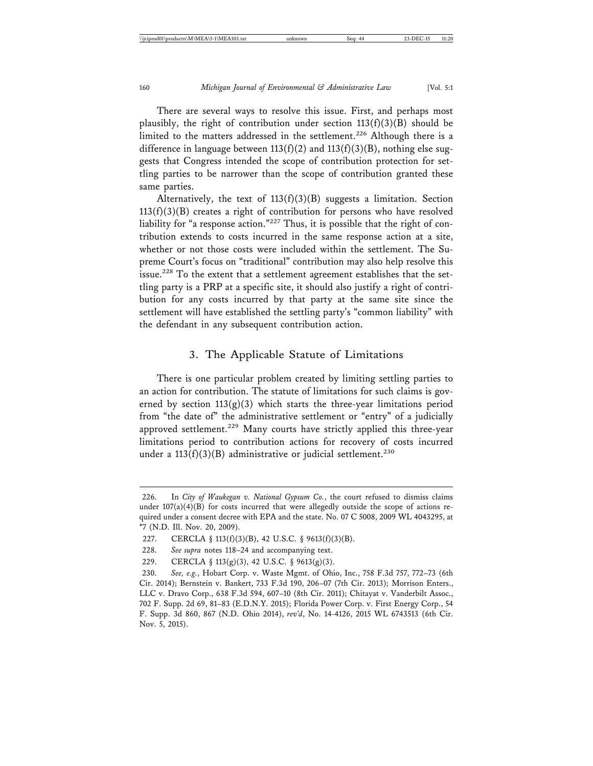There are several ways to resolve this issue. First, and perhaps most plausibly, the right of contribution under section 113(f)(3)(B) should be limited to the matters addressed in the settlement.[226] Although there is a difference in language between 113(f)(2) and 113(f)(3)(B), nothing else suggests that Congress intended the scope of contribution protection for settling parties to be narrower than the scope of contribution granted these same parties.

Alternatively, the text of 113(f)(3)(B) suggests a limitation. Section 113(f)(3)(B) creates a right of contribution for persons who have resolved liability for "a response action."[227] Thus, it is possible that the right of contribution extends to costs incurred in the same response action at a site, whether or not those costs were included within the settlement. The Supreme Court's focus on "traditional" contribution may also help resolve this issue.[228] To the extent that a settlement agreement establishes that the settling party is a PRP at a specific site, it should also justify a right of contribution for any costs incurred by that party at the same site since the settlement will have established the settling party's "common liability" with the defendant in any subsequent contribution action.

### 3. The Applicable Statute of Limitations

There is one particular problem created by limiting settling parties to an action for contribution. The statute of limitations for such claims is governed by section 113(g)(3) which starts the three-year limitations period from "the date of" the administrative settlement or "entry" of a judicially approved settlement.[229] Many courts have strictly applied this three-year limitations period to contribution actions for recovery of costs incurred under a 113(f)(3)(B) administrative or judicial settlement.[230]

---

226. In *City of Waukegan v. National Gypsum Co.*, the court refused to dismiss claims under 107(a)(4)(B) for costs incurred that were allegedly outside the scope of actions required under a consent decree with EPA and the state. No. 07 C 5008, 2009 WL 4043295, at *7 (N.D. Ill. Nov. 20, 2009).

227. CERCLA § 113(f)(3)(B), 42 U.S.C. § 9613(f)(3)(B).

228. *See supra* notes 118–24 and accompanying text.

229. CERCLA § 113(g)(3), 42 U.S.C. § 9613(g)(3).

230. *See, e.g.*, Hobart Corp. v. Waste Mgmt. of Ohio, Inc., 758 F.3d 757, 772–73 (6th Cir. 2014); Bernstein v. Bankert, 733 F.3d 190, 206–07 (7th Cir. 2013); Morrison Enters., LLC v. Dravo Corp., 638 F.3d 594, 607–10 (8th Cir. 2011); Chitayat v. Vanderbilt Assoc., 702 F. Supp. 2d 69, 81–83 (E.D.N.Y. 2015); Florida Power Corp. v. First Energy Corp., 54 F. Supp. 3d 860, 867 (N.D. Ohio 2014), *rev'd*, No. 14-4126, 2015 WL 6743513 (6th Cir. Nov. 5, 2015).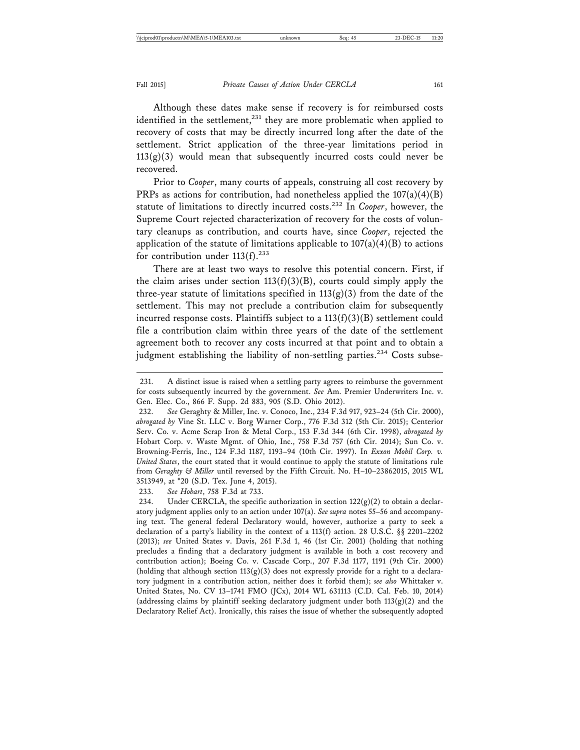Although these dates make sense if recovery is for reimbursed costs identified in the settlement,[231] they are more problematic when applied to recovery of costs that may be directly incurred long after the date of the settlement. Strict application of the three-year limitations period in 113(g)(3) would mean that subsequently incurred costs could never be recovered.

Prior to *Cooper*, many courts of appeals, construing all cost recovery by PRPs as actions for contribution, had nonetheless applied the 107(a)(4)(B) statute of limitations to directly incurred costs.[232] In *Cooper*, however, the Supreme Court rejected characterization of recovery for the costs of voluntary cleanups as contribution, and courts have, since *Cooper*, rejected the application of the statute of limitations applicable to 107(a)(4)(B) to actions for contribution under 113(f).[233]

There are at least two ways to resolve this potential concern. First, if the claim arises under section 113(f)(3)(B), courts could simply apply the three-year statute of limitations specified in 113(g)(3) from the date of the settlement. This may not preclude a contribution claim for subsequently incurred response costs. Plaintiffs subject to a 113(f)(3)(B) settlement could file a contribution claim within three years of the date of the settlement agreement both to recover any costs incurred at that point and to obtain a judgment establishing the liability of non-settling parties.[234] Costs subse-

---

231. A distinct issue is raised when a settling party agrees to reimburse the government for costs subsequently incurred by the government. *See* Am. Premier Underwriters Inc. v. Gen. Elec. Co., 866 F. Supp. 2d 883, 905 (S.D. Ohio 2012).

232. *See* Geraghty & Miller, Inc. v. Conoco, Inc., 234 F.3d 917, 923–24 (5th Cir. 2000), *abrogated by* Vine St. LLC v. Borg Warner Corp., 776 F.3d 312 (5th Cir. 2015); Centerior Serv. Co. v. Acme Scrap Iron & Metal Corp., 153 F.3d 344 (6th Cir. 1998), *abrogated by* Hobart Corp. v. Waste Mgmt. of Ohio, Inc., 758 F.3d 757 (6th Cir. 2014); Sun Co. v. Browning-Ferris, Inc., 124 F.3d 1187, 1193–94 (10th Cir. 1997). In *Exxon Mobil Corp. v. United States*, the court stated that it would continue to apply the statute of limitations rule from *Geraghty & Miller* until reversed by the Fifth Circuit. No. H–10–23862015, 2015 WL 3513949, at *20 (S.D. Tex. June 4, 2015).

233. *See Hobart*, 758 F.3d at 733.

234. Under CERCLA, the specific authorization in section 122(g)(2) to obtain a declaratory judgment applies only to an action under 107(a). *See supra* notes 55–56 and accompanying text. The general federal Declaratory would, however, authorize a party to seek a declaration of a party's liability in the context of a 113(f) action. 28 U.S.C. §§ 2201–2202 (2013); *see* United States v. Davis, 261 F.3d 1, 46 (1st Cir. 2001) (holding that nothing precludes a finding that a declaratory judgment is available in both a cost recovery and contribution action); Boeing Co. v. Cascade Corp., 207 F.3d 1177, 1191 (9th Cir. 2000) (holding that although section 113(g)(3) does not expressly provide for a right to a declaratory judgment in a contribution action, neither does it forbid them); *see also* Whittaker v. United States, No. CV 13–1741 FMO (JCx), 2014 WL 631113 (C.D. Cal. Feb. 10, 2014) (addressing claims by plaintiff seeking declaratory judgment under both 113(g)(2) and the Declaratory Relief Act). Ironically, this raises the issue of whether the subsequently adopted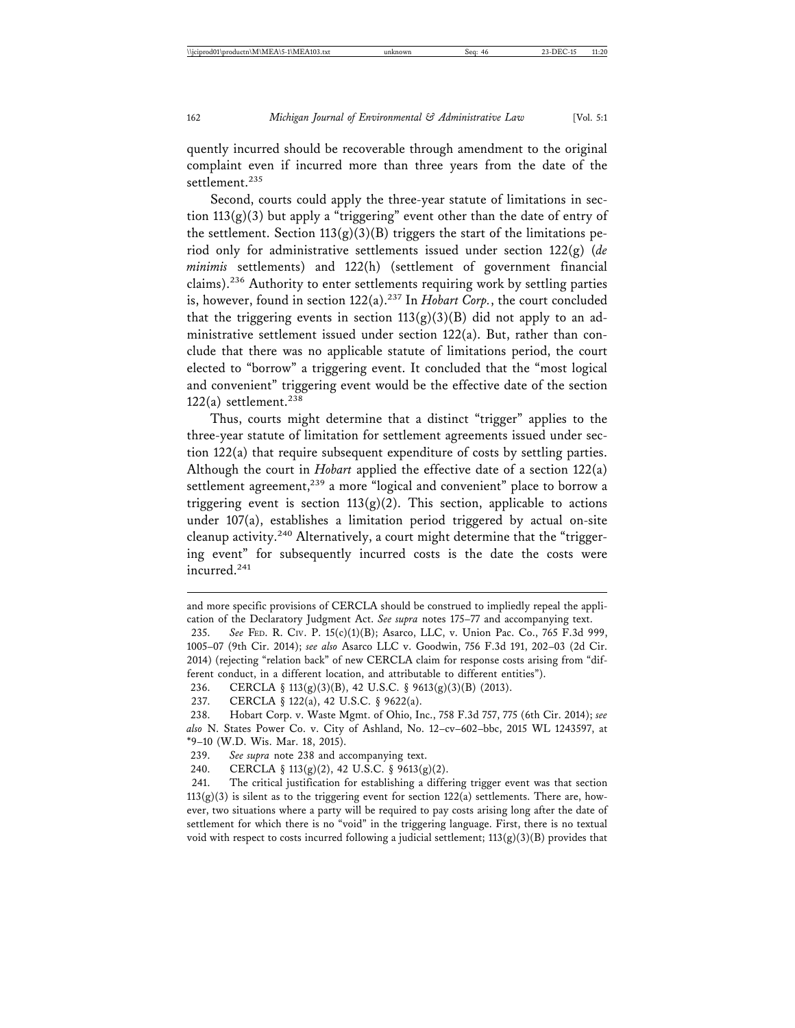quently incurred should be recoverable through amendment to the original complaint even if incurred more than three years from the date of the settlement.[235]

Second, courts could apply the three-year statute of limitations in section 113(g)(3) but apply a "triggering" event other than the date of entry of the settlement. Section 113(g)(3)(B) triggers the start of the limitations period only for administrative settlements issued under section 122(g) (*de minimis* settlements) and 122(h) (settlement of government financial claims).[236] Authority to enter settlements requiring work by settling parties is, however, found in section 122(a).[237] In *Hobart Corp.*, the court concluded that the triggering events in section 113(g)(3)(B) did not apply to an administrative settlement issued under section 122(a). But, rather than conclude that there was no applicable statute of limitations period, the court elected to "borrow" a triggering event. It concluded that the "most logical and convenient" triggering event would be the effective date of the section 122(a) settlement.[238]

Thus, courts might determine that a distinct "trigger" applies to the three-year statute of limitation for settlement agreements issued under section 122(a) that require subsequent expenditure of costs by settling parties. Although the court in *Hobart* applied the effective date of a section 122(a) settlement agreement,[239] a more "logical and convenient" place to borrow a triggering event is section 113(g)(2). This section, applicable to actions under 107(a), establishes a limitation period triggered by actual on-site cleanup activity.[240] Alternatively, a court might determine that the "triggering event" for subsequently incurred costs is the date the costs were incurred.[241]

---

and more specific provisions of CERCLA should be construed to impliedly repeal the application of the Declaratory Judgment Act. *See supra* notes 175–77 and accompanying text.

235. *See* Fed. R. Civ. P. 15(c)(1)(B); Asarco, LLC, v. Union Pac. Co., 765 F.3d 999, 1005–07 (9th Cir. 2014); *see also* Asarco LLC v. Goodwin, 756 F.3d 191, 202–03 (2d Cir. 2014) (rejecting "relation back" of new CERCLA claim for response costs arising from "different conduct, in a different location, and attributable to different entities").

236. CERCLA § 113(g)(3)(B), 42 U.S.C. § 9613(g)(3)(B) (2013).

237. CERCLA § 122(a), 42 U.S.C. § 9622(a).

238. Hobart Corp. v. Waste Mgmt. of Ohio, Inc., 758 F.3d 757, 775 (6th Cir. 2014); *see also* N. States Power Co. v. City of Ashland, No. 12–cv–602–bbc, 2015 WL 1243597, at *9–10 (W.D. Wis. Mar. 18, 2015).

239. *See supra* note 238 and accompanying text.

240. CERCLA § 113(g)(2), 42 U.S.C. § 9613(g)(2).

241. The critical justification for establishing a differing trigger event was that section 113(g)(3) is silent as to the triggering event for section 122(a) settlements. There are, however, two situations where a party will be required to pay costs arising long after the date of settlement for which there is no "void" in the triggering language. First, there is no textual void with respect to costs incurred following a judicial settlement; 113(g)(3)(B) provides that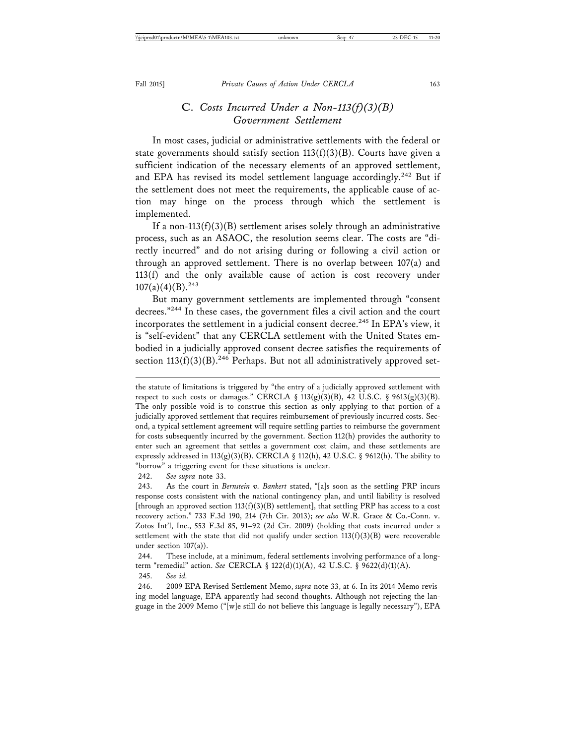### C. *Costs Incurred Under a Non-113(f)(3)(B) Government Settlement*

In most cases, judicial or administrative settlements with the federal or state governments should satisfy section 113(f)(3)(B). Courts have given a sufficient indication of the necessary elements of an approved settlement, and EPA has revised its model settlement language accordingly.[242] But if the settlement does not meet the requirements, the applicable cause of action may hinge on the process through which the settlement is implemented.

If a non-113(f)(3)(B) settlement arises solely through an administrative process, such as an ASAOC, the resolution seems clear. The costs are "directly incurred" and do not arising during or following a civil action or through an approved settlement. There is no overlap between 107(a) and 113(f) and the only available cause of action is cost recovery under 107(a)(4)(B).[243]

But many government settlements are implemented through "consent decrees."[244] In these cases, the government files a civil action and the court incorporates the settlement in a judicial consent decree.[245] In EPA's view, it is "self-evident" that any CERCLA settlement with the United States embodied in a judicially approved consent decree satisfies the requirements of section 113(f)(3)(B).[246] Perhaps. But not all administratively approved set-

---

the statute of limitations is triggered by "the entry of a judicially approved settlement with respect to such costs or damages." CERCLA § 113(g)(3)(B), 42 U.S.C. § 9613(g)(3)(B). The only possible void is to construe this section as only applying to that portion of a judicially approved settlement that requires reimbursement of previously incurred costs. Second, a typical settlement agreement will require settling parties to reimburse the government for costs subsequently incurred by the government. Section 112(h) provides the authority to enter such an agreement that settles a government cost claim, and these settlements are expressly addressed in 113(g)(3)(B). CERCLA § 112(h), 42 U.S.C. § 9612(h). The ability to "borrow" a triggering event for these situations is unclear.

242. *See supra* note 33.

243. As the court in *Bernstein v. Bankert* stated, "[a]s soon as the settling PRP incurs response costs consistent with the national contingency plan, and until liability is resolved [through an approved section 113(f)(3)(B) settlement], that settling PRP has access to a cost recovery action." 733 F.3d 190, 214 (7th Cir. 2013); *see also* W.R. Grace & Co.-Conn. v. Zotos Int'l, Inc., 553 F.3d 85, 91–92 (2d Cir. 2009) (holding that costs incurred under a settlement with the state that did not qualify under section 113(f)(3)(B) were recoverable under section 107(a)).

244. These include, at a minimum, federal settlements involving performance of a long-term "remedial" action. *See* CERCLA § 122(d)(1)(A), 42 U.S.C. § 9622(d)(1)(A).

245. *See id.*

246. 2009 EPA Revised Settlement Memo, *supra* note 33, at 6. In its 2014 Memo revising model language, EPA apparently had second thoughts. Although not rejecting the language in the 2009 Memo ("[w]e still do not believe this language is legally necessary"), EPA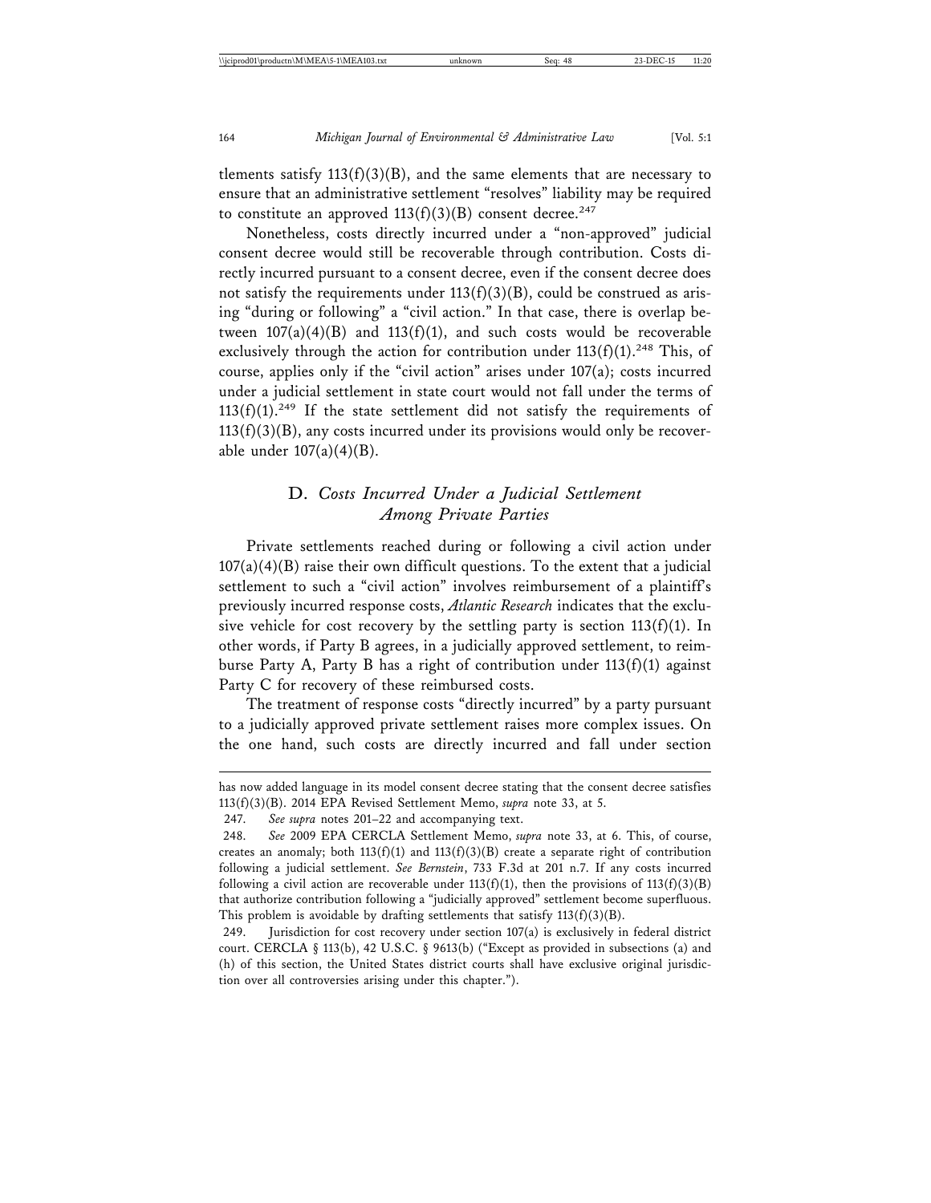tlements satisfy 113(f)(3)(B), and the same elements that are necessary to ensure that an administrative settlement "resolves" liability may be required to constitute an approved 113(f)(3)(B) consent decree.[247]

Nonetheless, costs directly incurred under a "non-approved" judicial consent decree would still be recoverable through contribution. Costs directly incurred pursuant to a consent decree, even if the consent decree does not satisfy the requirements under 113(f)(3)(B), could be construed as arising "during or following" a "civil action." In that case, there is overlap between 107(a)(4)(B) and 113(f)(1), and such costs would be recoverable exclusively through the action for contribution under 113(f)(1).[248] This, of course, applies only if the "civil action" arises under 107(a); costs incurred under a judicial settlement in state court would not fall under the terms of 113(f)(1).[249] If the state settlement did not satisfy the requirements of 113(f)(3)(B), any costs incurred under its provisions would only be recoverable under 107(a)(4)(B).

### D. *Costs Incurred Under a Judicial Settlement Among Private Parties*

Private settlements reached during or following a civil action under 107(a)(4)(B) raise their own difficult questions. To the extent that a judicial settlement to such a "civil action" involves reimbursement of a plaintiff's previously incurred response costs, *Atlantic Research* indicates that the exclusive vehicle for cost recovery by the settling party is section 113(f)(1). In other words, if Party B agrees, in a judicially approved settlement, to reimburse Party A, Party B has a right of contribution under 113(f)(1) against Party C for recovery of these reimbursed costs.

The treatment of response costs "directly incurred" by a party pursuant to a judicially approved private settlement raises more complex issues. On the one hand, such costs are directly incurred and fall under section

---

has now added language in its model consent decree stating that the consent decree satisfies 113(f)(3)(B). 2014 EPA Revised Settlement Memo, *supra* note 33, at 5.

247. *See supra* notes 201–22 and accompanying text.

248. *See* 2009 EPA CERCLA Settlement Memo, *supra* note 33, at 6. This, of course, creates an anomaly; both 113(f)(1) and 113(f)(3)(B) create a separate right of contribution following a judicial settlement. *See Bernstein*, 733 F.3d at 201 n.7. If any costs incurred following a civil action are recoverable under 113(f)(1), then the provisions of 113(f)(3)(B) that authorize contribution following a "judicially approved" settlement become superfluous. This problem is avoidable by drafting settlements that satisfy 113(f)(3)(B).

249. Jurisdiction for cost recovery under section 107(a) is exclusively in federal district court. CERCLA § 113(b), 42 U.S.C. § 9613(b) ("Except as provided in subsections (a) and (h) of this section, the United States district courts shall have exclusive original jurisdiction over all controversies arising under this chapter.").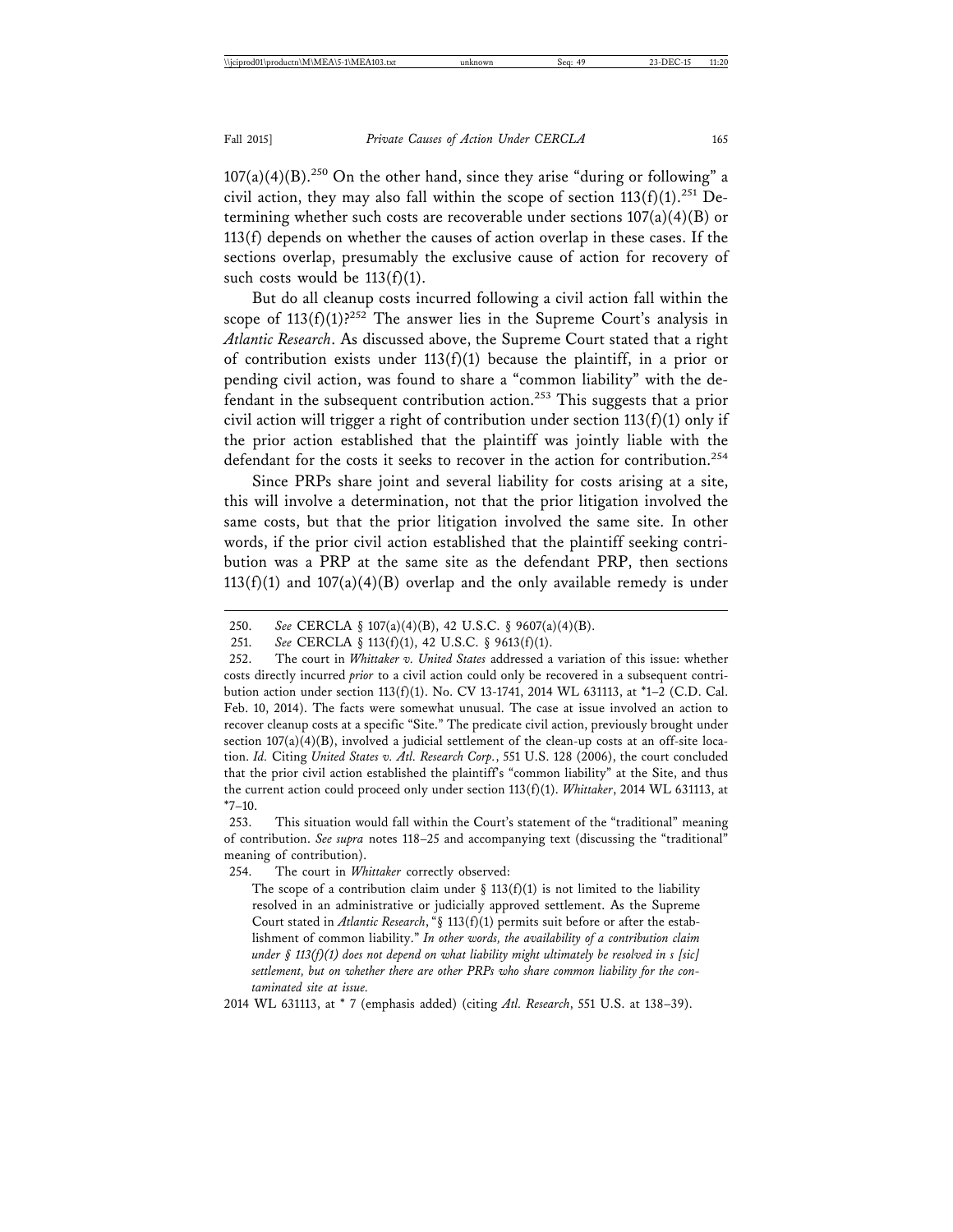107(a)(4)(B).[250] On the other hand, since they arise "during or following" a civil action, they may also fall within the scope of section 113(f)(1).[251] Determining whether such costs are recoverable under sections 107(a)(4)(B) or 113(f) depends on whether the causes of action overlap in these cases. If the sections overlap, presumably the exclusive cause of action for recovery of such costs would be 113(f)(1).

But do all cleanup costs incurred following a civil action fall within the scope of 113(f)(1)?[252] The answer lies in the Supreme Court's analysis in *Atlantic Research*. As discussed above, the Supreme Court stated that a right of contribution exists under 113(f)(1) because the plaintiff, in a prior or pending civil action, was found to share a "common liability" with the defendant in the subsequent contribution action.[253] This suggests that a prior civil action will trigger a right of contribution under section 113(f)(1) only if the prior action established that the plaintiff was jointly liable with the defendant for the costs it seeks to recover in the action for contribution.[254]

Since PRPs share joint and several liability for costs arising at a site, this will involve a determination, not that the prior litigation involved the same costs, but that the prior litigation involved the same site. In other words, if the prior civil action established that the plaintiff seeking contribution was a PRP at the same site as the defendant PRP, then sections 113(f)(1) and 107(a)(4)(B) overlap and the only available remedy is under

---

250. *See* CERCLA § 107(a)(4)(B), 42 U.S.C. § 9607(a)(4)(B).

251. *See* CERCLA § 113(f)(1), 42 U.S.C. § 9613(f)(1).

252. The court in *Whittaker v. United States* addressed a variation of this issue: whether costs directly incurred *prior* to a civil action could only be recovered in a subsequent contribution action under section 113(f)(1). No. CV 13-1741, 2014 WL 631113, at *1–2 (C.D. Cal. Feb. 10, 2014). The facts were somewhat unusual. The case at issue involved an action to recover cleanup costs at a specific "Site." The predicate civil action, previously brought under section 107(a)(4)(B), involved a judicial settlement of the clean-up costs at an off-site location. *Id.* Citing *United States v. Atl. Research Corp.*, 551 U.S. 128 (2006), the court concluded that the prior civil action established the plaintiff's "common liability" at the Site, and thus the current action could proceed only under section 113(f)(1). *Whittaker*, 2014 WL 631113, at *7–10.

253. This situation would fall within the Court's statement of the "traditional" meaning of contribution. *See supra* notes 118–25 and accompanying text (discussing the "traditional" meaning of contribution).

254. The court in *Whittaker* correctly observed:

> The scope of a contribution claim under § 113(f)(1) is not limited to the liability resolved in an administrative or judicially approved settlement. As the Supreme Court stated in *Atlantic Research*, "§ 113(f)(1) permits suit before or after the establishment of common liability." *In other words, the availability of a contribution claim under § 113(f)(1) does not depend on what liability might ultimately be resolved in s [sic] settlement, but on whether there are other PRPs who share common liability for the contaminated site at issue.*

2014 WL 631113, at * 7 (emphasis added) (citing *Atl. Research*, 551 U.S. at 138–39).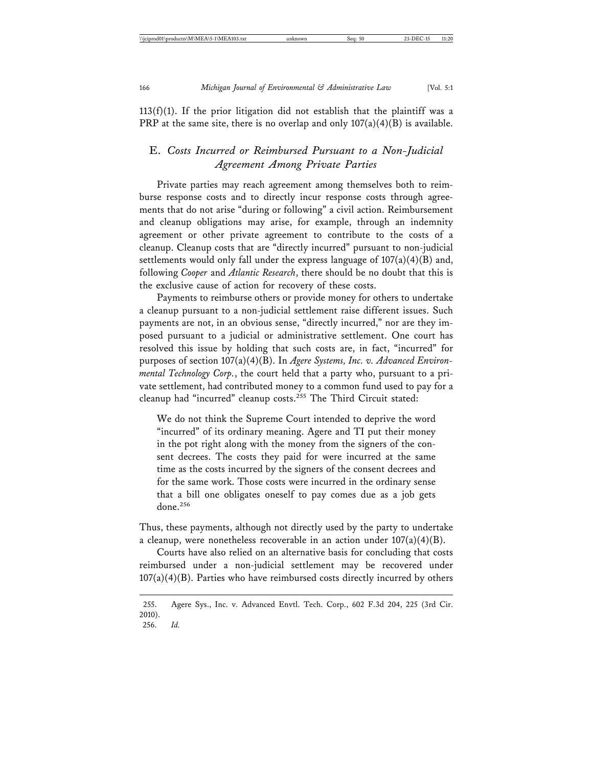113(f)(1). If the prior litigation did not establish that the plaintiff was a PRP at the same site, there is no overlap and only 107(a)(4)(B) is available.

### E. *Costs Incurred or Reimbursed Pursuant to a Non-Judicial Agreement Among Private Parties*

Private parties may reach agreement among themselves both to reimburse response costs and to directly incur response costs through agreements that do not arise "during or following" a civil action. Reimbursement and cleanup obligations may arise, for example, through an indemnity agreement or other private agreement to contribute to the costs of a cleanup. Cleanup costs that are "directly incurred" pursuant to non-judicial settlements would only fall under the express language of 107(a)(4)(B) and, following *Cooper* and *Atlantic Research*, there should be no doubt that this is the exclusive cause of action for recovery of these costs.

Payments to reimburse others or provide money for others to undertake a cleanup pursuant to a non-judicial settlement raise different issues. Such payments are not, in an obvious sense, "directly incurred," nor are they imposed pursuant to a judicial or administrative settlement. One court has resolved this issue by holding that such costs are, in fact, "incurred" for purposes of section 107(a)(4)(B). In *Agere Systems, Inc. v. Advanced Environmental Technology Corp.*, the court held that a party who, pursuant to a private settlement, had contributed money to a common fund used to pay for a cleanup had "incurred" cleanup costs.[255] The Third Circuit stated:

> We do not think the Supreme Court intended to deprive the word "incurred" of its ordinary meaning. Agere and TI put their money in the pot right along with the money from the signers of the consent decrees. The costs they paid for were incurred at the same time as the costs incurred by the signers of the consent decrees and for the same work. Those costs were incurred in the ordinary sense that a bill one obligates oneself to pay comes due as a job gets done.[256]

Thus, these payments, although not directly used by the party to undertake a cleanup, were nonetheless recoverable in an action under 107(a)(4)(B).

Courts have also relied on an alternative basis for concluding that costs reimbursed under a non-judicial settlement may be recovered under 107(a)(4)(B). Parties who have reimbursed costs directly incurred by others

---

255. Agere Sys., Inc. v. Advanced Envtl. Tech. Corp., 602 F.3d 204, 225 (3rd Cir. 2010).

256. *Id.*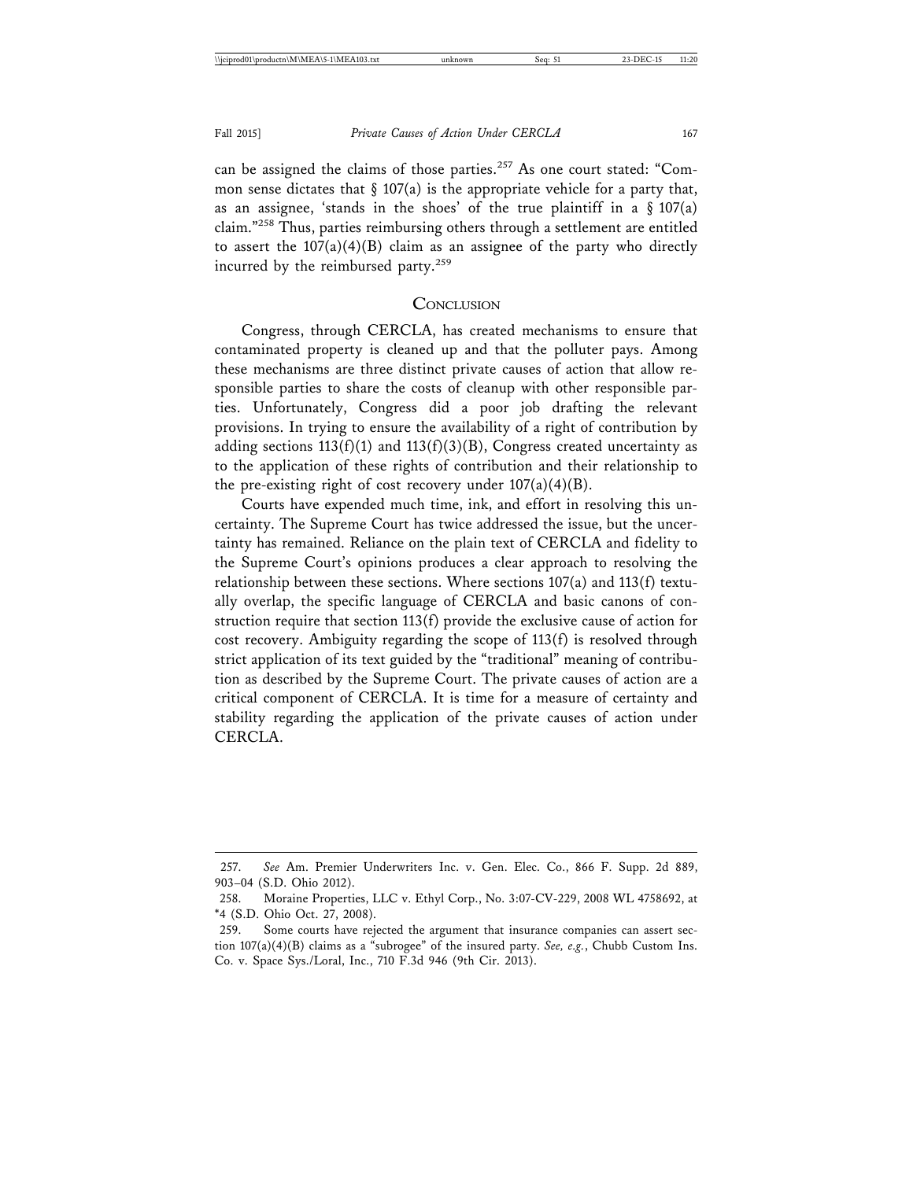can be assigned the claims of those parties.[257] As one court stated: "Common sense dictates that § 107(a) is the appropriate vehicle for a party that, as an assignee, 'stands in the shoes' of the true plaintiff in a § 107(a) claim."[258] Thus, parties reimbursing others through a settlement are entitled to assert the 107(a)(4)(B) claim as an assignee of the party who directly incurred by the reimbursed party.[259]

## CONCLUSION

Congress, through CERCLA, has created mechanisms to ensure that contaminated property is cleaned up and that the polluter pays. Among these mechanisms are three distinct private causes of action that allow responsible parties to share the costs of cleanup with other responsible parties. Unfortunately, Congress did a poor job drafting the relevant provisions. In trying to ensure the availability of a right of contribution by adding sections 113(f)(1) and 113(f)(3)(B), Congress created uncertainty as to the application of these rights of contribution and their relationship to the pre-existing right of cost recovery under 107(a)(4)(B).

Courts have expended much time, ink, and effort in resolving this uncertainty. The Supreme Court has twice addressed the issue, but the uncertainty has remained. Reliance on the plain text of CERCLA and fidelity to the Supreme Court's opinions produces a clear approach to resolving the relationship between these sections. Where sections 107(a) and 113(f) textually overlap, the specific language of CERCLA and basic canons of construction require that section 113(f) provide the exclusive cause of action for cost recovery. Ambiguity regarding the scope of 113(f) is resolved through strict application of its text guided by the "traditional" meaning of contribution as described by the Supreme Court. The private causes of action are a critical component of CERCLA. It is time for a measure of certainty and stability regarding the application of the private causes of action under CERCLA.

---

257. *See* Am. Premier Underwriters Inc. v. Gen. Elec. Co., 866 F. Supp. 2d 889, 903–04 (S.D. Ohio 2012).

258. Moraine Properties, LLC v. Ethyl Corp., No. 3:07-CV-229, 2008 WL 4758692, at *4 (S.D. Ohio Oct. 27, 2008).

259. Some courts have rejected the argument that insurance companies can assert section 107(a)(4)(B) claims as a "subrogee" of the insured party. *See, e.g.*, Chubb Custom Ins. Co. v. Space Sys./Loral, Inc., 710 F.3d 946 (9th Cir. 2013).